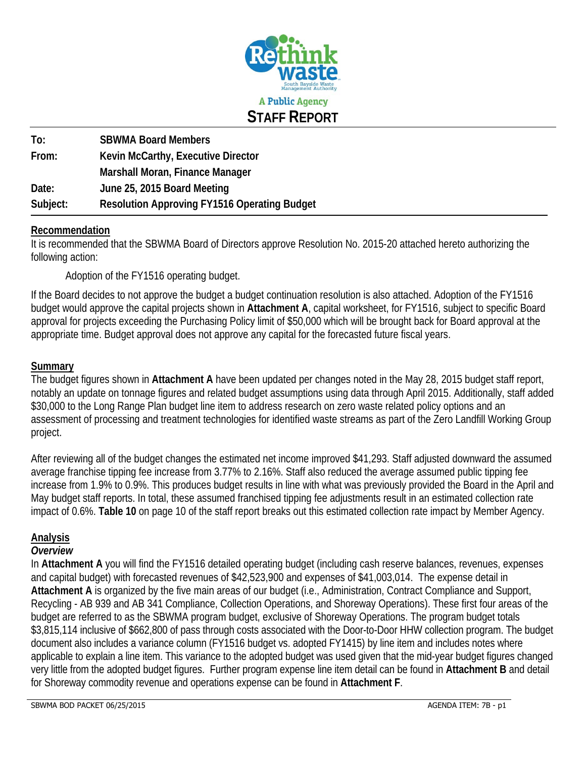Rethink waste
South Bayside Waste Management Authority

A Public Agency

# STAFF REPORT

**To:** SBWMA Board Members
**From:** Kevin McCarthy, Executive Director
Marshall Moran, Finance Manager
**Date:** June 25, 2015 Board Meeting
**Subject:** Resolution Approving FY1516 Operating Budget

## Recommendation

It is recommended that the SBWMA Board of Directors approve Resolution No. 2015-20 attached hereto authorizing the following action:

Adoption of the FY1516 operating budget.

If the Board decides to not approve the budget a budget continuation resolution is also attached. Adoption of the FY1516 budget would approve the capital projects shown in **Attachment A**, capital worksheet, for FY1516, subject to specific Board approval for projects exceeding the Purchasing Policy limit of $50,000 which will be brought back for Board approval at the appropriate time. Budget approval does not approve any capital for the forecasted future fiscal years.

## Summary

The budget figures shown in **Attachment A** have been updated per changes noted in the May 28, 2015 budget staff report, notably an update on tonnage figures and related budget assumptions using data through April 2015. Additionally, staff added $30,000 to the Long Range Plan budget line item to address research on zero waste related policy options and an assessment of processing and treatment technologies for identified waste streams as part of the Zero Landfill Working Group project.

After reviewing all of the budget changes the estimated net income improved $41,293. Staff adjusted downward the assumed average franchise tipping fee increase from 3.77% to 2.16%. Staff also reduced the average assumed public tipping fee increase from 1.9% to 0.9%. This produces budget results in line with what was previously provided the Board in the April and May budget staff reports. In total, these assumed franchised tipping fee adjustments result in an estimated collection rate impact of 0.6%. **Table 10** on page 10 of the staff report breaks out this estimated collection rate impact by Member Agency.

## Analysis

### *Overview*

In **Attachment A** you will find the FY1516 detailed operating budget (including cash reserve balances, revenues, expenses and capital budget) with forecasted revenues of $42,523,900 and expenses of $41,003,014. The expense detail in **Attachment A** is organized by the five main areas of our budget (i.e., Administration, Contract Compliance and Support, Recycling - AB 939 and AB 341 Compliance, Collection Operations, and Shoreway Operations). These first four areas of the budget are referred to as the SBWMA program budget, exclusive of Shoreway Operations. The program budget totals $3,815,114 inclusive of $662,800 of pass through costs associated with the Door-to-Door HHW collection program. The budget document also includes a variance column (FY1516 budget vs. adopted FY1415) by line item and includes notes where applicable to explain a line item. This variance to the adopted budget was used given that the mid-year budget figures changed very little from the adopted budget figures. Further program expense line item detail can be found in **Attachment B** and detail for Shoreway commodity revenue and operations expense can be found in **Attachment F**.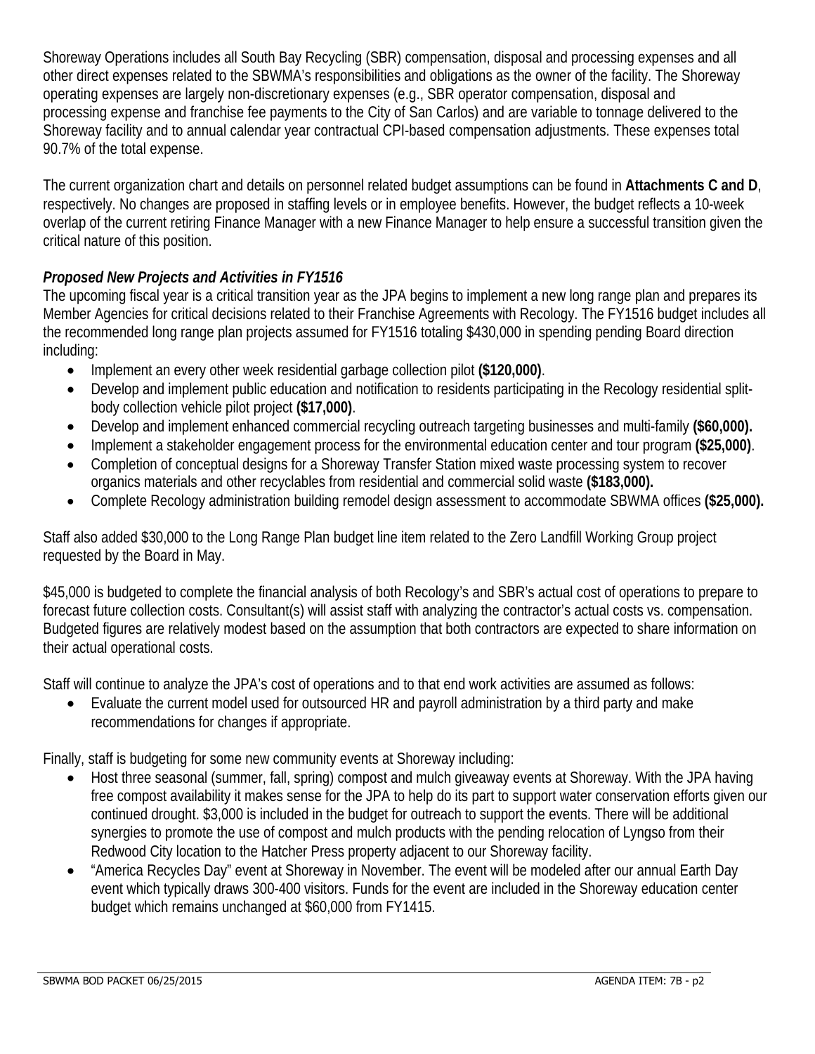Shoreway Operations includes all South Bay Recycling (SBR) compensation, disposal and processing expenses and all other direct expenses related to the SBWMA's responsibilities and obligations as the owner of the facility. The Shoreway operating expenses are largely non-discretionary expenses (e.g., SBR operator compensation, disposal and processing expense and franchise fee payments to the City of San Carlos) and are variable to tonnage delivered to the Shoreway facility and to annual calendar year contractual CPI-based compensation adjustments. These expenses total 90.7% of the total expense.

The current organization chart and details on personnel related budget assumptions can be found in **Attachments C and D**, respectively. No changes are proposed in staffing levels or in employee benefits. However, the budget reflects a 10-week overlap of the current retiring Finance Manager with a new Finance Manager to help ensure a successful transition given the critical nature of this position.

***Proposed New Projects and Activities in FY1516***

The upcoming fiscal year is a critical transition year as the JPA begins to implement a new long range plan and prepares its Member Agencies for critical decisions related to their Franchise Agreements with Recology. The FY1516 budget includes all the recommended long range plan projects assumed for FY1516 totaling $430,000 in spending pending Board direction including:

- Implement an every other week residential garbage collection pilot **($120,000)**.
- Develop and implement public education and notification to residents participating in the Recology residential split-body collection vehicle pilot project **($17,000)**.
- Develop and implement enhanced commercial recycling outreach targeting businesses and multi-family **($60,000).**
- Implement a stakeholder engagement process for the environmental education center and tour program **($25,000)**.
- Completion of conceptual designs for a Shoreway Transfer Station mixed waste processing system to recover organics materials and other recyclables from residential and commercial solid waste **($183,000).**
- Complete Recology administration building remodel design assessment to accommodate SBWMA offices **($25,000).**

Staff also added $30,000 to the Long Range Plan budget line item related to the Zero Landfill Working Group project requested by the Board in May.

$45,000 is budgeted to complete the financial analysis of both Recology's and SBR's actual cost of operations to prepare to forecast future collection costs. Consultant(s) will assist staff with analyzing the contractor's actual costs vs. compensation. Budgeted figures are relatively modest based on the assumption that both contractors are expected to share information on their actual operational costs.

Staff will continue to analyze the JPA's cost of operations and to that end work activities are assumed as follows:

- Evaluate the current model used for outsourced HR and payroll administration by a third party and make recommendations for changes if appropriate.

Finally, staff is budgeting for some new community events at Shoreway including:

- Host three seasonal (summer, fall, spring) compost and mulch giveaway events at Shoreway. With the JPA having free compost availability it makes sense for the JPA to help do its part to support water conservation efforts given our continued drought. $3,000 is included in the budget for outreach to support the events. There will be additional synergies to promote the use of compost and mulch products with the pending relocation of Lyngso from their Redwood City location to the Hatcher Press property adjacent to our Shoreway facility.
- "America Recycles Day" event at Shoreway in November. The event will be modeled after our annual Earth Day event which typically draws 300-400 visitors. Funds for the event are included in the Shoreway education center budget which remains unchanged at $60,000 from FY1415.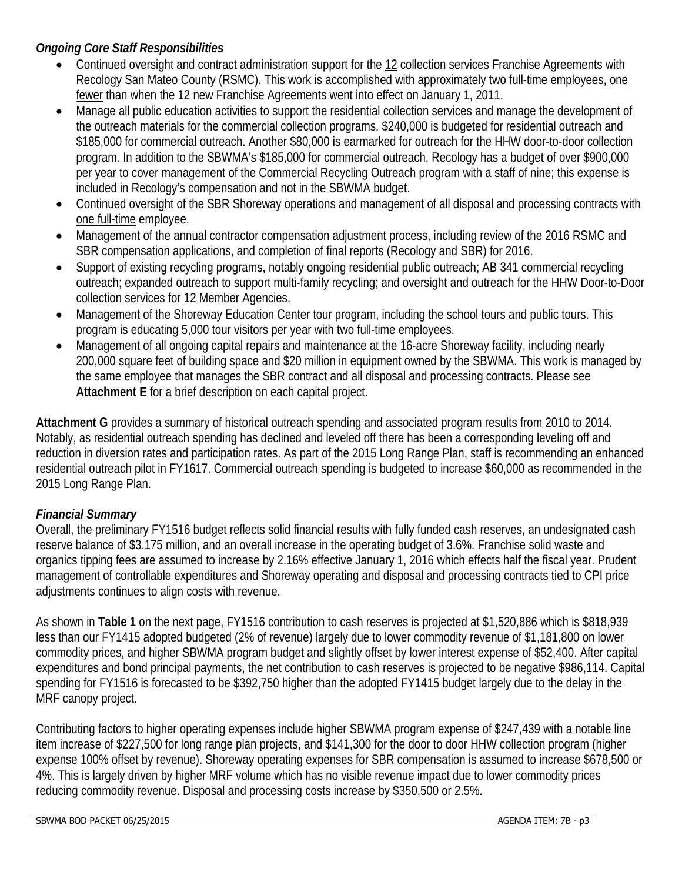***Ongoing Core Staff Responsibilities***

- Continued oversight and contract administration support for the 12 collection services Franchise Agreements with Recology San Mateo County (RSMC). This work is accomplished with approximately two full-time employees, one fewer than when the 12 new Franchise Agreements went into effect on January 1, 2011.
- Manage all public education activities to support the residential collection services and manage the development of the outreach materials for the commercial collection programs. $240,000 is budgeted for residential outreach and $185,000 for commercial outreach. Another $80,000 is earmarked for outreach for the HHW door-to-door collection program. In addition to the SBWMA's $185,000 for commercial outreach, Recology has a budget of over $900,000 per year to cover management of the Commercial Recycling Outreach program with a staff of nine; this expense is included in Recology's compensation and not in the SBWMA budget.
- Continued oversight of the SBR Shoreway operations and management of all disposal and processing contracts with one full-time employee.
- Management of the annual contractor compensation adjustment process, including review of the 2016 RSMC and SBR compensation applications, and completion of final reports (Recology and SBR) for 2016.
- Support of existing recycling programs, notably ongoing residential public outreach; AB 341 commercial recycling outreach; expanded outreach to support multi-family recycling; and oversight and outreach for the HHW Door-to-Door collection services for 12 Member Agencies.
- Management of the Shoreway Education Center tour program, including the school tours and public tours. This program is educating 5,000 tour visitors per year with two full-time employees.
- Management of all ongoing capital repairs and maintenance at the 16-acre Shoreway facility, including nearly 200,000 square feet of building space and $20 million in equipment owned by the SBWMA. This work is managed by the same employee that manages the SBR contract and all disposal and processing contracts. Please see **Attachment E** for a brief description on each capital project.

**Attachment G** provides a summary of historical outreach spending and associated program results from 2010 to 2014. Notably, as residential outreach spending has declined and leveled off there has been a corresponding leveling off and reduction in diversion rates and participation rates. As part of the 2015 Long Range Plan, staff is recommending an enhanced residential outreach pilot in FY1617. Commercial outreach spending is budgeted to increase $60,000 as recommended in the 2015 Long Range Plan.

***Financial Summary***

Overall, the preliminary FY1516 budget reflects solid financial results with fully funded cash reserves, an undesignated cash reserve balance of $3.175 million, and an overall increase in the operating budget of 3.6%. Franchise solid waste and organics tipping fees are assumed to increase by 2.16% effective January 1, 2016 which effects half the fiscal year. Prudent management of controllable expenditures and Shoreway operating and disposal and processing contracts tied to CPI price adjustments continues to align costs with revenue.

As shown in **Table 1** on the next page, FY1516 contribution to cash reserves is projected at $1,520,886 which is $818,939 less than our FY1415 adopted budgeted (2% of revenue) largely due to lower commodity revenue of $1,181,800 on lower commodity prices, and higher SBWMA program budget and slightly offset by lower interest expense of $52,400. After capital expenditures and bond principal payments, the net contribution to cash reserves is projected to be negative $986,114. Capital spending for FY1516 is forecasted to be $392,750 higher than the adopted FY1415 budget largely due to the delay in the MRF canopy project.

Contributing factors to higher operating expenses include higher SBWMA program expense of $247,439 with a notable line item increase of $227,500 for long range plan projects, and $141,300 for the door to door HHW collection program (higher expense 100% offset by revenue). Shoreway operating expenses for SBR compensation is assumed to increase $678,500 or 4%. This is largely driven by higher MRF volume which has no visible revenue impact due to lower commodity prices reducing commodity revenue. Disposal and processing costs increase by $350,500 or 2.5%.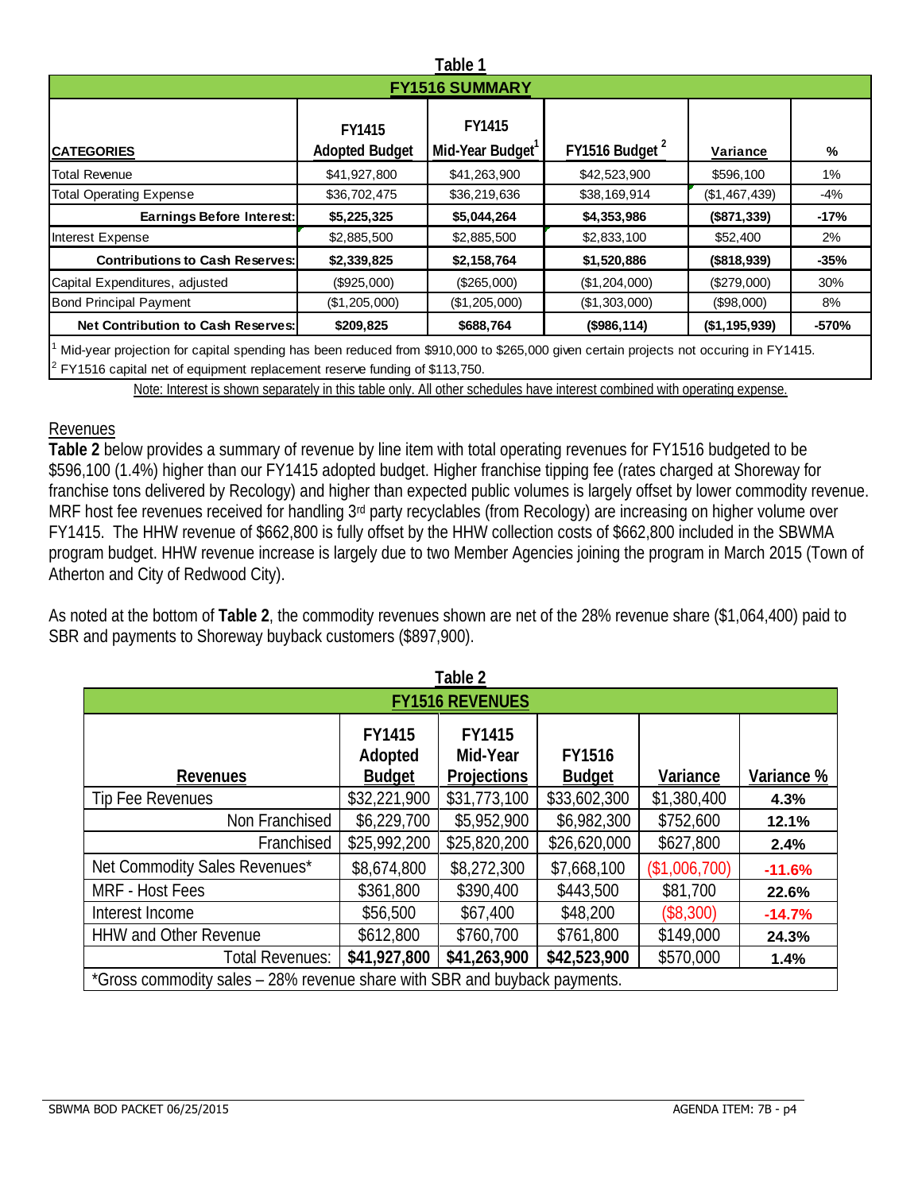**Table 1**

| **FY1516 SUMMARY** | | | | | |
|---|---|---|---|---|---|
| **CATEGORIES** | **FY1415 Adopted Budget** | **FY1415 Mid-Year Budget[1]** | **FY1516 Budget[2]** | **Variance** | **%** |
| Total Revenue | $41,927,800 | $41,263,900 | $42,523,900 | $596,100 | 1% |
| Total Operating Expense | $36,702,475 | $36,219,636 | $38,169,914 | ($1,467,439) | -4% |
| **Earnings Before Interest:** | **$5,225,325** | **$5,044,264** | **$4,353,986** | **($871,339)** | **-17%** |
| Interest Expense | $2,885,500 | $2,885,500 | $2,833,100 | $52,400 | 2% |
| **Contributions to Cash Reserves:** | **$2,339,825** | **$2,158,764** | **$1,520,886** | **($818,939)** | **-35%** |
| Capital Expenditures, adjusted | ($925,000) | ($265,000) | ($1,204,000) | ($279,000) | 30% |
| Bond Principal Payment | ($1,205,000) | ($1,205,000) | ($1,303,000) | ($98,000) | 8% |
| **Net Contribution to Cash Reserves:** | **$209,825** | **$688,764** | **($986,114)** | **($1,195,939)** | **-570%** |

[1] Mid-year projection for capital spending has been reduced from $910,000 to $265,000 given certain projects not occuring in FY1415.
[2] FY1516 capital net of equipment replacement reserve funding of $113,750.

Note: Interest is shown separately in this table only. All other schedules have interest combined with operating expense.

## Revenues

**Table 2** below provides a summary of revenue by line item with total operating revenues for FY1516 budgeted to be $596,100 (1.4%) higher than our FY1415 adopted budget. Higher franchise tipping fee (rates charged at Shoreway for franchise tons delivered by Recology) and higher than expected public volumes is largely offset by lower commodity revenue. MRF host fee revenues received for handling 3rd party recyclables (from Recology) are increasing on higher volume over FY1415. The HHW revenue of $662,800 is fully offset by the HHW collection costs of $662,800 included in the SBWMA program budget. HHW revenue increase is largely due to two Member Agencies joining the program in March 2015 (Town of Atherton and City of Redwood City).

As noted at the bottom of **Table 2**, the commodity revenues shown are net of the 28% revenue share ($1,064,400) paid to SBR and payments to Shoreway buyback customers ($897,900).

**Table 2**

| **FY1516 REVENUES** | | | | | |
|---|---|---|---|---|---|
| **Revenues** | **FY1415 Adopted Budget** | **FY1415 Mid-Year Projections** | **FY1516 Budget** | **Variance** | **Variance %** |
| Tip Fee Revenues | $32,221,900 | $31,773,100 | $33,602,300 | $1,380,400 | **4.3%** |
| Non Franchised | $6,229,700 | $5,952,900 | $6,982,300 | $752,600 | **12.1%** |
| Franchised | $25,992,200 | $25,820,200 | $26,620,000 | $627,800 | **2.4%** |
| Net Commodity Sales Revenues* | $8,674,800 | $8,272,300 | $7,668,100 | ($1,006,700) | **-11.6%** |
| MRF - Host Fees | $361,800 | $390,400 | $443,500 | $81,700 | **22.6%** |
| Interest Income | $56,500 | $67,400 | $48,200 | ($8,300) | **-14.7%** |
| HHW and Other Revenue | $612,800 | $760,700 | $761,800 | $149,000 | **24.3%** |
| Total Revenues: | **$41,927,800** | **$41,263,900** | **$42,523,900** | $570,000 | **1.4%** |

*Gross commodity sales – 28% revenue share with SBR and buyback payments.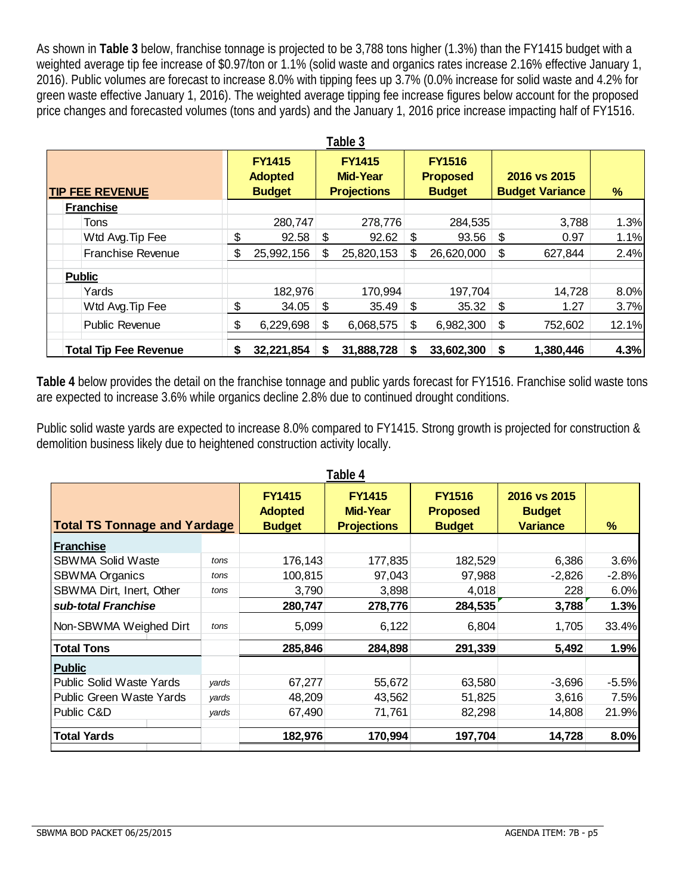As shown in **Table 3** below, franchise tonnage is projected to be 3,788 tons higher (1.3%) than the FY1415 budget with a weighted average tip fee increase of $0.97/ton or 1.1% (solid waste and organics rates increase 2.16% effective January 1, 2016). Public volumes are forecast to increase 8.0% with tipping fees up 3.7% (0.0% increase for solid waste and 4.2% for green waste effective January 1, 2016). The weighted average tipping fee increase figures below account for the proposed price changes and forecasted volumes (tons and yards) and the January 1, 2016 price increase impacting half of FY1516.

**Table 3**

| TIP FEE REVENUE | FY1415 Adopted Budget | FY1415 Mid-Year Projections | FY1516 Proposed Budget | 2016 vs 2015 Budget Variance | % |
|---|---|---|---|---|---|
| **Franchise** | | | | | |
| Tons | 280,747 | 278,776 | 284,535 | 3,788 | 1.3% |
| Wtd Avg.Tip Fee | $ 92.58 | $ 92.62 | $ 93.56 | $ 0.97 | 1.1% |
| Franchise Revenue | $ 25,992,156 | $ 25,820,153 | $ 26,620,000 | $ 627,844 | 2.4% |
| **Public** | | | | | |
| Yards | 182,976 | 170,994 | 197,704 | 14,728 | 8.0% |
| Wtd Avg.Tip Fee | $ 34.05 | $ 35.49 | $ 35.32 | $ 1.27 | 3.7% |
| Public Revenue | $ 6,229,698 | $ 6,068,575 | $ 6,982,300 | $ 752,602 | 12.1% |
| **Total Tip Fee Revenue** | **$ 32,221,854** | **$ 31,888,728** | **$ 33,602,300** | **$ 1,380,446** | **4.3%** |

**Table 4** below provides the detail on the franchise tonnage and public yards forecast for FY1516. Franchise solid waste tons are expected to increase 3.6% while organics decline 2.8% due to continued drought conditions.

Public solid waste yards are expected to increase 8.0% compared to FY1415. Strong growth is projected for construction & demolition business likely due to heightened construction activity locally.

**Table 4**

| Total TS Tonnage and Yardage | | FY1415 Adopted Budget | FY1415 Mid-Year Projections | FY1516 Proposed Budget | 2016 vs 2015 Budget Variance | % |
|---|---|---|---|---|---|---|
| **Franchise** | | | | | | |
| SBWMA Solid Waste | *tons* | 176,143 | 177,835 | 182,529 | 6,386 | 3.6% |
| SBWMA Organics | *tons* | 100,815 | 97,043 | 97,988 | -2,826 | -2.8% |
| SBWMA Dirt, Inert, Other | *tons* | 3,790 | 3,898 | 4,018 | 228 | 6.0% |
| ***sub-total Franchise*** | | **280,747** | **278,776** | **284,535** | **3,788** | **1.3%** |
| Non-SBWMA Weighed Dirt | *tons* | 5,099 | 6,122 | 6,804 | 1,705 | 33.4% |
| **Total Tons** | | **285,846** | **284,898** | **291,339** | **5,492** | **1.9%** |
| **Public** | | | | | | |
| Public Solid Waste Yards | *yards* | 67,277 | 55,672 | 63,580 | -3,696 | -5.5% |
| Public Green Waste Yards | *yards* | 48,209 | 43,562 | 51,825 | 3,616 | 7.5% |
| Public C&D | *yards* | 67,490 | 71,761 | 82,298 | 14,808 | 21.9% |
| **Total Yards** | | **182,976** | **170,994** | **197,704** | **14,728** | **8.0%** |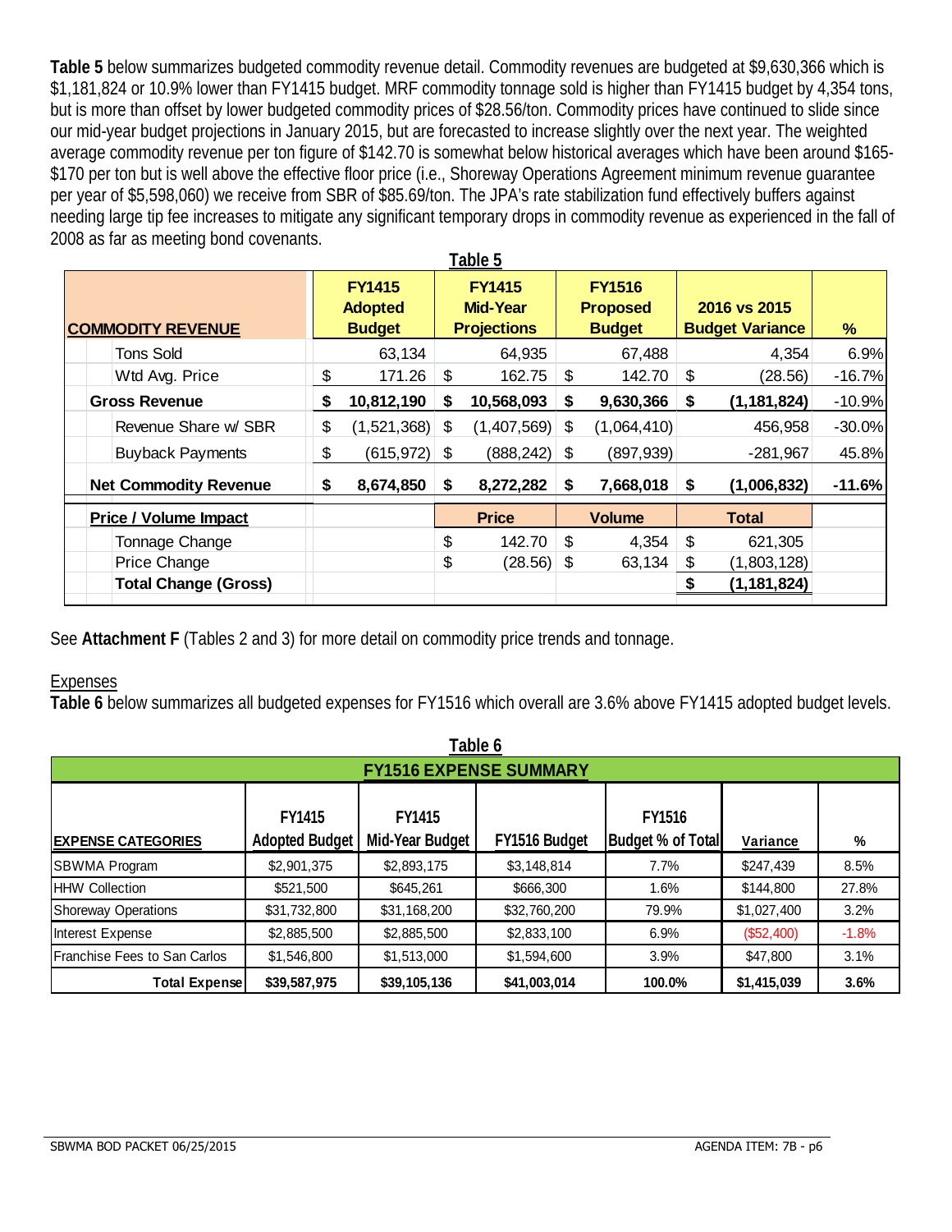**Table 5** below summarizes budgeted commodity revenue detail. Commodity revenues are budgeted at $9,630,366 which is $1,181,824 or 10.9% lower than FY1415 budget. MRF commodity tonnage sold is higher than FY1415 budget by 4,354 tons, but is more than offset by lower budgeted commodity prices of $28.56/ton. Commodity prices have continued to slide since our mid-year budget projections in January 2015, but are forecasted to increase slightly over the next year. The weighted average commodity revenue per ton figure of $142.70 is somewhat below historical averages which have been around $165-$170 per ton but is well above the effective floor price (i.e., Shoreway Operations Agreement minimum revenue guarantee per year of $5,598,060) we receive from SBR of $85.69/ton. The JPA's rate stabilization fund effectively buffers against needing large tip fee increases to mitigate any significant temporary drops in commodity revenue as experienced in the fall of 2008 as far as meeting bond covenants.

**Table 5**

| COMMODITY REVENUE | FY1415 Adopted Budget | FY1415 Mid-Year Projections | FY1516 Proposed Budget | 2016 vs 2015 Budget Variance | % |
|---|---|---|---|---|---|
| Tons Sold | 63,134 | 64,935 | 67,488 | 4,354 | 6.9% |
| Wtd Avg. Price | $ 171.26 | $ 162.75 | $ 142.70 | $ (28.56) | -16.7% |
| **Gross Revenue** | **$ 10,812,190** | **$ 10,568,093** | **$ 9,630,366** | **$ (1,181,824)** | -10.9% |
| Revenue Share w/ SBR | $ (1,521,368) | $ (1,407,569) | $ (1,064,410) | 456,958 | -30.0% |
| Buyback Payments | $ (615,972) | $ (888,242) | $ (897,939) | -281,967 | 45.8% |
| **Net Commodity Revenue** | **$ 8,674,850** | **$ 8,272,282** | **$ 7,668,018** | **$ (1,006,832)** | **-11.6%** |
| **Price / Volume Impact** | | **Price** | **Volume** | **Total** | |
| Tonnage Change | | $ 142.70 | $ 4,354 | $ 621,305 | |
| Price Change | | $ (28.56) | $ 63,134 | $ (1,803,128) | |
| **Total Change (Gross)** | | | | **$ (1,181,824)** | |

See **Attachment F** (Tables 2 and 3) for more detail on commodity price trends and tonnage.

Expenses

**Table 6** below summarizes all budgeted expenses for FY1516 which overall are 3.6% above FY1415 adopted budget levels.

**Table 6**

**FY1516 EXPENSE SUMMARY**

| EXPENSE CATEGORIES | FY1415 Adopted Budget | FY1415 Mid-Year Budget | FY1516 Budget | FY1516 Budget % of Total | Variance | % |
|---|---|---|---|---|---|---|
| SBWMA Program | $2,901,375 | $2,893,175 | $3,148,814 | 7.7% | $247,439 | 8.5% |
| HHW Collection | $521,500 | $645,261 | $666,300 | 1.6% | $144,800 | 27.8% |
| Shoreway Operations | $31,732,800 | $31,168,200 | $32,760,200 | 79.9% | $1,027,400 | 3.2% |
| Interest Expense | $2,885,500 | $2,885,500 | $2,833,100 | 6.9% | ($52,400) | -1.8% |
| Franchise Fees to San Carlos | $1,546,800 | $1,513,000 | $1,594,600 | 3.9% | $47,800 | 3.1% |
| **Total Expense** | **$39,587,975** | **$39,105,136** | **$41,003,014** | **100.0%** | **$1,415,039** | **3.6%** |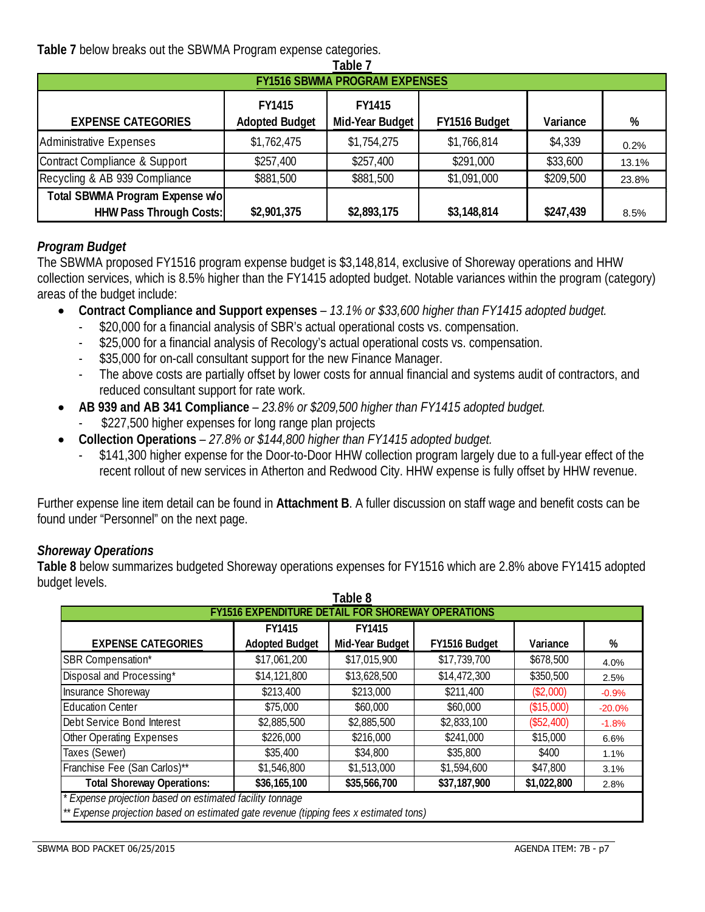**Table 7** below breaks out the SBWMA Program expense categories.

**Table 7**

| FY1516 SBWMA PROGRAM EXPENSES | | | | | |
|---|---|---|---|---|---|
| **EXPENSE CATEGORIES** | **FY1415 Adopted Budget** | **FY1415 Mid-Year Budget** | **FY1516 Budget** | **Variance** | **%** |
| Administrative Expenses | $1,762,475 | $1,754,275 | $1,766,814 | $4,339 | 0.2% |
| Contract Compliance & Support | $257,400 | $257,400 | $291,000 | $33,600 | 13.1% |
| Recycling & AB 939 Compliance | $881,500 | $881,500 | $1,091,000 | $209,500 | 23.8% |
| **Total SBWMA Program Expense w/o HHW Pass Through Costs:** | **$2,901,375** | **$2,893,175** | **$3,148,814** | **$247,439** | 8.5% |

### *Program Budget*

The SBWMA proposed FY1516 program expense budget is $3,148,814, exclusive of Shoreway operations and HHW collection services, which is 8.5% higher than the FY1415 adopted budget. Notable variances within the program (category) areas of the budget include:

- **Contract Compliance and Support expenses** – *13.1% or $33,600 higher than FY1415 adopted budget.*
  - $20,000 for a financial analysis of SBR's actual operational costs vs. compensation.
  - $25,000 for a financial analysis of Recology's actual operational costs vs. compensation.
  - $35,000 for on-call consultant support for the new Finance Manager.
  - The above costs are partially offset by lower costs for annual financial and systems audit of contractors, and reduced consultant support for rate work.
- **AB 939 and AB 341 Compliance** – *23.8% or $209,500 higher than FY1415 adopted budget.*
  - $227,500 higher expenses for long range plan projects
- **Collection Operations** – *27.8% or $144,800 higher than FY1415 adopted budget.*
  - $141,300 higher expense for the Door-to-Door HHW collection program largely due to a full-year effect of the recent rollout of new services in Atherton and Redwood City. HHW expense is fully offset by HHW revenue.

Further expense line item detail can be found in **Attachment B**. A fuller discussion on staff wage and benefit costs can be found under "Personnel" on the next page.

### *Shoreway Operations*

**Table 8** below summarizes budgeted Shoreway operations expenses for FY1516 which are 2.8% above FY1415 adopted budget levels.

**Table 8**

| FY1516 EXPENDITURE DETAIL FOR SHOREWAY OPERATIONS | | | | | |
|---|---|---|---|---|---|
| **EXPENSE CATEGORIES** | **FY1415 Adopted Budget** | **FY1415 Mid-Year Budget** | **FY1516 Budget** | **Variance** | **%** |
| SBR Compensation* | $17,061,200 | $17,015,900 | $17,739,700 | $678,500 | 4.0% |
| Disposal and Processing* | $14,121,800 | $13,628,500 | $14,472,300 | $350,500 | 2.5% |
| Insurance Shoreway | $213,400 | $213,000 | $211,400 | ($2,000) | -0.9% |
| Education Center | $75,000 | $60,000 | $60,000 | ($15,000) | -20.0% |
| Debt Service Bond Interest | $2,885,500 | $2,885,500 | $2,833,100 | ($52,400) | -1.8% |
| Other Operating Expenses | $226,000 | $216,000 | $241,000 | $15,000 | 6.6% |
| Taxes (Sewer) | $35,400 | $34,800 | $35,800 | $400 | 1.1% |
| Franchise Fee (San Carlos)** | $1,546,800 | $1,513,000 | $1,594,600 | $47,800 | 3.1% |
| **Total Shoreway Operations:** | **$36,165,100** | **$35,566,700** | **$37,187,900** | **$1,022,800** | 2.8% |

*\* Expense projection based on estimated facility tonnage*

*\*\* Expense projection based on estimated gate revenue (tipping fees x estimated tons)*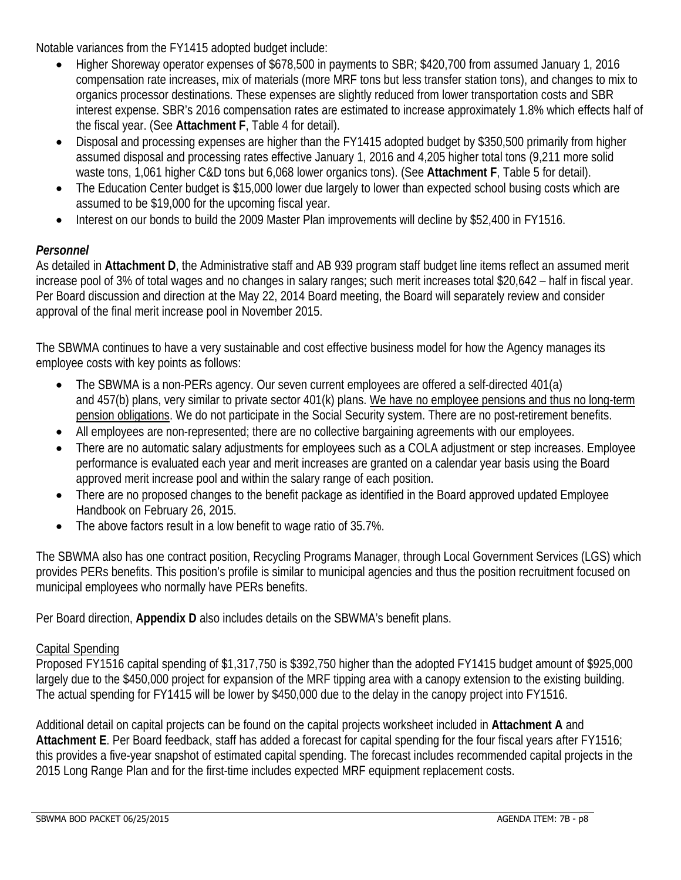Notable variances from the FY1415 adopted budget include:

- Higher Shoreway operator expenses of $678,500 in payments to SBR; $420,700 from assumed January 1, 2016 compensation rate increases, mix of materials (more MRF tons but less transfer station tons), and changes to mix to organics processor destinations. These expenses are slightly reduced from lower transportation costs and SBR interest expense. SBR's 2016 compensation rates are estimated to increase approximately 1.8% which effects half of the fiscal year. (See **Attachment F**, Table 4 for detail).
- Disposal and processing expenses are higher than the FY1415 adopted budget by $350,500 primarily from higher assumed disposal and processing rates effective January 1, 2016 and 4,205 higher total tons (9,211 more solid waste tons, 1,061 higher C&D tons but 6,068 lower organics tons). (See **Attachment F**, Table 5 for detail).
- The Education Center budget is $15,000 lower due largely to lower than expected school busing costs which are assumed to be $19,000 for the upcoming fiscal year.
- Interest on our bonds to build the 2009 Master Plan improvements will decline by $52,400 in FY1516.

### *Personnel*

As detailed in **Attachment D**, the Administrative staff and AB 939 program staff budget line items reflect an assumed merit increase pool of 3% of total wages and no changes in salary ranges; such merit increases total $20,642 – half in fiscal year. Per Board discussion and direction at the May 22, 2014 Board meeting, the Board will separately review and consider approval of the final merit increase pool in November 2015.

The SBWMA continues to have a very sustainable and cost effective business model for how the Agency manages its employee costs with key points as follows:

- The SBWMA is a non-PERs agency. Our seven current employees are offered a self-directed 401(a) and 457(b) plans, very similar to private sector 401(k) plans. <u>We have no employee pensions and thus no long-term pension obligations</u>. We do not participate in the Social Security system. There are no post-retirement benefits.
- All employees are non-represented; there are no collective bargaining agreements with our employees.
- There are no automatic salary adjustments for employees such as a COLA adjustment or step increases. Employee performance is evaluated each year and merit increases are granted on a calendar year basis using the Board approved merit increase pool and within the salary range of each position.
- There are no proposed changes to the benefit package as identified in the Board approved updated Employee Handbook on February 26, 2015.
- The above factors result in a low benefit to wage ratio of 35.7%.

The SBWMA also has one contract position, Recycling Programs Manager, through Local Government Services (LGS) which provides PERs benefits. This position's profile is similar to municipal agencies and thus the position recruitment focused on municipal employees who normally have PERs benefits.

Per Board direction, **Appendix D** also includes details on the SBWMA's benefit plans.

<u>Capital Spending</u>

Proposed FY1516 capital spending of $1,317,750 is $392,750 higher than the adopted FY1415 budget amount of $925,000 largely due to the $450,000 project for expansion of the MRF tipping area with a canopy extension to the existing building. The actual spending for FY1415 will be lower by $450,000 due to the delay in the canopy project into FY1516.

Additional detail on capital projects can be found on the capital projects worksheet included in **Attachment A** and **Attachment E**. Per Board feedback, staff has added a forecast for capital spending for the four fiscal years after FY1516; this provides a five-year snapshot of estimated capital spending. The forecast includes recommended capital projects in the 2015 Long Range Plan and for the first-time includes expected MRF equipment replacement costs.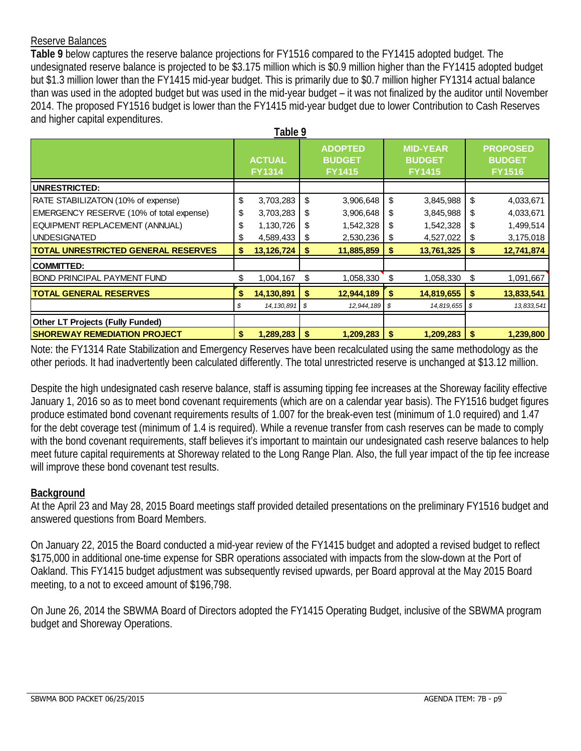Reserve Balances

**Table 9** below captures the reserve balance projections for FY1516 compared to the FY1415 adopted budget. The undesignated reserve balance is projected to be $3.175 million which is $0.9 million higher than the FY1415 adopted budget but $1.3 million lower than the FY1415 mid-year budget. This is primarily due to $0.7 million higher FY1314 actual balance than was used in the adopted budget but was used in the mid-year budget – it was not finalized by the auditor until November 2014. The proposed FY1516 budget is lower than the FY1415 mid-year budget due to lower Contribution to Cash Reserves and higher capital expenditures.

**Table 9**

| | ACTUAL FY1314 | ADOPTED BUDGET FY1415 | MID-YEAR BUDGET FY1415 | PROPOSED BUDGET FY1516 |
|---|---|---|---|---|
| **UNRESTRICTED:** | | | | |
| RATE STABILIZATON (10% of expense) | $ 3,703,283 | $ 3,906,648 | $ 3,845,988 | $ 4,033,671 |
| EMERGENCY RESERVE (10% of total expense) | $ 3,703,283 | $ 3,906,648 | $ 3,845,988 | $ 4,033,671 |
| EQUIPMENT REPLACEMENT (ANNUAL) | $ 1,130,726 | $ 1,542,328 | $ 1,542,328 | $ 1,499,514 |
| UNDESIGNATED | $ 4,589,433 | $ 2,530,236 | $ 4,527,022 | $ 3,175,018 |
| **TOTAL UNRESTRICTED GENERAL RESERVES** | **$ 13,126,724** | **$ 11,885,859** | **$ 13,761,325** | **$ 12,741,874** |
| **COMMITTED:** | | | | |
| BOND PRINCIPAL PAYMENT FUND | $ 1,004,167 | $ 1,058,330 | $ 1,058,330 | $ 1,091,667 |
| **TOTAL GENERAL RESERVES** | **$ 14,130,891** | **$ 12,944,189** | **$ 14,819,655** | **$ 13,833,541** |
| | *$ 14,130,891* | *$ 12,944,189* | *$ 14,819,655* | *$ 13,833,541* |
| **Other LT Projects (Fully Funded)** | | | | |
| **SHOREWAY REMEDIATION PROJECT** | **$ 1,289,283** | **$ 1,209,283** | **$ 1,209,283** | **$ 1,239,800** |

Note: the FY1314 Rate Stabilization and Emergency Reserves have been recalculated using the same methodology as the other periods. It had inadvertently been calculated differently. The total unrestricted reserve is unchanged at $13.12 million.

Despite the high undesignated cash reserve balance, staff is assuming tipping fee increases at the Shoreway facility effective January 1, 2016 so as to meet bond covenant requirements (which are on a calendar year basis). The FY1516 budget figures produce estimated bond covenant requirements results of 1.007 for the break-even test (minimum of 1.0 required) and 1.47 for the debt coverage test (minimum of 1.4 is required). While a revenue transfer from cash reserves can be made to comply with the bond covenant requirements, staff believes it's important to maintain our undesignated cash reserve balances to help meet future capital requirements at Shoreway related to the Long Range Plan. Also, the full year impact of the tip fee increase will improve these bond covenant test results.

## Background

At the April 23 and May 28, 2015 Board meetings staff provided detailed presentations on the preliminary FY1516 budget and answered questions from Board Members.

On January 22, 2015 the Board conducted a mid-year review of the FY1415 budget and adopted a revised budget to reflect $175,000 in additional one-time expense for SBR operations associated with impacts from the slow-down at the Port of Oakland. This FY1415 budget adjustment was subsequently revised upwards, per Board approval at the May 2015 Board meeting, to a not to exceed amount of $196,798.

On June 26, 2014 the SBWMA Board of Directors adopted the FY1415 Operating Budget, inclusive of the SBWMA program budget and Shoreway Operations.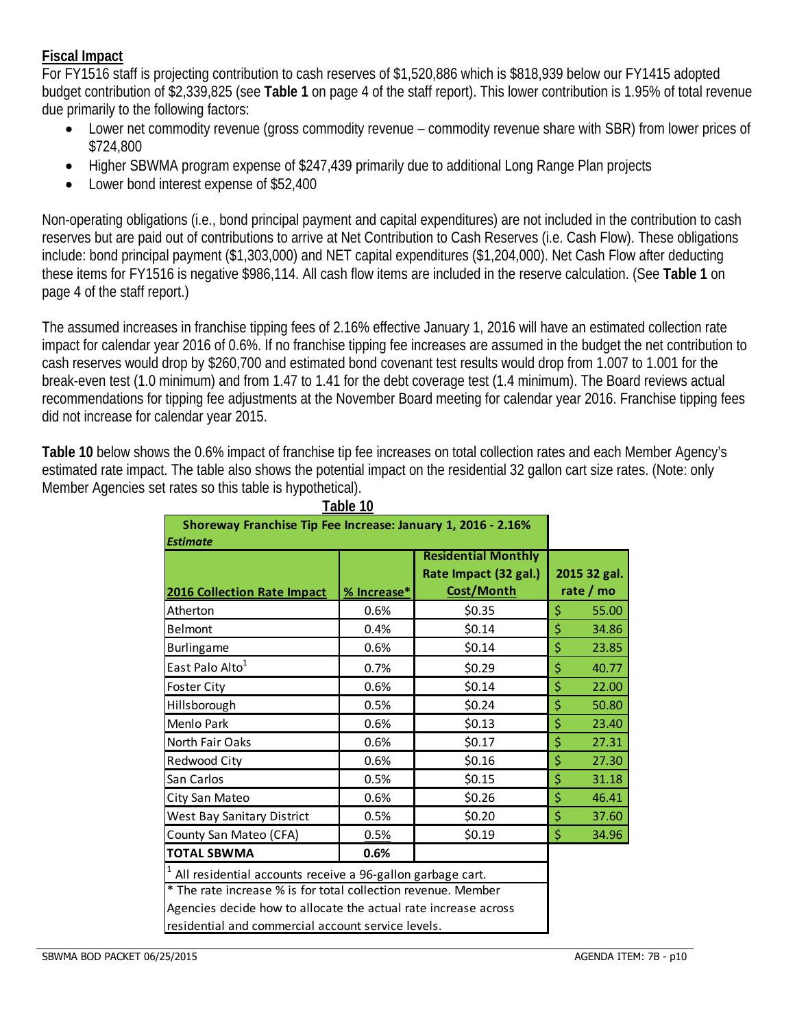**Fiscal Impact**

For FY1516 staff is projecting contribution to cash reserves of $1,520,886 which is $818,939 below our FY1415 adopted budget contribution of $2,339,825 (see **Table 1** on page 4 of the staff report). This lower contribution is 1.95% of total revenue due primarily to the following factors:

- Lower net commodity revenue (gross commodity revenue – commodity revenue share with SBR) from lower prices of $724,800
- Higher SBWMA program expense of $247,439 primarily due to additional Long Range Plan projects
- Lower bond interest expense of $52,400

Non-operating obligations (i.e., bond principal payment and capital expenditures) are not included in the contribution to cash reserves but are paid out of contributions to arrive at Net Contribution to Cash Reserves (i.e. Cash Flow). These obligations include: bond principal payment ($1,303,000) and NET capital expenditures ($1,204,000). Net Cash Flow after deducting these items for FY1516 is negative $986,114. All cash flow items are included in the reserve calculation. (See **Table 1** on page 4 of the staff report.)

The assumed increases in franchise tipping fees of 2.16% effective January 1, 2016 will have an estimated collection rate impact for calendar year 2016 of 0.6%. If no franchise tipping fee increases are assumed in the budget the net contribution to cash reserves would drop by $260,700 and estimated bond covenant test results would drop from 1.007 to 1.001 for the break-even test (1.0 minimum) and from 1.47 to 1.41 for the debt coverage test (1.4 minimum). The Board reviews actual recommendations for tipping fee adjustments at the November Board meeting for calendar year 2016. Franchise tipping fees did not increase for calendar year 2015.

**Table 10** below shows the 0.6% impact of franchise tip fee increases on total collection rates and each Member Agency's estimated rate impact. The table also shows the potential impact on the residential 32 gallon cart size rates. (Note: only Member Agencies set rates so this table is hypothetical).

**Table 10**

**Shoreway Franchise Tip Fee Increase: January 1, 2016 - 2.16%**
***Estimate***

| 2016 Collection Rate Impact | % Increase* | Residential Monthly Rate Impact (32 gal.) Cost/Month | 2015 32 gal. rate / mo |
|---|---|---|---|
| Atherton | 0.6% | $0.35 | $ 55.00 |
| Belmont | 0.4% | $0.14 | $ 34.86 |
| Burlingame | 0.6% | $0.14 | $ 23.85 |
| East Palo Alto[1] | 0.7% | $0.29 | $ 40.77 |
| Foster City | 0.6% | $0.14 | $ 22.00 |
| Hillsborough | 0.5% | $0.24 | $ 50.80 |
| Menlo Park | 0.6% | $0.13 | $ 23.40 |
| North Fair Oaks | 0.6% | $0.17 | $ 27.31 |
| Redwood City | 0.6% | $0.16 | $ 27.30 |
| San Carlos | 0.5% | $0.15 | $ 31.18 |
| City San Mateo | 0.6% | $0.26 | $ 46.41 |
| West Bay Sanitary District | 0.5% | $0.20 | $ 37.60 |
| County San Mateo (CFA) | 0.5% | $0.19 | $ 34.96 |
| **TOTAL SBWMA** | **0.6%** | | |

[1] All residential accounts receive a 96-gallon garbage cart.

\* The rate increase % is for total collection revenue. Member Agencies decide how to allocate the actual rate increase across residential and commercial account service levels.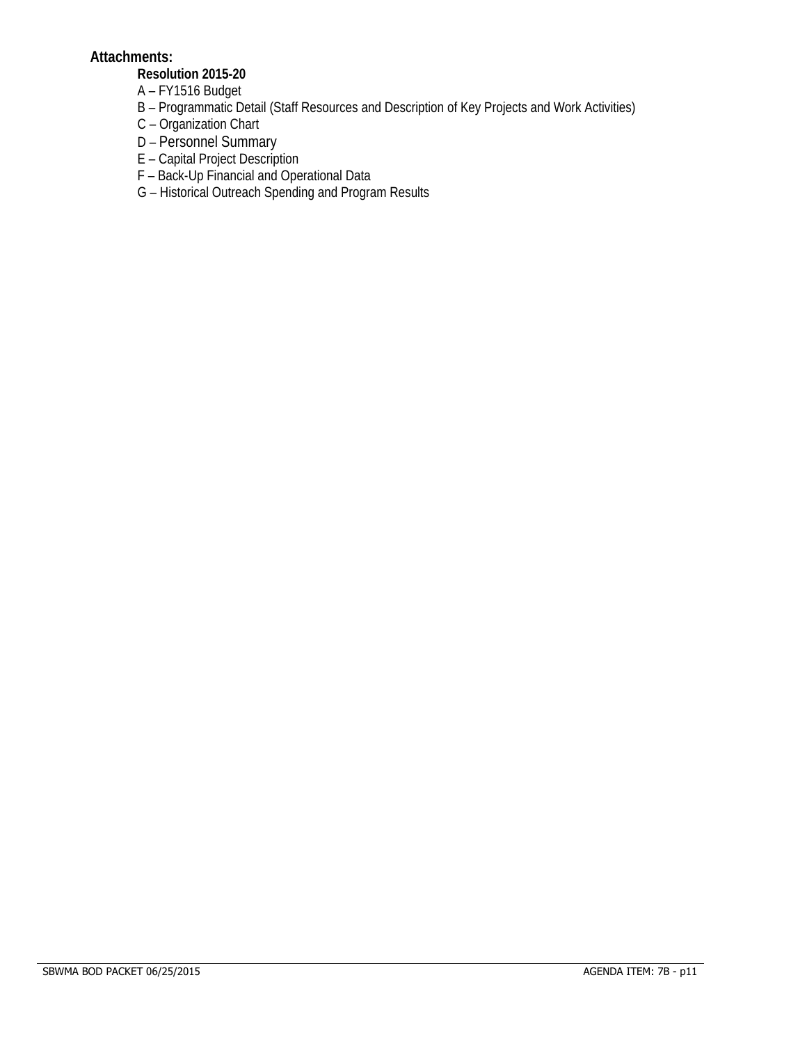**Attachments:**

**Resolution 2015-20**

A – FY1516 Budget

B – Programmatic Detail (Staff Resources and Description of Key Projects and Work Activities)

C – Organization Chart

D – Personnel Summary

E – Capital Project Description

F – Back-Up Financial and Operational Data

G – Historical Outreach Spending and Program Results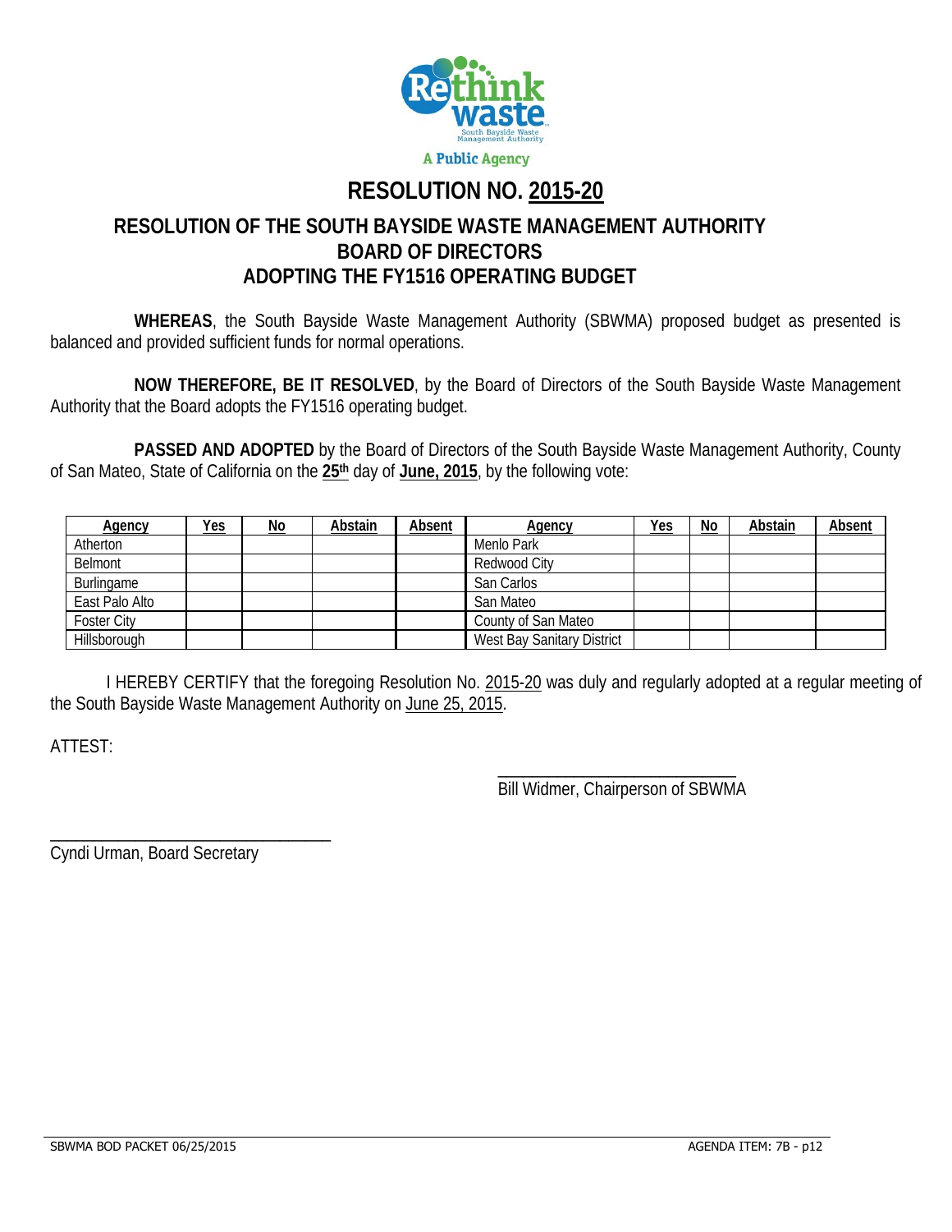Rethink waste
South Bayside Waste Management Authority
A Public Agency

# RESOLUTION NO. 2015-20

## RESOLUTION OF THE SOUTH BAYSIDE WASTE MANAGEMENT AUTHORITY BOARD OF DIRECTORS ADOPTING THE FY1516 OPERATING BUDGET

**WHEREAS**, the South Bayside Waste Management Authority (SBWMA) proposed budget as presented is balanced and provided sufficient funds for normal operations.

**NOW THEREFORE, BE IT RESOLVED**, by the Board of Directors of the South Bayside Waste Management Authority that the Board adopts the FY1516 operating budget.

**PASSED AND ADOPTED** by the Board of Directors of the South Bayside Waste Management Authority, County of San Mateo, State of California on the **25th** day of **June, 2015**, by the following vote:

| Agency | Yes | No | Abstain | Absent | Agency | Yes | No | Abstain | Absent |
|---|---|---|---|---|---|---|---|---|---|
| Atherton | | | | | Menlo Park | | | | |
| Belmont | | | | | Redwood City | | | | |
| Burlingame | | | | | San Carlos | | | | |
| East Palo Alto | | | | | San Mateo | | | | |
| Foster City | | | | | County of San Mateo | | | | |
| Hillsborough | | | | | West Bay Sanitary District | | | | |

I HEREBY CERTIFY that the foregoing Resolution No. 2015-20 was duly and regularly adopted at a regular meeting of the South Bayside Waste Management Authority on June 25, 2015.

ATTEST:

\_\_\_\_\_\_\_\_\_\_\_\_\_\_\_\_\_\_\_\_\_\_\_\_\_\_\_\_
Bill Widmer, Chairperson of SBWMA

\_\_\_\_\_\_\_\_\_\_\_\_\_\_\_\_\_\_\_\_\_\_\_\_\_\_\_\_
Cyndi Urman, Board Secretary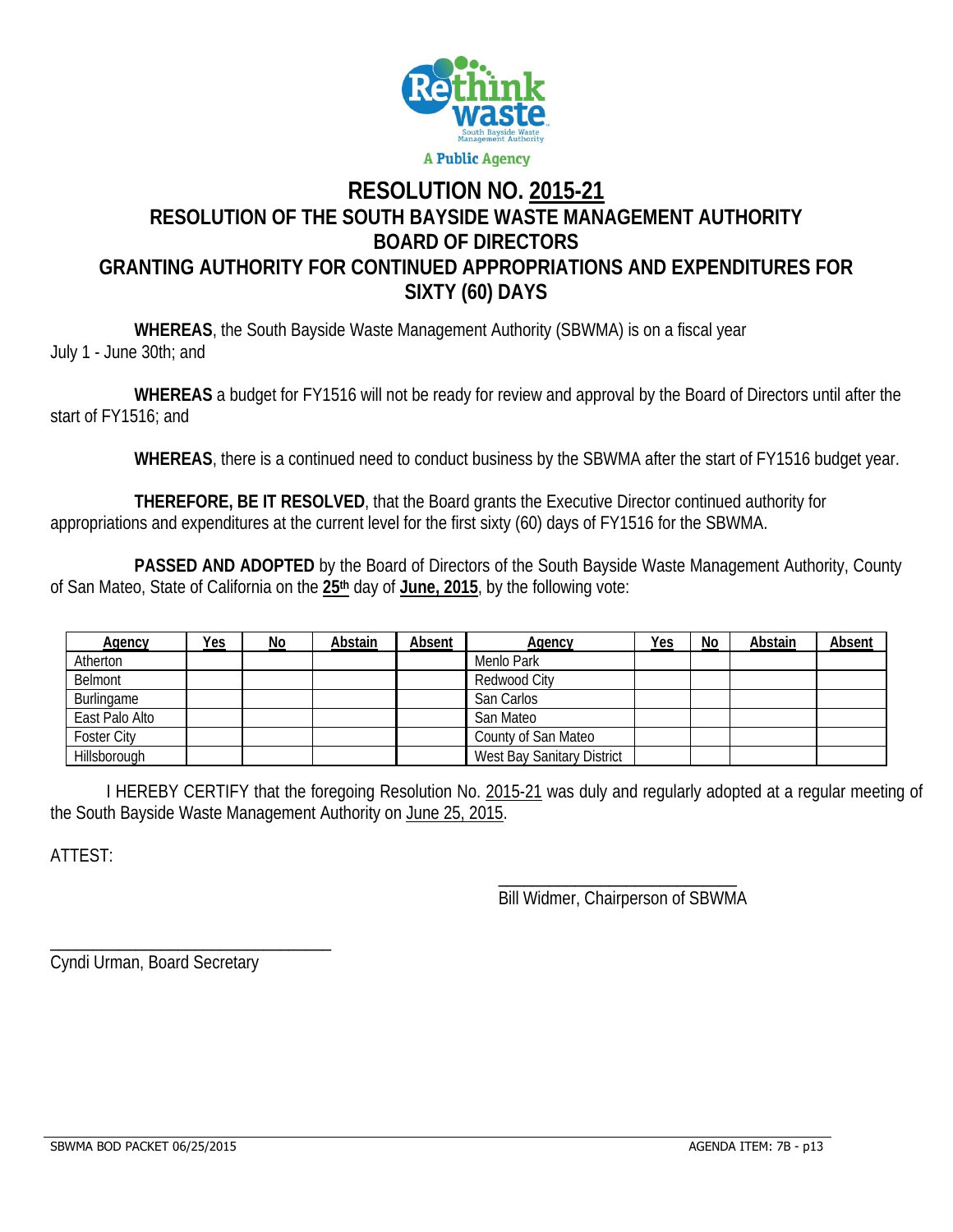Rethink waste
South Bayside Waste Management Authority

A Public Agency

# RESOLUTION NO. 2015-21

## RESOLUTION OF THE SOUTH BAYSIDE WASTE MANAGEMENT AUTHORITY BOARD OF DIRECTORS GRANTING AUTHORITY FOR CONTINUED APPROPRIATIONS AND EXPENDITURES FOR SIXTY (60) DAYS

**WHEREAS**, the South Bayside Waste Management Authority (SBWMA) is on a fiscal year July 1 - June 30th; and

**WHEREAS** a budget for FY1516 will not be ready for review and approval by the Board of Directors until after the start of FY1516; and

**WHEREAS**, there is a continued need to conduct business by the SBWMA after the start of FY1516 budget year.

**THEREFORE, BE IT RESOLVED**, that the Board grants the Executive Director continued authority for appropriations and expenditures at the current level for the first sixty (60) days of FY1516 for the SBWMA.

**PASSED AND ADOPTED** by the Board of Directors of the South Bayside Waste Management Authority, County of San Mateo, State of California on the **25th** day of **June, 2015**, by the following vote:

| Agency | Yes | No | Abstain | Absent | Agency | Yes | No | Abstain | Absent |
|---|---|---|---|---|---|---|---|---|---|
| Atherton | | | | | Menlo Park | | | | |
| Belmont | | | | | Redwood City | | | | |
| Burlingame | | | | | San Carlos | | | | |
| East Palo Alto | | | | | San Mateo | | | | |
| Foster City | | | | | County of San Mateo | | | | |
| Hillsborough | | | | | West Bay Sanitary District | | | | |

I HEREBY CERTIFY that the foregoing Resolution No. 2015-21 was duly and regularly adopted at a regular meeting of the South Bayside Waste Management Authority on June 25, 2015.

ATTEST:

\_\_\_\_\_\_\_\_\_\_\_\_\_\_\_\_\_\_\_\_\_\_\_\_\_\_\_\_\_\_

Bill Widmer, Chairperson of SBWMA

\_\_\_\_\_\_\_\_\_\_\_\_\_\_\_\_\_\_\_\_\_\_\_\_\_\_\_\_\_\_

Cyndi Urman, Board Secretary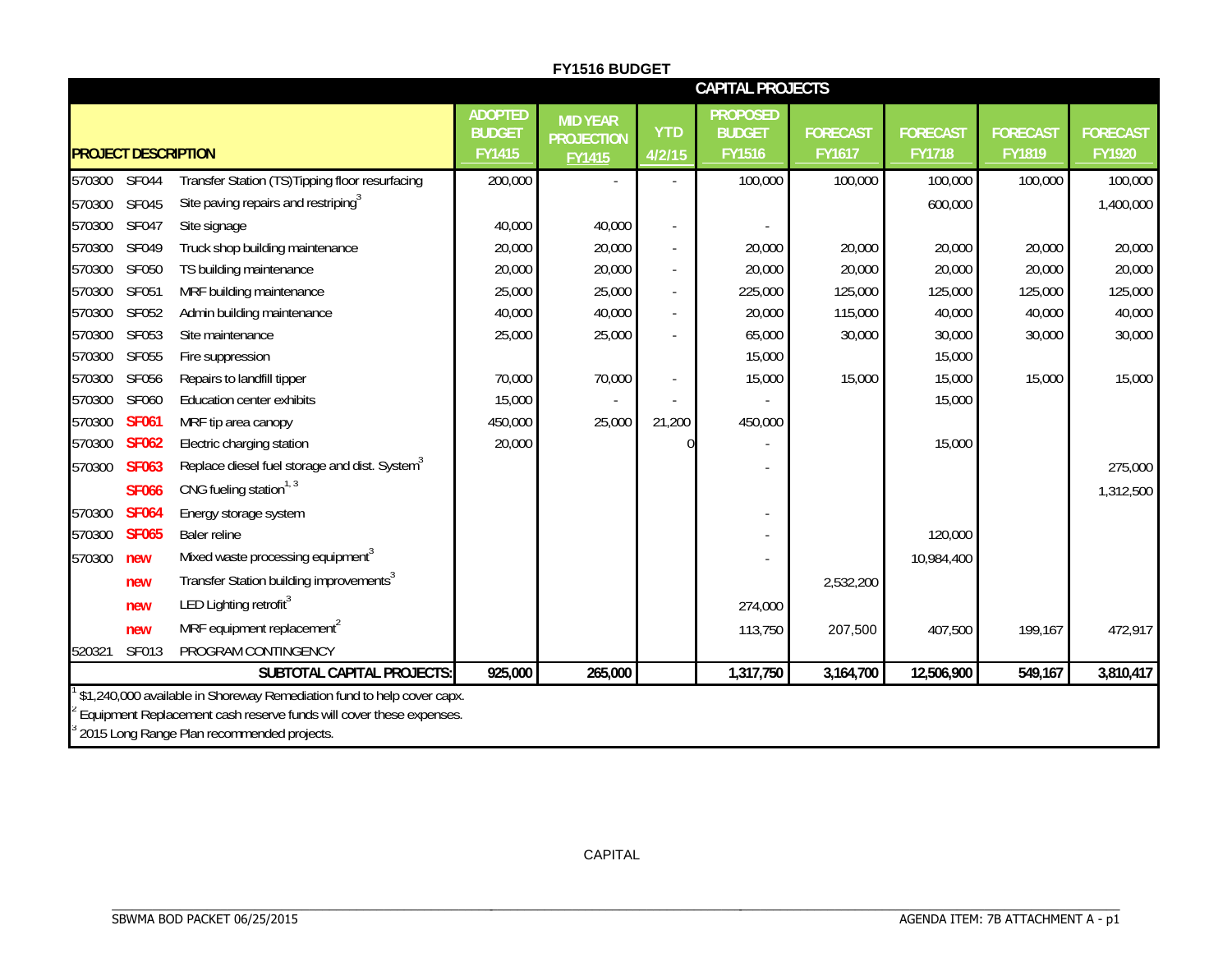# FY1516 BUDGET

## CAPITAL PROJECTS

| PROJECT DESCRIPTION | | | ADOPTED BUDGET FY1415 | MID YEAR PROJECTION FY1415 | YTD 4/2/15 | PROPOSED BUDGET FY1516 | FORECAST FY1617 | FORECAST FY1718 | FORECAST FY1819 | FORECAST FY1920 |
|---|---|---|---|---|---|---|---|---|---|---|
| 570300 | SF044 | Transfer Station (TS)Tipping floor resurfacing | 200,000 | - | - | 100,000 | 100,000 | 100,000 | 100,000 | 100,000 |
| 570300 | SF045 | Site paving repairs and restriping[3] | | | | | | 600,000 | | 1,400,000 |
| 570300 | SF047 | Site signage | 40,000 | 40,000 | - | - | | | | |
| 570300 | SF049 | Truck shop building maintenance | 20,000 | 20,000 | - | 20,000 | 20,000 | 20,000 | 20,000 | 20,000 |
| 570300 | SF050 | TS building maintenance | 20,000 | 20,000 | - | 20,000 | 20,000 | 20,000 | 20,000 | 20,000 |
| 570300 | SF051 | MRF building maintenance | 25,000 | 25,000 | - | 225,000 | 125,000 | 125,000 | 125,000 | 125,000 |
| 570300 | SF052 | Admin building maintenance | 40,000 | 40,000 | - | 20,000 | 115,000 | 40,000 | 40,000 | 40,000 |
| 570300 | SF053 | Site maintenance | 25,000 | 25,000 | - | 65,000 | 30,000 | 30,000 | 30,000 | 30,000 |
| 570300 | SF055 | Fire suppression | | | | 15,000 | | 15,000 | | |
| 570300 | SF056 | Repairs to landfill tipper | 70,000 | 70,000 | - | 15,000 | 15,000 | 15,000 | 15,000 | 15,000 |
| 570300 | SF060 | Education center exhibits | 15,000 | - | - | - | | 15,000 | | |
| 570300 | SF061 | MRF tip area canopy | 450,000 | 25,000 | 21,200 | 450,000 | | | | |
| 570300 | SF062 | Electric charging station | 20,000 | | 0 | - | | 15,000 | | |
| 570300 | SF063 | Replace diesel fuel storage and dist. System[3] | | | | - | | | | 275,000 |
| | SF066 | CNG fueling station[1, 3] | | | | | | | | 1,312,500 |
| 570300 | SF064 | Energy storage system | | | | - | | | | |
| 570300 | SF065 | Baler reline | | | | - | | 120,000 | | |
| 570300 | new | Mixed waste processing equipment[3] | | | | - | | 10,984,400 | | |
| | new | Transfer Station building improvements[3] | | | | | 2,532,200 | | | |
| | new | LED Lighting retrofit[3] | | | | 274,000 | | | | |
| | new | MRF equipment replacement[2] | | | | 113,750 | 207,500 | 407,500 | 199,167 | 472,917 |
| 520321 | SF013 | PROGRAM CONTINGENCY | | | | | | | | |
| | | **SUBTOTAL CAPITAL PROJECTS:** | **925,000** | **265,000** | | **1,317,750** | **3,164,700** | **12,506,900** | **549,167** | **3,810,417** |

[1] $1,240,000 available in Shoreway Remediation fund to help cover capx.
[2] Equipment Replacement cash reserve funds will cover these expenses.
[3] 2015 Long Range Plan recommended projects.

CAPITAL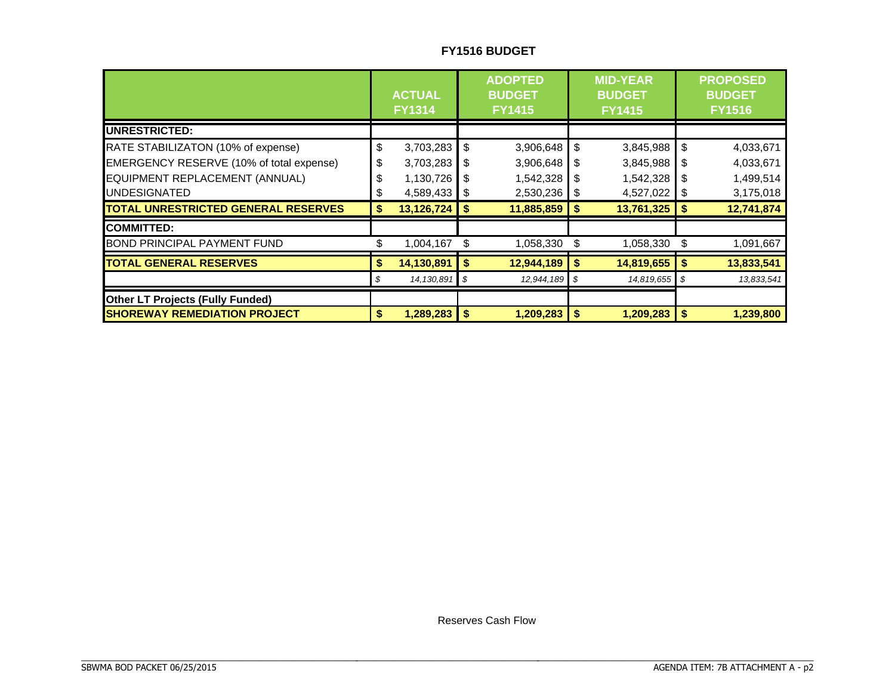# FY1516 BUDGET

| | ACTUAL FY1314 | ADOPTED BUDGET FY1415 | MID-YEAR BUDGET FY1415 | PROPOSED BUDGET FY1516 |
|---|---|---|---|---|
| **UNRESTRICTED:** | | | | |
| RATE STABILIZATON (10% of expense) | $ 3,703,283 | $ 3,906,648 | $ 3,845,988 | $ 4,033,671 |
| EMERGENCY RESERVE (10% of total expense) | $ 3,703,283 | $ 3,906,648 | $ 3,845,988 | $ 4,033,671 |
| EQUIPMENT REPLACEMENT (ANNUAL) | $ 1,130,726 | $ 1,542,328 | $ 1,542,328 | $ 1,499,514 |
| UNDESIGNATED | $ 4,589,433 | $ 2,530,236 | $ 4,527,022 | $ 3,175,018 |
| **TOTAL UNRESTRICTED GENERAL RESERVES** | **$ 13,126,724** | **$ 11,885,859** | **$ 13,761,325** | **$ 12,741,874** |
| **COMMITTED:** | | | | |
| BOND PRINCIPAL PAYMENT FUND | $ 1,004,167 | $ 1,058,330 | $ 1,058,330 | $ 1,091,667 |
| **TOTAL GENERAL RESERVES** | **$ 14,130,891** | **$ 12,944,189** | **$ 14,819,655** | **$ 13,833,541** |
| | *$ 14,130,891* | *$ 12,944,189* | *$ 14,819,655* | *$ 13,833,541* |
| **Other LT Projects (Fully Funded)** | | | | |
| **SHOREWAY REMEDIATION PROJECT** | **$ 1,289,283** | **$ 1,209,283** | **$ 1,209,283** | **$ 1,239,800** |

Reserves Cash Flow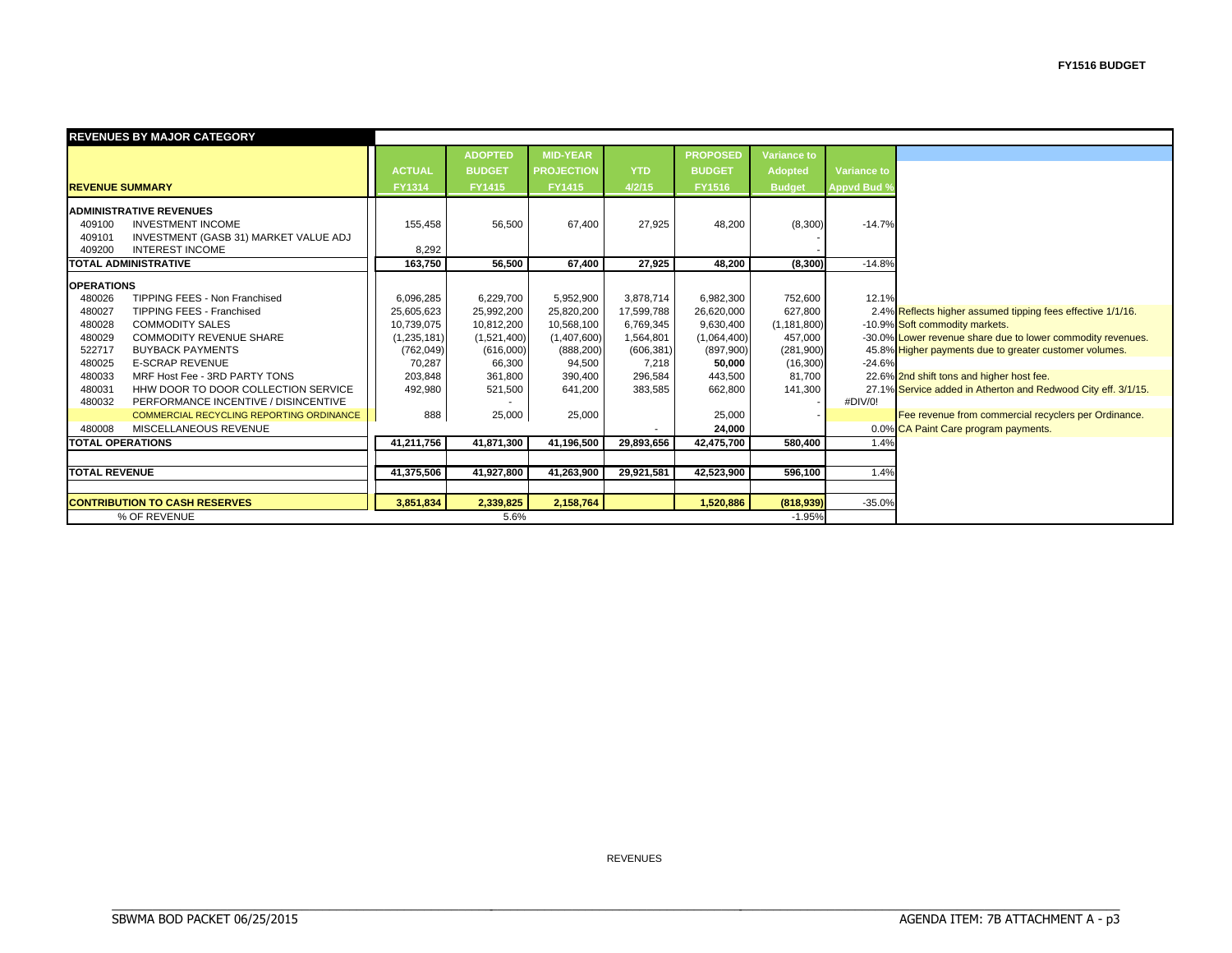**FY1516 BUDGET**

| REVENUES BY MAJOR CATEGORY | | | | | | | | | |
|---|---|---|---|---|---|---|---|---|---|
| **REVENUE SUMMARY** | **ACTUAL FY1314** | **ADOPTED BUDGET FY1415** | **MID-YEAR PROJECTION FY1415** | **YTD 4/2/15** | **PROPOSED BUDGET FY1516** | **Variance to Adopted Budget** | **Variance to Appvd Bud %** | | |
| **ADMINISTRATIVE REVENUES** | | | | | | | | | |
| 409100 INVESTMENT INCOME | 155,458 | 56,500 | 67,400 | 27,925 | 48,200 | (8,300) | -14.7% | | |
| 409101 INVESTMENT (GASB 31) MARKET VALUE ADJ | | | | | | - | | | |
| 409200 INTEREST INCOME | 8,292 | | | | | - | | | |
| **TOTAL ADMINISTRATIVE** | **163,750** | **56,500** | **67,400** | **27,925** | **48,200** | **(8,300)** | -14.8% | | |
| **OPERATIONS** | | | | | | | | | |
| 480026 TIPPING FEES - Non Franchised | 6,096,285 | 6,229,700 | 5,952,900 | 3,878,714 | 6,982,300 | 752,600 | 12.1% | | |
| 480027 TIPPING FEES - Franchised | 25,605,623 | 25,992,200 | 25,820,200 | 17,599,788 | 26,620,000 | 627,800 | 2.4% | Reflects higher assumed tipping fees effective 1/1/16. | |
| 480028 COMMODITY SALES | 10,739,075 | 10,812,200 | 10,568,100 | 6,769,345 | 9,630,400 | (1,181,800) | -10.9% | Soft commodity markets. | |
| 480029 COMMODITY REVENUE SHARE | (1,235,181) | (1,521,400) | (1,407,600) | 1,564,801 | (1,064,400) | 457,000 | -30.0% | Lower revenue share due to lower commodity revenues. | |
| 522717 BUYBACK PAYMENTS | (762,049) | (616,000) | (888,200) | (606,381) | (897,900) | (281,900) | 45.8% | Higher payments due to greater customer volumes. | |
| 480025 E-SCRAP REVENUE | 70,287 | 66,300 | 94,500 | 7,218 | 50,000 | (16,300) | -24.6% | | |
| 480033 MRF Host Fee - 3RD PARTY TONS | 203,848 | 361,800 | 390,400 | 296,584 | 443,500 | 81,700 | 22.6% | 2nd shift tons and higher host fee. | |
| 480031 HHW DOOR TO DOOR COLLECTION SERVICE | 492,980 | 521,500 | 641,200 | 383,585 | 662,800 | 141,300 | 27.1% | Service added in Atherton and Redwood City eff. 3/1/15. | |
| 480032 PERFORMANCE INCENTIVE / DISINCENTIVE | | - | | | | - | #DIV/0! | | |
| COMMERCIAL RECYCLING REPORTING ORDINANCE | 888 | 25,000 | 25,000 | | 25,000 | - | | Fee revenue from commercial recyclers per Ordinance. | |
| 480008 MISCELLANEOUS REVENUE | | | | - | 24,000 | | 0.0% | CA Paint Care program payments. | |
| **TOTAL OPERATIONS** | **41,211,756** | **41,871,300** | **41,196,500** | **29,893,656** | **42,475,700** | **580,400** | 1.4% | | |
| **TOTAL REVENUE** | **41,375,506** | **41,927,800** | **41,263,900** | **29,921,581** | **42,523,900** | **596,100** | 1.4% | | |
| **CONTRIBUTION TO CASH RESERVES** | **3,851,834** | **2,339,825** | **2,158,764** | | **1,520,886** | **(818,939)** | -35.0% | | |
| % OF REVENUE | | 5.6% | | | | -1.95% | | | |

REVENUES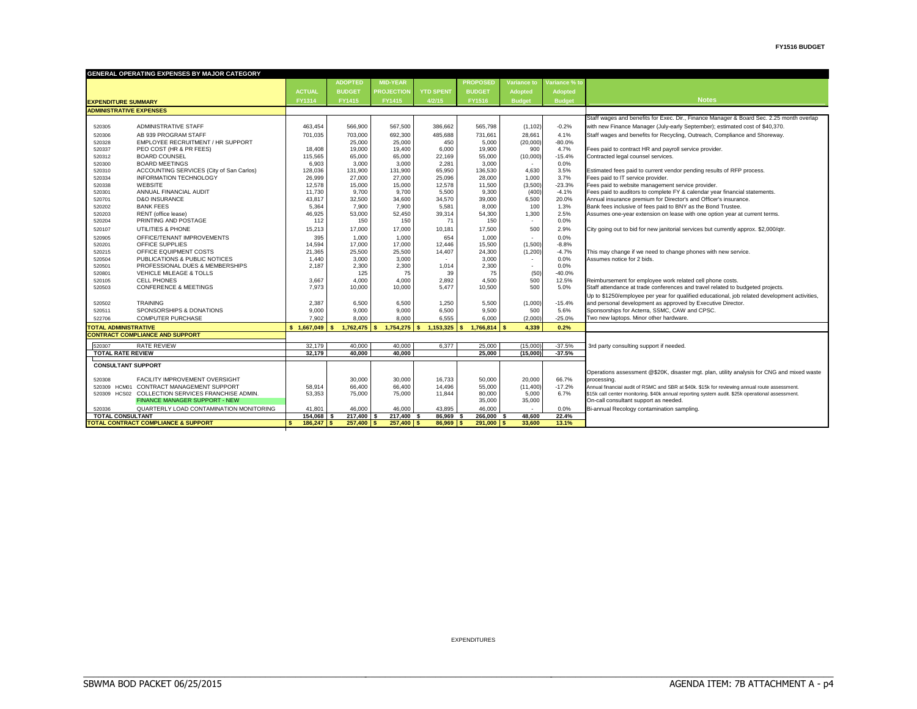# GENERAL OPERATING EXPENSES BY MAJOR CATEGORY

| EXPENDITURE SUMMARY | | ACTUAL FY1314 | ADOPTED BUDGET FY1415 | MID-YEAR PROJECTION FY1415 | YTD SPENT 4/2/15 | PROPOSED BUDGET FY1516 | Variance to Adopted Budget | Variance % to Adopted Budget | Notes |
|---|---|---|---|---|---|---|---|---|---|
| **ADMINISTRATIVE EXPENSES** | | | | | | | | | |
| 520305 | ADMINISTRATIVE STAFF | 463,454 | 566,900 | 567,500 | 386,662 | 565,798 | (1,102) | -0.2% | Staff wages and benefits for Exec. Dir., Finance Manager & Board Sec. 2.25 month overlap with new Finance Manager (July-early September); estimated cost of $40,370. |
| 520306 | AB 939 PROGRAM STAFF | 701,035 | 703,000 | 692,300 | 485,688 | 731,661 | 28,661 | 4.1% | Staff wages and benefits for Recycling, Outreach, Compliance and Shoreway. |
| 520328 | EMPLOYEE RECRUITMENT / HR SUPPORT | | 25,000 | 25,000 | 450 | 5,000 | (20,000) | -80.0% | |
| 520337 | PEO COST (HR & PR FEES) | 18,408 | 19,000 | 19,400 | 6,000 | 19,900 | 900 | 4.7% | Fees paid to contract HR and payroll service provider. |
| 520312 | BOARD COUNSEL | 115,565 | 65,000 | 65,000 | 22,169 | 55,000 | (10,000) | -15.4% | Contracted legal counsel services. |
| 520300 | BOARD MEETINGS | 6,903 | 3,000 | 3,000 | 2,281 | 3,000 | - | 0.0% | |
| 520310 | ACCOUNTING SERVICES (City of San Carlos) | 128,036 | 131,900 | 131,900 | 65,950 | 136,530 | 4,630 | 3.5% | Estimated fees paid to current vendor pending results of RFP process. |
| 520334 | INFORMATION TECHNOLOGY | 26,999 | 27,000 | 27,000 | 25,096 | 28,000 | 1,000 | 3.7% | Fees paid to IT service provider. |
| 520338 | WEBSITE | 12,578 | 15,000 | 15,000 | 12,578 | 11,500 | (3,500) | -23.3% | Fees paid to website management service provider. |
| 520301 | ANNUAL FINANCIAL AUDIT | 11,730 | 9,700 | 9,700 | 5,500 | 9,300 | (400) | -4.1% | Fees paid to auditors to complete FY & calendar year financial statements. |
| 520701 | D&O INSURANCE | 43,817 | 32,500 | 34,600 | 34,570 | 39,000 | 6,500 | 20.0% | Annual insurance premium for Director's and Officer's insurance. |
| 520202 | BANK FEES | 5,364 | 7,900 | 7,900 | 5,581 | 8,000 | 100 | 1.3% | Bank fees inclusive of fees paid to BNY as the Bond Trustee. |
| 520203 | RENT (office lease) | 46,925 | 53,000 | 52,450 | 39,314 | 54,300 | 1,300 | 2.5% | Assumes one-year extension on lease with one option year at current terms. |
| 520204 | PRINTING AND POSTAGE | 112 | 150 | 150 | 71 | 150 | - | 0.0% | |
| 520107 | UTILITIES & PHONE | 15,213 | 17,000 | 17,000 | 10,181 | 17,500 | 500 | 2.9% | City going out to bid for new janitorial services but currently approx. $2,000/qtr. |
| 520905 | OFFICE/TENANT IMPROVEMENTS | 395 | 1,000 | 1,000 | 654 | 1,000 | - | 0.0% | |
| 520201 | OFFICE SUPPLIES | 14,594 | 17,000 | 17,000 | 12,446 | 15,500 | (1,500) | -8.8% | |
| 520215 | OFFICE EQUIPMENT COSTS | 21,365 | 25,500 | 25,500 | 14,407 | 24,300 | (1,200) | -4.7% | This may change if we need to change phones with new service. |
| 520504 | PUBLICATIONS & PUBLIC NOTICES | 1,440 | 3,000 | 3,000 | - | 3,000 | - | 0.0% | Assumes notice for 2 bids. |
| 520501 | PROFESSIONAL DUES & MEMBERSHIPS | 2,187 | 2,300 | 2,300 | 1,014 | 2,300 | - | 0.0% | |
| 520801 | VEHICLE MILEAGE & TOLLS | | 125 | 75 | 39 | 75 | (50) | -40.0% | |
| 520105 | CELL PHONES | 3,667 | 4,000 | 4,000 | 2,892 | 4,500 | 500 | 12.5% | Reimbursement for employee work related cell phone costs. |
| 520503 | CONFERENCE & MEETINGS | 7,973 | 10,000 | 10,000 | 5,477 | 10,500 | 500 | 5.0% | Staff attendance at trade conferences and travel related to budgeted projects. |
| 520502 | TRAINING | 2,387 | 6,500 | 6,500 | 1,250 | 5,500 | (1,000) | -15.4% | Up to $1250/employee per year for qualified educational, job related development activities, and personal development as approved by Executive Director. |
| 520511 | SPONSORSHIPS & DONATIONS | 9,000 | 9,000 | 9,000 | 6,500 | 9,500 | 500 | 5.6% | Sponsorships for Acterra, SSMC, CAW and CPSC. |
| 522706 | COMPUTER PURCHASE | 7,902 | 8,000 | 8,000 | 6,555 | 6,000 | (2,000) | -25.0% | Two new laptops. Minor other hardware. |
| **TOTAL ADMINISTRATIVE** | | **$ 1,667,049** | **$ 1,762,475** | **$ 1,754,275** | **$ 1,153,325** | **$ 1,766,814** | **$ 4,339** | **0.2%** | |
| **CONTRACT COMPLIANCE AND SUPPORT** | | | | | | | | | |
| 520307 | RATE REVIEW | 32,179 | 40,000 | 40,000 | 6,377 | 25,000 | (15,000) | -37.5% | 3rd party consulting support if needed. |
| **TOTAL RATE REVIEW** | | **32,179** | **40,000** | **40,000** | | **25,000** | **(15,000)** | **-37.5%** | |
| **CONSULTANT SUPPORT** | | | | | | | | | |
| 520308 | FACILITY IMPROVEMENT OVERSIGHT | | 30,000 | 30,000 | 16,733 | 50,000 | 20,000 | 66.7% | Operations assessment @$20K, disaster mgt. plan, utility analysis for CNG and mixed waste processing. |
| 520309 HCM01 | CONTRACT MANAGEMENT SUPPORT | 58,914 | 66,400 | 66,400 | 14,496 | 55,000 | (11,400) | -17.2% | Annual financial audit of RSMC and SBR at $40k. $15k for reviewing annual route assessment. |
| 520309 HCS02 | COLLECTION SERVICES FRANCHISE ADMIN. | 53,353 | 75,000 | 75,000 | 11,844 | 80,000 | 5,000 | 6.7% | $15k call center monitoring. $40k annual reporting system audit. $25k operational assessment. |
| | FINANCE MANAGER SUPPORT - NEW | | | | | 35,000 | 35,000 | | On-call consultant support as needed. |
| 520336 | QUARTERLY LOAD CONTAMINATION MONITORING | 41,801 | 46,000 | 46,000 | 43,895 | 46,000 | - | 0.0% | Bi-annual Recology contamination sampling. |
| **TOTAL CONSULTANT** | | **154,068** | **$ 217,400** | **$ 217,400** | **$ 86,969** | **$ 266,000** | **$ 48,600** | **22.4%** | |
| **TOTAL CONTRACT COMPLIANCE & SUPPORT** | | **$ 186,247** | **$ 257,400** | **$ 257,400** | **$ 86,969** | **$ 291,000** | **$ 33,600** | **13.1%** | |

EXPENDITURES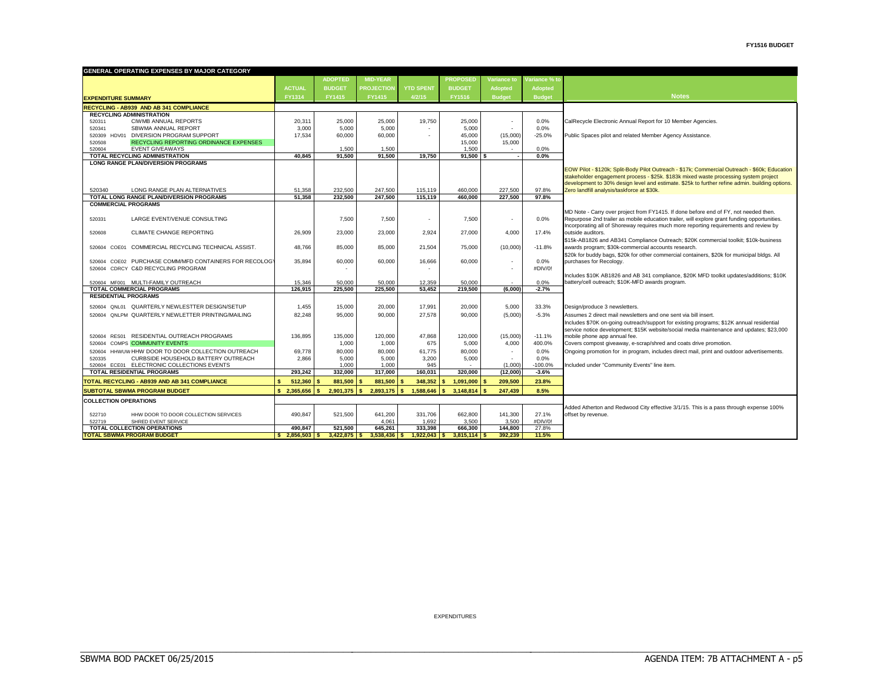**FY1516 BUDGET**

| GENERAL OPERATING EXPENSES BY MAJOR CATEGORY | | | | | | | | |
|---|---|---|---|---|---|---|---|---|
| **EXPENDITURE SUMMARY** | **ACTUAL FY1314** | **ADOPTED BUDGET FY1415** | **MID-YEAR PROJECTION FY1415** | **YTD SPENT 4/2/15** | **PROPOSED BUDGET FY1516** | **Variance to Adopted Budget** | **Variance % to Adopted Budget** | **Notes** |
| **RECYCLING - AB939 AND AB 341 COMPLIANCE** | | | | | | | | |
| **RECYCLING ADMINISTRATION** | | | | | | | | |
| 520311 CIWMB ANNUAL REPORTS | 20,311 | 25,000 | 25,000 | 19,750 | 25,000 | - | 0.0% | CalRecycle Electronic Annual Report for 10 Member Agencies. |
| 520341 SBWMA ANNUAL REPORT | 3,000 | 5,000 | 5,000 | - | 5,000 | - | 0.0% | |
| 520309 HDV01 DIVERSION PROGRAM SUPPORT | 17,534 | 60,000 | 60,000 | - | 45,000 | (15,000) | -25.0% | Public Spaces pilot and related Member Agency Assistance. |
| 520508 RECYCLING REPORTING ORDINANCE EXPENSES | | | | | 15,000 | 15,000 | | |
| 520604 EVENT GIVEAWAYS | | 1,500 | 1,500 | | 1,500 | - | 0.0% | |
| **TOTAL RECYCLING ADMINISTRATION** | **40,845** | **91,500** | **91,500** | **19,750** | **91,500** | **$ -** | **0.0%** | |
| **LONG RANGE PLAN/DIVERSION PROGRAMS** | | | | | | | | |
| 520340 LONG RANGE PLAN ALTERNATIVES | 51,358 | 232,500 | 247,500 | 115,119 | 460,000 | 227,500 | 97.8% | EOW Pilot - $120k; Split-Body Pilot Outreach - $17k; Commercial Outreach - $60k; Education stakeholder engagement process - $25k. $183k mixed waste processing system project development to 30% design level and estimate. $25k to further refine admin. building options. Zero landfill analysis/taskforce at $30k. |
| **TOTAL LONG RANGE PLAN/DIVERSION PROGRAMS** | **51,358** | **232,500** | **247,500** | **115,119** | **460,000** | **227,500** | **97.8%** | |
| **COMMERCIAL PROGRAMS** | | | | | | | | |
| 520331 LARGE EVENT/VENUE CONSULTING | | 7,500 | 7,500 | - | 7,500 | - | 0.0% | MD Note - Carry over project from FY1415. If done before end of FY, not needed then. Repurpose 2nd trailer as mobile education trailer, will explore grant funding opportunities. |
| 520608 CLIMATE CHANGE REPORTING | 26,909 | 23,000 | 23,000 | 2,924 | 27,000 | 4,000 | 17.4% | Incorporating all of Shoreway requires much more reporting requirements and review by outside auditors. |
| 520604 COE01 COMMERCIAL RECYCLING TECHNICAL ASSIST. | 48,766 | 85,000 | 85,000 | 21,504 | 75,000 | (10,000) | -11.8% | $15k-AB1826 and AB341 Compliance Outreach; $20K commercial toolkit; $10k-business awards program; $30k-commercial accounts research. |
| 520604 COE02 PURCHASE COMM/MFD CONTAINERS FOR RECOLOGY | 35,894 | 60,000 | 60,000 | 16,666 | 60,000 | - | 0.0% | $20k for buddy bags, $20k for other commercial containers, $20k for municipal bldgs. All purchases for Recology. |
| 520604 CDRCY C&D RECYCLING PROGRAM | | - | | - | | - | #DIV/0! | |
| 520604 MF001 MULTI-FAMILY OUTREACH | 15,346 | 50,000 | 50,000 | 12,359 | 50,000 | - | 0.0% | Includes $10K AB1826 and AB 341 compliance, $20K MFD toolkit updates/additions; $10K battery/cell outreach; $10K-MFD awards program. |
| **TOTAL COMMERCIAL PROGRAMS** | **126,915** | **225,500** | **225,500** | **53,452** | **219,500** | **(6,000)** | **-2.7%** | |
| **RESIDENTIAL PROGRAMS** | | | | | | | | |
| 520604 QNL01 QUARTERLY NEWLESTTER DESIGN/SETUP | 1,455 | 15,000 | 20,000 | 17,991 | 20,000 | 5,000 | 33.3% | Design/produce 3 newsletters. |
| 520604 QNLPM QUARTERLY NEWLETTER PRINTING/MAILING | 82,248 | 95,000 | 90,000 | 27,578 | 90,000 | (5,000) | -5.3% | Assumes 2 direct mail newsletters and one sent via bill insert. |
| 520604 RES01 RESIDENTIAL OUTREACH PROGRAMS | 136,895 | 135,000 | 120,000 | 47,868 | 120,000 | (15,000) | -11.1% | Includes $70K on-going outreach/support for existing programs; $12K annual residential service notice development; $15K website/social media maintenance and updates; $23,000 mobile phone app annual fee. |
| 520604 COMPS COMMUNITY EVENTS | | 1,000 | 1,000 | 675 | 5,000 | 4,000 | 400.0% | Covers compost giveaway, e-scrap/shred and coats drive promotion. |
| 520604 HHWUW HHW DOOR TO DOOR COLLECTION OUTREACH | 69,778 | 80,000 | 80,000 | 61,775 | 80,000 | - | 0.0% | Ongoing promotion for in program, includes direct mail, print and outdoor advertisements. |
| 520335 CURBSIDE HOUSEHOLD BATTERY OUTREACH | 2,866 | 5,000 | 5,000 | 3,200 | 5,000 | - | 0.0% | |
| 520604 ECE01 ELECTRONIC COLLECTIONS EVENTS | | 1,000 | 1,000 | 945 | - | (1,000) | -100.0% | Included under "Community Events" line item. |
| **TOTAL RESIDENTIAL PROGRAMS** | **293,242** | **332,000** | **317,000** | **160,031** | **320,000** | **(12,000)** | **-3.6%** | |
| **TOTAL RECYCLING - AB939 AND AB 341 COMPLIANCE** | **$ 512,360** | **$ 881,500** | **$ 881,500** | **$ 348,352** | **$ 1,091,000** | **$ 209,500** | **23.8%** | |
| **SUBTOTAL SBWMA PROGRAM BUDGET** | **$ 2,365,656** | **$ 2,901,375** | **$ 2,893,175** | **$ 1,588,646** | **$ 3,148,814** | **$ 247,439** | **8.5%** | |
| **COLLECTION OPERATIONS** | | | | | | | | |
| 522710 HHW DOOR TO DOOR COLLECTION SERVICES | 490,847 | 521,500 | 641,200 | 331,706 | 662,800 | 141,300 | 27.1% | Added Atherton and Redwood City effective 3/1/15. This is a pass through expense 100% offset by revenue. |
| 522719 SHRED EVENT SERVICE | | | 4,061 | 1,692 | 3,500 | 3,500 | #DIV/0! | |
| **TOTAL COLLECTION OPERATIONS** | **490,847** | **521,500** | **645,261** | **333,398** | **666,300** | **144,800** | **27.8%** | |
| **TOTAL SBWMA PROGRAM BUDGET** | **$ 2,856,503** | **$ 3,422,875** | **$ 3,538,436** | **$ 1,922,043** | **$ 3,815,114** | **$ 392,239** | **11.5%** | |

EXPENDITURES

SBWMA BOD PACKET 06/25/2015 AGENDA ITEM: 7B ATTACHMENT A - p5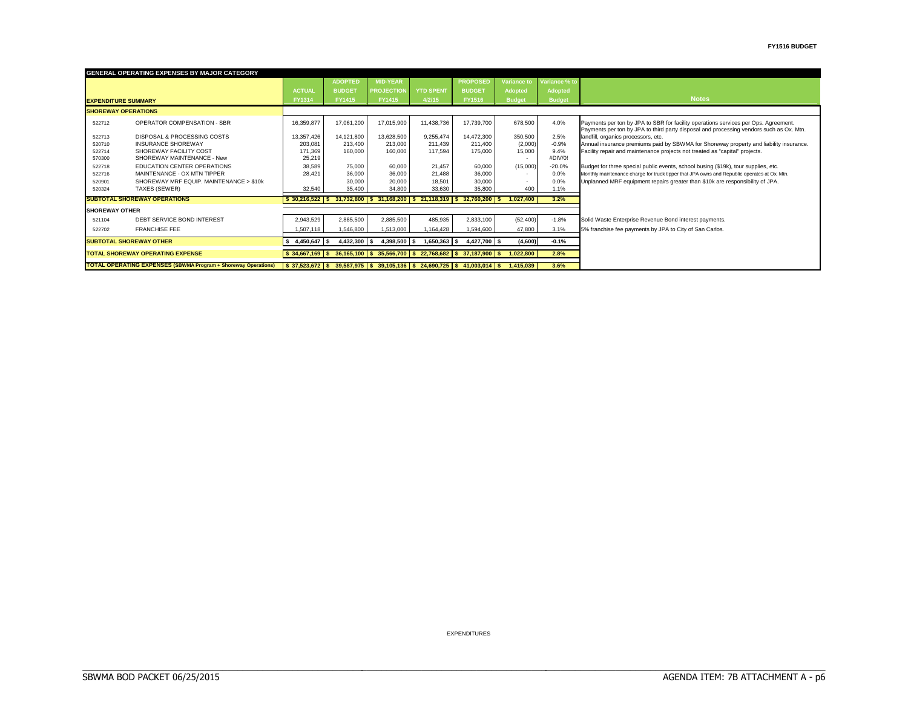**FY1516 BUDGET**

| GENERAL OPERATING EXPENSES BY MAJOR CATEGORY | | | | | | | | | |
|---|---|---|---|---|---|---|---|---|---|
| **EXPENDITURE SUMMARY** | | **ACTUAL FY1314** | **ADOPTED BUDGET FY1415** | **MID-YEAR PROJECTION FY1415** | **YTD SPENT 4/2/15** | **PROPOSED BUDGET FY1516** | **Variance to Adopted Budget** | **Variance % to Adopted Budget** | **Notes** |
| **SHOREWAY OPERATIONS** | | | | | | | | | |
| 522712 | OPERATOR COMPENSATION - SBR | 16,359,877 | 17,061,200 | 17,015,900 | 11,438,736 | 17,739,700 | 678,500 | 4.0% | Payments per ton by JPA to SBR for facility operations services per Ops. Agreement. |
| 522713 | DISPOSAL & PROCESSING COSTS | 13,357,426 | 14,121,800 | 13,628,500 | 9,255,474 | 14,472,300 | 350,500 | 2.5% | Payments per ton by JPA to third party disposal and processing vendors such as Ox. Mtn. landfill, organics processors, etc. |
| 520710 | INSURANCE SHOREWAY | 203,081 | 213,400 | 213,000 | 211,439 | 211,400 | (2,000) | -0.9% | Annual insurance premiums paid by SBWMA for Shoreway property and liability insurance. |
| 522714 | SHOREWAY FACILITY COST | 171,369 | 160,000 | 160,000 | 117,594 | 175,000 | 15,000 | 9.4% | Facility repair and maintenance projects not treated as "capital" projects. |
| 570300 | SHOREWAY MAINTENANCE - New | 25,219 | | | | | - | #DIV/0! | |
| 522718 | EDUCATION CENTER OPERATIONS | 38,589 | 75,000 | 60,000 | 21,457 | 60,000 | (15,000) | -20.0% | Budget for three special public events, school busing ($19k), tour supplies, etc. |
| 522716 | MAINTENANCE - OX MTN TIPPER | 28,421 | 36,000 | 36,000 | 21,488 | 36,000 | - | 0.0% | Monthly maintenance charge for truck tipper that JPA owns and Republic operates at Ox. Mtn. |
| 520901 | SHOREWAY MRF EQUIP. MAINTENANCE > $10k | | 30,000 | 20,000 | 18,501 | 30,000 | - | 0.0% | Unplanned MRF equipment repairs greater than $10k are responsibility of JPA. |
| 520324 | TAXES (SEWER) | 32,540 | 35,400 | 34,800 | 33,630 | 35,800 | 400 | 1.1% | |
| **SUBTOTAL SHOREWAY OPERATIONS** | | **$ 30,216,522** | **$ 31,732,800** | **$ 31,168,200** | **$ 21,118,319** | **$ 32,760,200** | **$ 1,027,400** | **3.2%** | |
| **SHOREWAY OTHER** | | | | | | | | | |
| 521104 | DEBT SERVICE BOND INTEREST | 2,943,529 | 2,885,500 | 2,885,500 | 485,935 | 2,833,100 | (52,400) | -1.8% | Solid Waste Enterprise Revenue Bond interest payments. |
| 522702 | FRANCHISE FEE | 1,507,118 | 1,546,800 | 1,513,000 | 1,164,428 | 1,594,600 | 47,800 | 3.1% | 5% franchise fee payments by JPA to City of San Carlos. |
| **SUBTOTAL SHOREWAY OTHER** | | **$ 4,450,647** | **$ 4,432,300** | **$ 4,398,500** | **$ 1,650,363** | **$ 4,427,700** | **$ (4,600)** | **-0.1%** | |
| **TOTAL SHOREWAY OPERATING EXPENSE** | | **$ 34,667,169** | **$ 36,165,100** | **$ 35,566,700** | **$ 22,768,682** | **$ 37,187,900** | **$ 1,022,800** | **2.8%** | |
| **TOTAL OPERATING EXPENSES (SBWMA Program + Shoreway Operations)** | | **$ 37,523,672** | **$ 39,587,975** | **$ 39,105,136** | **$ 24,690,725** | **$ 41,003,014** | **$ 1,415,039** | **3.6%** | |

EXPENDITURES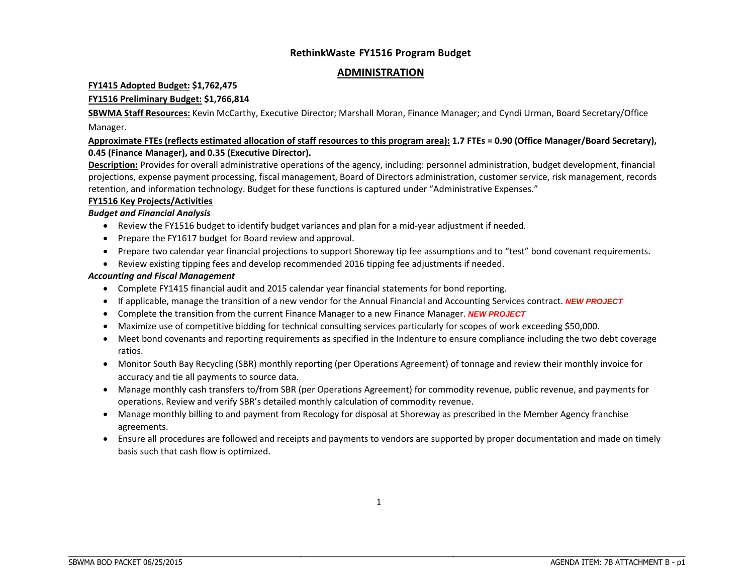# RethinkWaste FY1516 Program Budget

## ADMINISTRATION

**FY1415 Adopted Budget: $1,762,475**

**FY1516 Preliminary Budget: $1,766,814**

**SBWMA Staff Resources:** Kevin McCarthy, Executive Director; Marshall Moran, Finance Manager; and Cyndi Urman, Board Secretary/Office Manager.

**Approximate FTEs (reflects estimated allocation of staff resources to this program area): 1.7 FTEs = 0.90 (Office Manager/Board Secretary), 0.45 (Finance Manager), and 0.35 (Executive Director).**

**Description:** Provides for overall administrative operations of the agency, including: personnel administration, budget development, financial projections, expense payment processing, fiscal management, Board of Directors administration, customer service, risk management, records retention, and information technology. Budget for these functions is captured under "Administrative Expenses."

**FY1516 Key Projects/Activities**

***Budget and Financial Analysis***

- Review the FY1516 budget to identify budget variances and plan for a mid-year adjustment if needed.
- Prepare the FY1617 budget for Board review and approval.
- Prepare two calendar year financial projections to support Shoreway tip fee assumptions and to "test" bond covenant requirements.
- Review existing tipping fees and develop recommended 2016 tipping fee adjustments if needed.

***Accounting and Fiscal Management***

- Complete FY1415 financial audit and 2015 calendar year financial statements for bond reporting.
- If applicable, manage the transition of a new vendor for the Annual Financial and Accounting Services contract. ***NEW PROJECT***
- Complete the transition from the current Finance Manager to a new Finance Manager. ***NEW PROJECT***
- Maximize use of competitive bidding for technical consulting services particularly for scopes of work exceeding $50,000.
- Meet bond covenants and reporting requirements as specified in the Indenture to ensure compliance including the two debt coverage ratios.
- Monitor South Bay Recycling (SBR) monthly reporting (per Operations Agreement) of tonnage and review their monthly invoice for accuracy and tie all payments to source data.
- Manage monthly cash transfers to/from SBR (per Operations Agreement) for commodity revenue, public revenue, and payments for operations. Review and verify SBR's detailed monthly calculation of commodity revenue.
- Manage monthly billing to and payment from Recology for disposal at Shoreway as prescribed in the Member Agency franchise agreements.
- Ensure all procedures are followed and receipts and payments to vendors are supported by proper documentation and made on timely basis such that cash flow is optimized.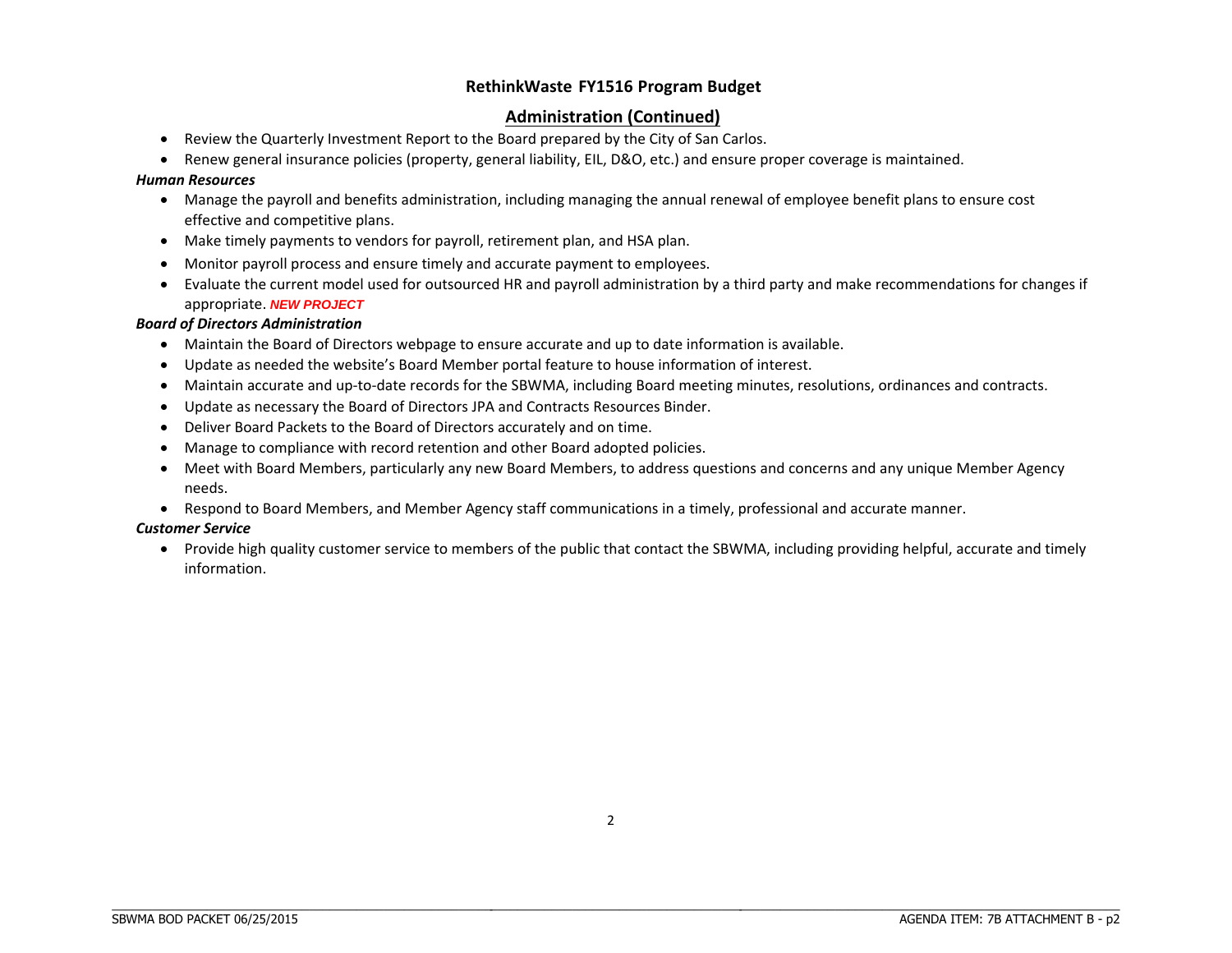# RethinkWaste FY1516 Program Budget

## Administration (Continued)

- Review the Quarterly Investment Report to the Board prepared by the City of San Carlos.
- Renew general insurance policies (property, general liability, EIL, D&O, etc.) and ensure proper coverage is maintained.

***Human Resources***

- Manage the payroll and benefits administration, including managing the annual renewal of employee benefit plans to ensure cost effective and competitive plans.
- Make timely payments to vendors for payroll, retirement plan, and HSA plan.
- Monitor payroll process and ensure timely and accurate payment to employees.
- Evaluate the current model used for outsourced HR and payroll administration by a third party and make recommendations for changes if appropriate. ***NEW PROJECT***

***Board of Directors Administration***

- Maintain the Board of Directors webpage to ensure accurate and up to date information is available.
- Update as needed the website's Board Member portal feature to house information of interest.
- Maintain accurate and up-to-date records for the SBWMA, including Board meeting minutes, resolutions, ordinances and contracts.
- Update as necessary the Board of Directors JPA and Contracts Resources Binder.
- Deliver Board Packets to the Board of Directors accurately and on time.
- Manage to compliance with record retention and other Board adopted policies.
- Meet with Board Members, particularly any new Board Members, to address questions and concerns and any unique Member Agency needs.
- Respond to Board Members, and Member Agency staff communications in a timely, professional and accurate manner.

***Customer Service***

- Provide high quality customer service to members of the public that contact the SBWMA, including providing helpful, accurate and timely information.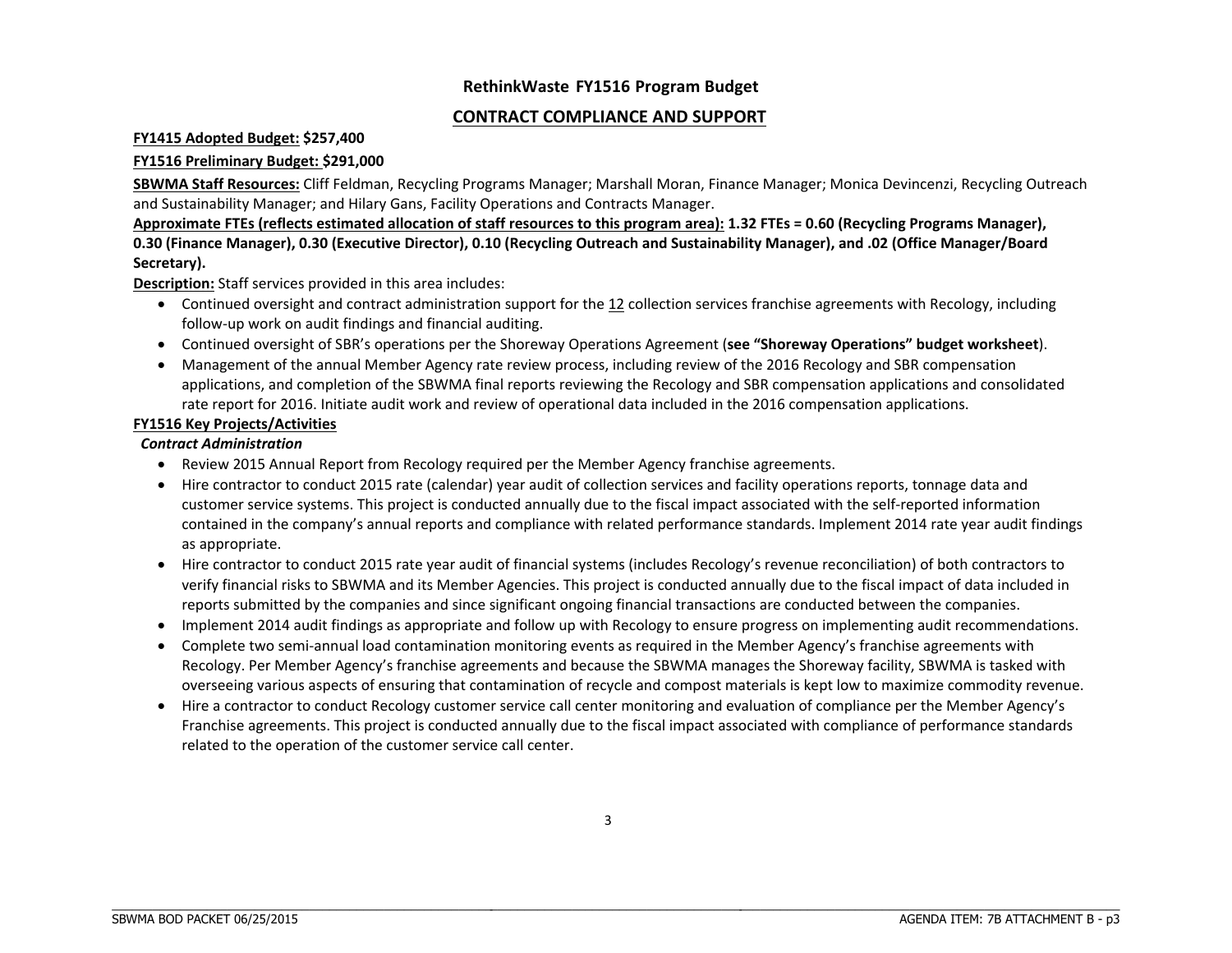## RethinkWaste FY1516 Program Budget

## CONTRACT COMPLIANCE AND SUPPORT

**FY1415 Adopted Budget: $257,400**

**FY1516 Preliminary Budget: $291,000**

**SBWMA Staff Resources:** Cliff Feldman, Recycling Programs Manager; Marshall Moran, Finance Manager; Monica Devincenzi, Recycling Outreach and Sustainability Manager; and Hilary Gans, Facility Operations and Contracts Manager.

**Approximate FTEs (reflects estimated allocation of staff resources to this program area): 1.32 FTEs = 0.60 (Recycling Programs Manager), 0.30 (Finance Manager), 0.30 (Executive Director), 0.10 (Recycling Outreach and Sustainability Manager), and .02 (Office Manager/Board Secretary).**

**Description:** Staff services provided in this area includes:

- Continued oversight and contract administration support for the 12 collection services franchise agreements with Recology, including follow-up work on audit findings and financial auditing.
- Continued oversight of SBR's operations per the Shoreway Operations Agreement (**see "Shoreway Operations" budget worksheet**).
- Management of the annual Member Agency rate review process, including review of the 2016 Recology and SBR compensation applications, and completion of the SBWMA final reports reviewing the Recology and SBR compensation applications and consolidated rate report for 2016. Initiate audit work and review of operational data included in the 2016 compensation applications.

**FY1516 Key Projects/Activities**

***Contract Administration***

- Review 2015 Annual Report from Recology required per the Member Agency franchise agreements.
- Hire contractor to conduct 2015 rate (calendar) year audit of collection services and facility operations reports, tonnage data and customer service systems. This project is conducted annually due to the fiscal impact associated with the self-reported information contained in the company's annual reports and compliance with related performance standards. Implement 2014 rate year audit findings as appropriate.
- Hire contractor to conduct 2015 rate year audit of financial systems (includes Recology's revenue reconciliation) of both contractors to verify financial risks to SBWMA and its Member Agencies. This project is conducted annually due to the fiscal impact of data included in reports submitted by the companies and since significant ongoing financial transactions are conducted between the companies.
- Implement 2014 audit findings as appropriate and follow up with Recology to ensure progress on implementing audit recommendations.
- Complete two semi-annual load contamination monitoring events as required in the Member Agency's franchise agreements with Recology. Per Member Agency's franchise agreements and because the SBWMA manages the Shoreway facility, SBWMA is tasked with overseeing various aspects of ensuring that contamination of recycle and compost materials is kept low to maximize commodity revenue.
- Hire a contractor to conduct Recology customer service call center monitoring and evaluation of compliance per the Member Agency's Franchise agreements. This project is conducted annually due to the fiscal impact associated with compliance of performance standards related to the operation of the customer service call center.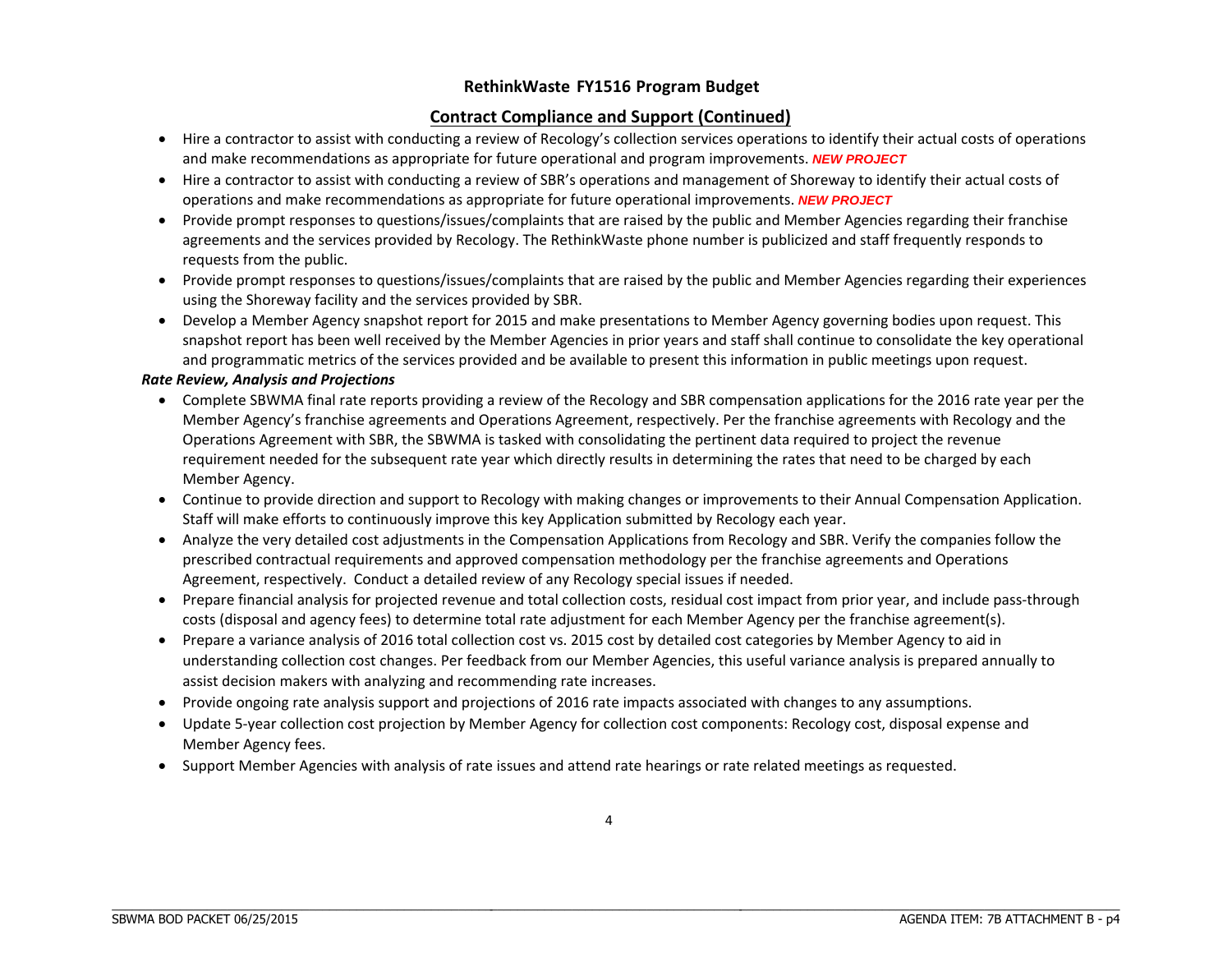## RethinkWaste FY1516 Program Budget

### Contract Compliance and Support (Continued)

- Hire a contractor to assist with conducting a review of Recology's collection services operations to identify their actual costs of operations and make recommendations as appropriate for future operational and program improvements. ***NEW PROJECT***
- Hire a contractor to assist with conducting a review of SBR's operations and management of Shoreway to identify their actual costs of operations and make recommendations as appropriate for future operational improvements. ***NEW PROJECT***
- Provide prompt responses to questions/issues/complaints that are raised by the public and Member Agencies regarding their franchise agreements and the services provided by Recology. The RethinkWaste phone number is publicized and staff frequently responds to requests from the public.
- Provide prompt responses to questions/issues/complaints that are raised by the public and Member Agencies regarding their experiences using the Shoreway facility and the services provided by SBR.
- Develop a Member Agency snapshot report for 2015 and make presentations to Member Agency governing bodies upon request. This snapshot report has been well received by the Member Agencies in prior years and staff shall continue to consolidate the key operational and programmatic metrics of the services provided and be available to present this information in public meetings upon request.

***Rate Review, Analysis and Projections***

- Complete SBWMA final rate reports providing a review of the Recology and SBR compensation applications for the 2016 rate year per the Member Agency's franchise agreements and Operations Agreement, respectively. Per the franchise agreements with Recology and the Operations Agreement with SBR, the SBWMA is tasked with consolidating the pertinent data required to project the revenue requirement needed for the subsequent rate year which directly results in determining the rates that need to be charged by each Member Agency.
- Continue to provide direction and support to Recology with making changes or improvements to their Annual Compensation Application. Staff will make efforts to continuously improve this key Application submitted by Recology each year.
- Analyze the very detailed cost adjustments in the Compensation Applications from Recology and SBR. Verify the companies follow the prescribed contractual requirements and approved compensation methodology per the franchise agreements and Operations Agreement, respectively. Conduct a detailed review of any Recology special issues if needed.
- Prepare financial analysis for projected revenue and total collection costs, residual cost impact from prior year, and include pass-through costs (disposal and agency fees) to determine total rate adjustment for each Member Agency per the franchise agreement(s).
- Prepare a variance analysis of 2016 total collection cost vs. 2015 cost by detailed cost categories by Member Agency to aid in understanding collection cost changes. Per feedback from our Member Agencies, this useful variance analysis is prepared annually to assist decision makers with analyzing and recommending rate increases.
- Provide ongoing rate analysis support and projections of 2016 rate impacts associated with changes to any assumptions.
- Update 5-year collection cost projection by Member Agency for collection cost components: Recology cost, disposal expense and Member Agency fees.
- Support Member Agencies with analysis of rate issues and attend rate hearings or rate related meetings as requested.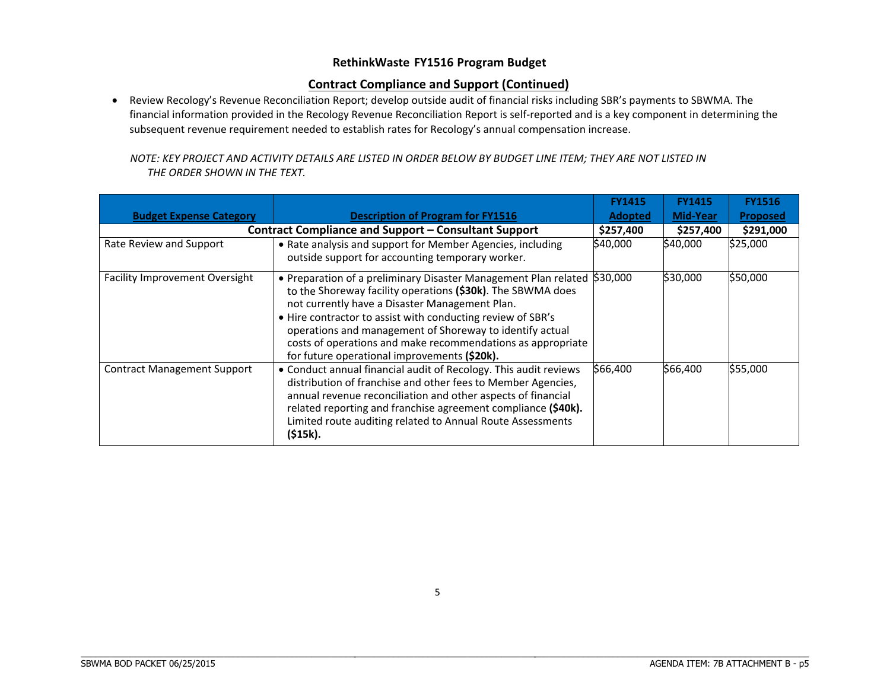# RethinkWaste FY1516 Program Budget

## Contract Compliance and Support (Continued)

- Review Recology's Revenue Reconciliation Report; develop outside audit of financial risks including SBR's payments to SBWMA. The financial information provided in the Recology Revenue Reconciliation Report is self-reported and is a key component in determining the subsequent revenue requirement needed to establish rates for Recology's annual compensation increase.

*NOTE: KEY PROJECT AND ACTIVITY DETAILS ARE LISTED IN ORDER BELOW BY BUDGET LINE ITEM; THEY ARE NOT LISTED IN THE ORDER SHOWN IN THE TEXT.*

| Budget Expense Category | Description of Program for FY1516 | FY1415 Adopted | FY1415 Mid-Year | FY1516 Proposed |
|---|---|---|---|---|
| **Contract Compliance and Support – Consultant Support** | | **$257,400** | **$257,400** | **$291,000** |
| Rate Review and Support | • Rate analysis and support for Member Agencies, including outside support for accounting temporary worker. | $40,000 | $40,000 | $25,000 |
| Facility Improvement Oversight | • Preparation of a preliminary Disaster Management Plan related to the Shoreway facility operations **($30k)**. The SBWMA does not currently have a Disaster Management Plan.<br>• Hire contractor to assist with conducting review of SBR's operations and management of Shoreway to identify actual costs of operations and make recommendations as appropriate for future operational improvements **($20k).** | $30,000 | $30,000 | $50,000 |
| Contract Management Support | • Conduct annual financial audit of Recology. This audit reviews distribution of franchise and other fees to Member Agencies, annual revenue reconciliation and other aspects of financial related reporting and franchise agreement compliance **($40k).** Limited route auditing related to Annual Route Assessments **($15k).** | $66,400 | $66,400 | $55,000 |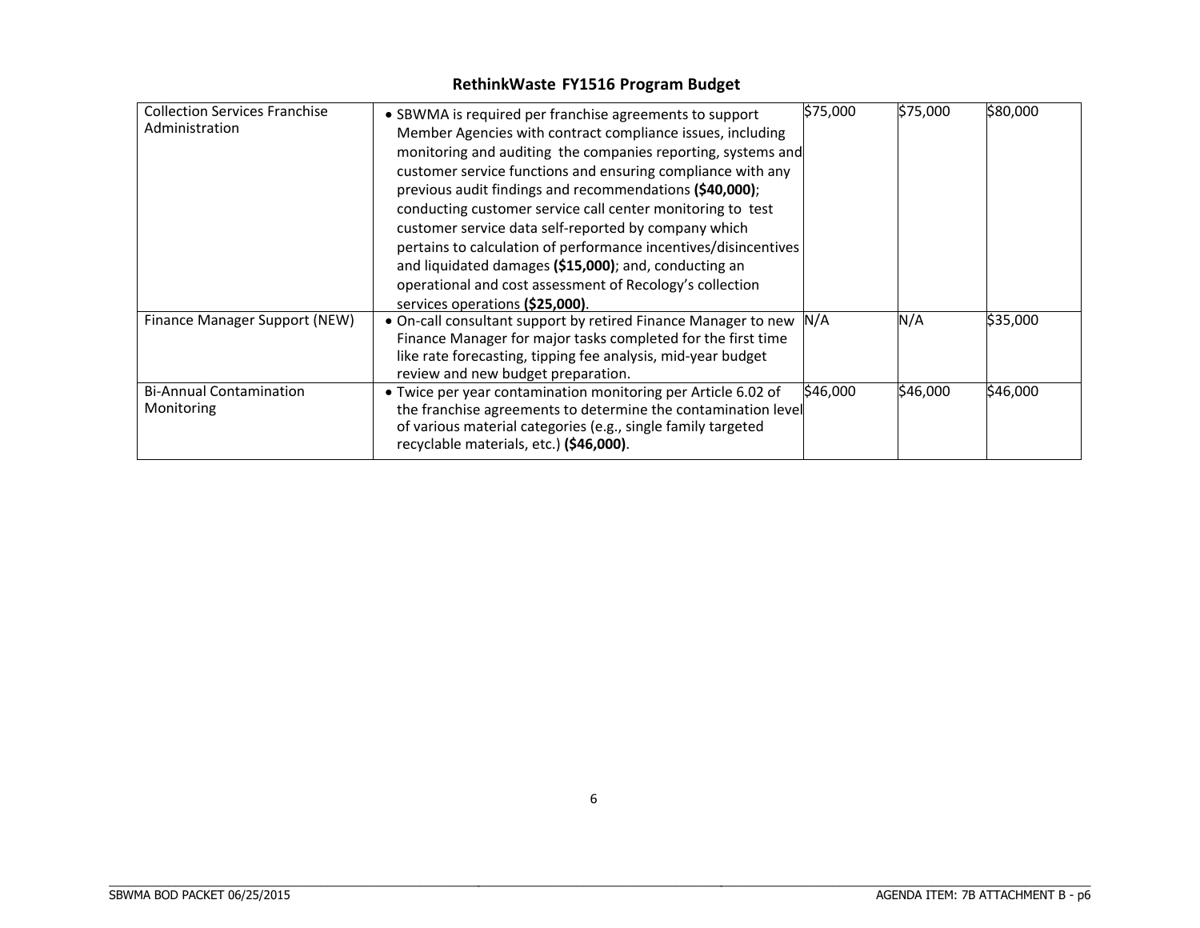## RethinkWaste FY1516 Program Budget

| | | | | |
|---|---|---|---|---|
| Collection Services Franchise Administration | • SBWMA is required per franchise agreements to support Member Agencies with contract compliance issues, including monitoring and auditing the companies reporting, systems and customer service functions and ensuring compliance with any previous audit findings and recommendations **($40,000)**; conducting customer service call center monitoring to test customer service data self-reported by company which pertains to calculation of performance incentives/disincentives and liquidated damages **($15,000)**; and, conducting an operational and cost assessment of Recology's collection services operations **($25,000)**. | $75,000 | $75,000 | $80,000 |
| Finance Manager Support (NEW) | • On-call consultant support by retired Finance Manager to new Finance Manager for major tasks completed for the first time like rate forecasting, tipping fee analysis, mid-year budget review and new budget preparation. | N/A | N/A | $35,000 |
| Bi-Annual Contamination Monitoring | • Twice per year contamination monitoring per Article 6.02 of the franchise agreements to determine the contamination level of various material categories (e.g., single family targeted recyclable materials, etc.) **($46,000)**. | $46,000 | $46,000 | $46,000 |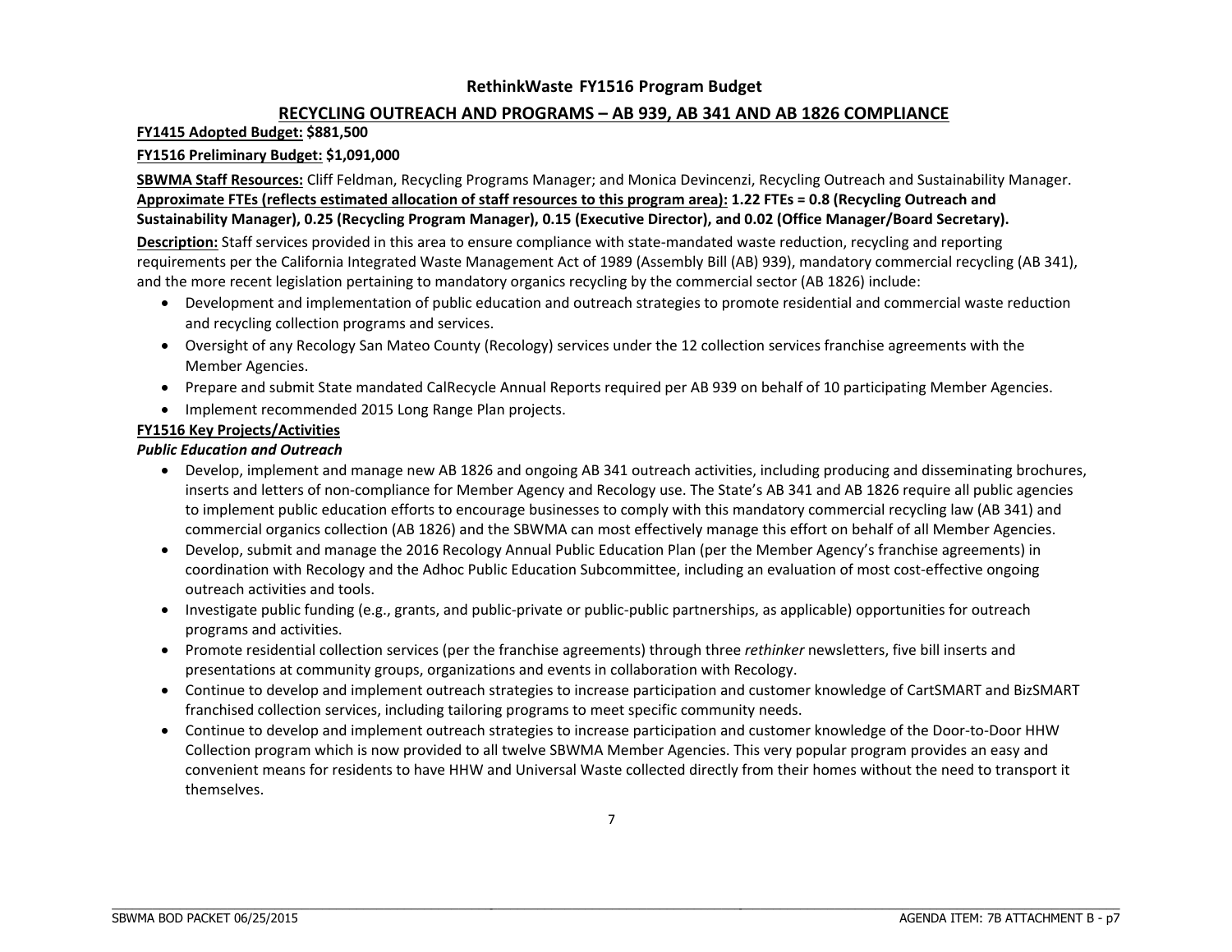# RethinkWaste FY1516 Program Budget

## RECYCLING OUTREACH AND PROGRAMS – AB 939, AB 341 AND AB 1826 COMPLIANCE

**FY1415 Adopted Budget: $881,500**

**FY1516 Preliminary Budget: $1,091,000**

**SBWMA Staff Resources:** Cliff Feldman, Recycling Programs Manager; and Monica Devincenzi, Recycling Outreach and Sustainability Manager.
**Approximate FTEs (reflects estimated allocation of staff resources to this program area): 1.22 FTEs = 0.8 (Recycling Outreach and Sustainability Manager), 0.25 (Recycling Program Manager), 0.15 (Executive Director), and 0.02 (Office Manager/Board Secretary).**

**Description:** Staff services provided in this area to ensure compliance with state-mandated waste reduction, recycling and reporting requirements per the California Integrated Waste Management Act of 1989 (Assembly Bill (AB) 939), mandatory commercial recycling (AB 341), and the more recent legislation pertaining to mandatory organics recycling by the commercial sector (AB 1826) include:

- Development and implementation of public education and outreach strategies to promote residential and commercial waste reduction and recycling collection programs and services.
- Oversight of any Recology San Mateo County (Recology) services under the 12 collection services franchise agreements with the Member Agencies.
- Prepare and submit State mandated CalRecycle Annual Reports required per AB 939 on behalf of 10 participating Member Agencies.
- Implement recommended 2015 Long Range Plan projects.

**FY1516 Key Projects/Activities**

***Public Education and Outreach***

- Develop, implement and manage new AB 1826 and ongoing AB 341 outreach activities, including producing and disseminating brochures, inserts and letters of non-compliance for Member Agency and Recology use. The State's AB 341 and AB 1826 require all public agencies to implement public education efforts to encourage businesses to comply with this mandatory commercial recycling law (AB 341) and commercial organics collection (AB 1826) and the SBWMA can most effectively manage this effort on behalf of all Member Agencies.
- Develop, submit and manage the 2016 Recology Annual Public Education Plan (per the Member Agency's franchise agreements) in coordination with Recology and the Adhoc Public Education Subcommittee, including an evaluation of most cost-effective ongoing outreach activities and tools.
- Investigate public funding (e.g., grants, and public-private or public-public partnerships, as applicable) opportunities for outreach programs and activities.
- Promote residential collection services (per the franchise agreements) through three *rethinker* newsletters, five bill inserts and presentations at community groups, organizations and events in collaboration with Recology.
- Continue to develop and implement outreach strategies to increase participation and customer knowledge of CartSMART and BizSMART franchised collection services, including tailoring programs to meet specific community needs.
- Continue to develop and implement outreach strategies to increase participation and customer knowledge of the Door-to-Door HHW Collection program which is now provided to all twelve SBWMA Member Agencies. This very popular program provides an easy and convenient means for residents to have HHW and Universal Waste collected directly from their homes without the need to transport it themselves.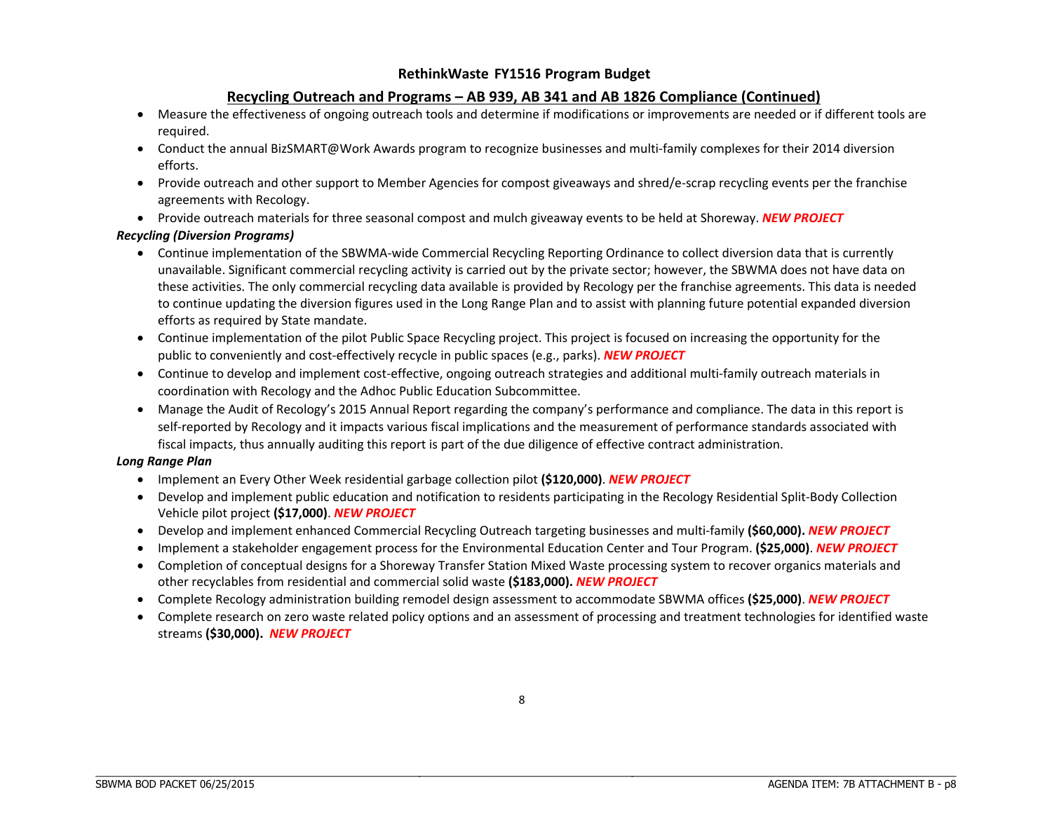## RethinkWaste FY1516 Program Budget

### Recycling Outreach and Programs – AB 939, AB 341 and AB 1826 Compliance (Continued)

- Measure the effectiveness of ongoing outreach tools and determine if modifications or improvements are needed or if different tools are required.
- Conduct the annual BizSMART@Work Awards program to recognize businesses and multi-family complexes for their 2014 diversion efforts.
- Provide outreach and other support to Member Agencies for compost giveaways and shred/e-scrap recycling events per the franchise agreements with Recology.
- Provide outreach materials for three seasonal compost and mulch giveaway events to be held at Shoreway. ***NEW PROJECT***

***Recycling (Diversion Programs)***

- Continue implementation of the SBWMA-wide Commercial Recycling Reporting Ordinance to collect diversion data that is currently unavailable. Significant commercial recycling activity is carried out by the private sector; however, the SBWMA does not have data on these activities. The only commercial recycling data available is provided by Recology per the franchise agreements. This data is needed to continue updating the diversion figures used in the Long Range Plan and to assist with planning future potential expanded diversion efforts as required by State mandate.
- Continue implementation of the pilot Public Space Recycling project. This project is focused on increasing the opportunity for the public to conveniently and cost-effectively recycle in public spaces (e.g., parks). ***NEW PROJECT***
- Continue to develop and implement cost-effective, ongoing outreach strategies and additional multi-family outreach materials in coordination with Recology and the Adhoc Public Education Subcommittee.
- Manage the Audit of Recology's 2015 Annual Report regarding the company's performance and compliance. The data in this report is self-reported by Recology and it impacts various fiscal implications and the measurement of performance standards associated with fiscal impacts, thus annually auditing this report is part of the due diligence of effective contract administration.

***Long Range Plan***

- Implement an Every Other Week residential garbage collection pilot **($120,000)**. ***NEW PROJECT***
- Develop and implement public education and notification to residents participating in the Recology Residential Split-Body Collection Vehicle pilot project **($17,000)**. ***NEW PROJECT***
- Develop and implement enhanced Commercial Recycling Outreach targeting businesses and multi-family **($60,000).** ***NEW PROJECT***
- Implement a stakeholder engagement process for the Environmental Education Center and Tour Program. **($25,000)**. ***NEW PROJECT***
- Completion of conceptual designs for a Shoreway Transfer Station Mixed Waste processing system to recover organics materials and other recyclables from residential and commercial solid waste **($183,000).** ***NEW PROJECT***
- Complete Recology administration building remodel design assessment to accommodate SBWMA offices **($25,000)**. ***NEW PROJECT***
- Complete research on zero waste related policy options and an assessment of processing and treatment technologies for identified waste streams **($30,000).** ***NEW PROJECT***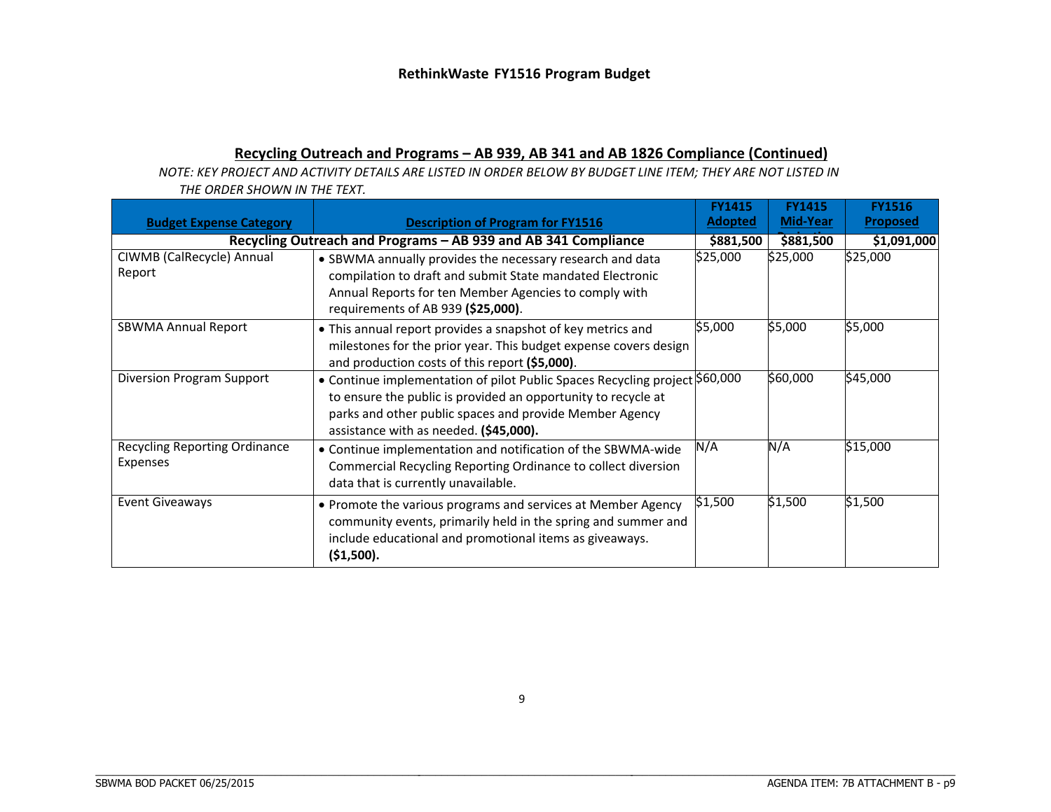## RethinkWaste FY1516 Program Budget

### Recycling Outreach and Programs – AB 939, AB 341 and AB 1826 Compliance (Continued)

*NOTE: KEY PROJECT AND ACTIVITY DETAILS ARE LISTED IN ORDER BELOW BY BUDGET LINE ITEM; THEY ARE NOT LISTED IN THE ORDER SHOWN IN THE TEXT.*

| Budget Expense Category | Description of Program for FY1516 | FY1415 Adopted | FY1415 Mid-Year | FY1516 Proposed |
|---|---|---|---|---|
| **Recycling Outreach and Programs – AB 939 and AB 341 Compliance** | | **$881,500** | **$881,500** | **$1,091,000** |
| CIWMB (CalRecycle) Annual Report | • SBWMA annually provides the necessary research and data compilation to draft and submit State mandated Electronic Annual Reports for ten Member Agencies to comply with requirements of AB 939 **($25,000)**. | $25,000 | $25,000 | $25,000 |
| SBWMA Annual Report | • This annual report provides a snapshot of key metrics and milestones for the prior year. This budget expense covers design and production costs of this report **($5,000)**. | $5,000 | $5,000 | $5,000 |
| Diversion Program Support | • Continue implementation of pilot Public Spaces Recycling project to ensure the public is provided an opportunity to recycle at parks and other public spaces and provide Member Agency assistance with as needed. **($45,000).** | $60,000 | $60,000 | $45,000 |
| Recycling Reporting Ordinance Expenses | • Continue implementation and notification of the SBWMA-wide Commercial Recycling Reporting Ordinance to collect diversion data that is currently unavailable. | N/A | N/A | $15,000 |
| Event Giveaways | • Promote the various programs and services at Member Agency community events, primarily held in the spring and summer and include educational and promotional items as giveaways. **($1,500).** | $1,500 | $1,500 | $1,500 |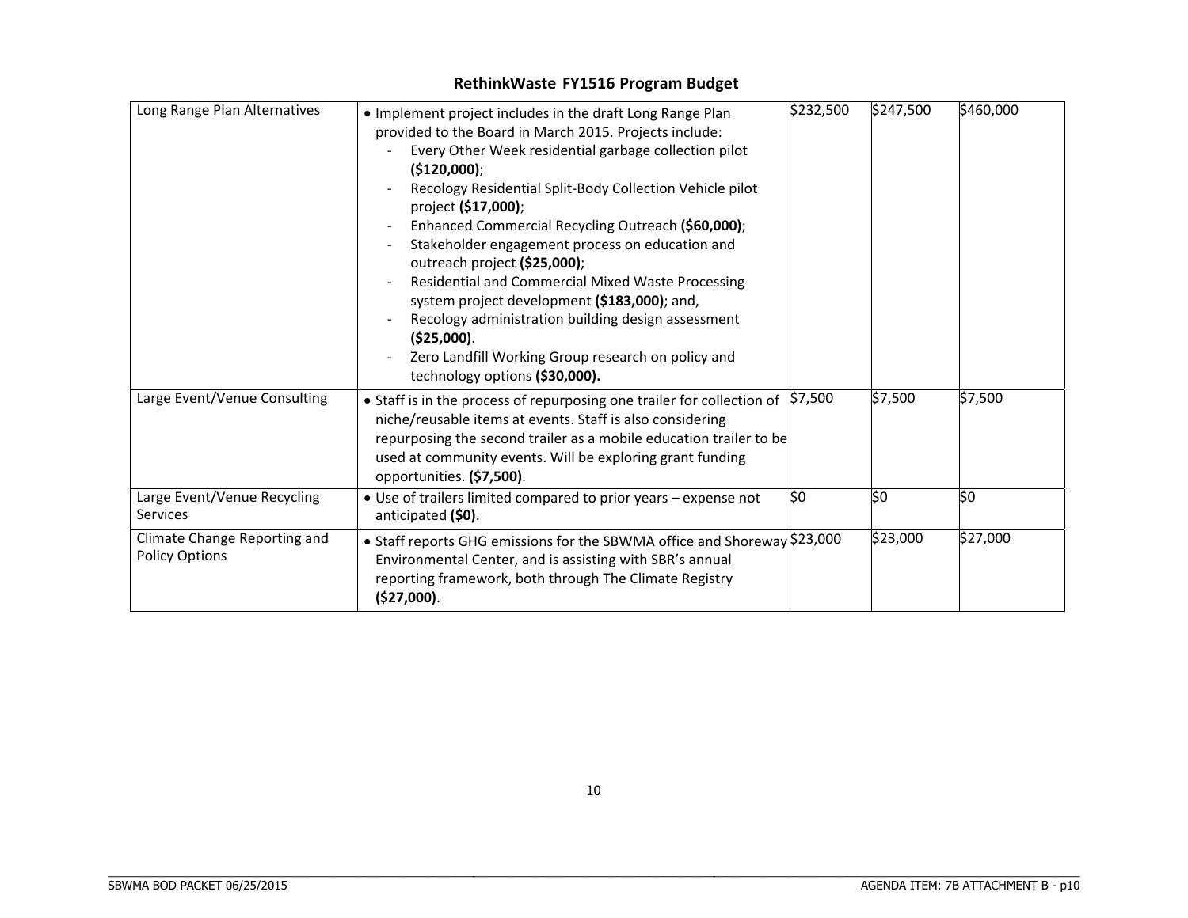## RethinkWaste FY1516 Program Budget

| | | | | |
|---|---|---|---|---|
| Long Range Plan Alternatives | • Implement project includes in the draft Long Range Plan provided to the Board in March 2015. Projects include:<br>- Every Other Week residential garbage collection pilot **($120,000)**;<br>- Recology Residential Split-Body Collection Vehicle pilot project **($17,000)**;<br>- Enhanced Commercial Recycling Outreach **($60,000)**;<br>- Stakeholder engagement process on education and outreach project **($25,000)**;<br>- Residential and Commercial Mixed Waste Processing system project development **($183,000)**; and,<br>- Recology administration building design assessment **($25,000)**.<br>- Zero Landfill Working Group research on policy and technology options **($30,000).** | $232,500 | $247,500 | $460,000 |
| Large Event/Venue Consulting | • Staff is in the process of repurposing one trailer for collection of niche/reusable items at events. Staff is also considering repurposing the second trailer as a mobile education trailer to be used at community events. Will be exploring grant funding opportunities. **($7,500)**. | $7,500 | $7,500 | $7,500 |
| Large Event/Venue Recycling Services | • Use of trailers limited compared to prior years – expense not anticipated **($0)**. | $0 | $0 | $0 |
| Climate Change Reporting and Policy Options | • Staff reports GHG emissions for the SBWMA office and Shoreway Environmental Center, and is assisting with SBR's annual reporting framework, both through The Climate Registry **($27,000)**. | $23,000 | $23,000 | $27,000 |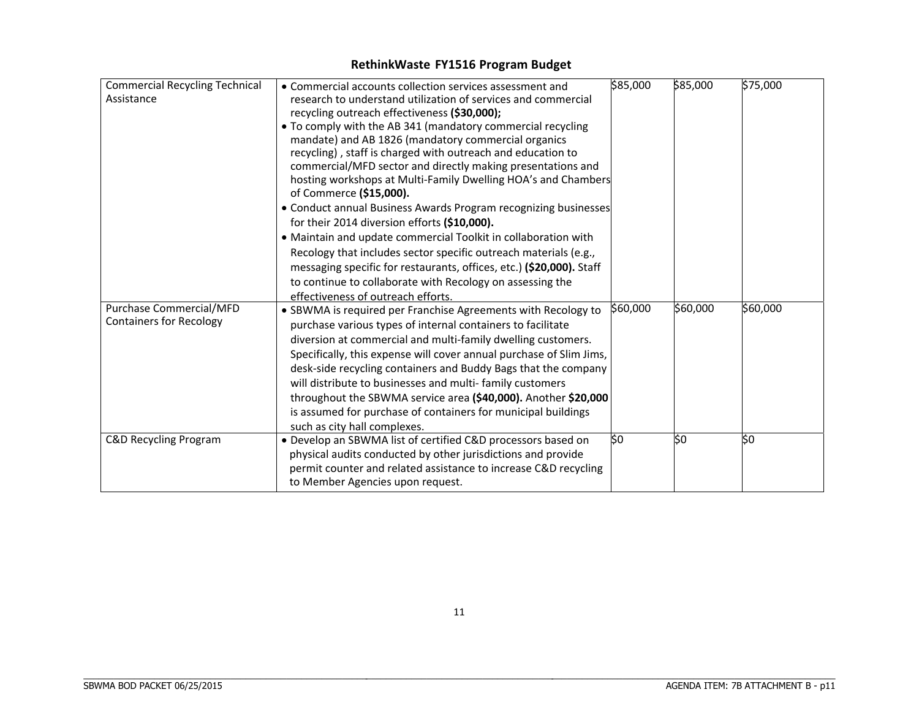## RethinkWaste FY1516 Program Budget

| | | | | |
|---|---|---|---|---|
| Commercial Recycling Technical Assistance | • Commercial accounts collection services assessment and research to understand utilization of services and commercial recycling outreach effectiveness **($30,000);**<br>• To comply with the AB 341 (mandatory commercial recycling mandate) and AB 1826 (mandatory commercial organics recycling) , staff is charged with outreach and education to commercial/MFD sector and directly making presentations and hosting workshops at Multi-Family Dwelling HOA's and Chambers of Commerce **($15,000).**<br>• Conduct annual Business Awards Program recognizing businesses for their 2014 diversion efforts **($10,000).**<br>• Maintain and update commercial Toolkit in collaboration with Recology that includes sector specific outreach materials (e.g., messaging specific for restaurants, offices, etc.) **($20,000).** Staff to continue to collaborate with Recology on assessing the effectiveness of outreach efforts. | $85,000 | $85,000 | $75,000 |
| Purchase Commercial/MFD Containers for Recology | • SBWMA is required per Franchise Agreements with Recology to purchase various types of internal containers to facilitate diversion at commercial and multi-family dwelling customers. Specifically, this expense will cover annual purchase of Slim Jims, desk-side recycling containers and Buddy Bags that the company will distribute to businesses and multi- family customers throughout the SBWMA service area **($40,000).** Another **$20,000** is assumed for purchase of containers for municipal buildings such as city hall complexes. | $60,000 | $60,000 | $60,000 |
| C&D Recycling Program | • Develop an SBWMA list of certified C&D processors based on physical audits conducted by other jurisdictions and provide permit counter and related assistance to increase C&D recycling to Member Agencies upon request. | $0 | $0 | $0 |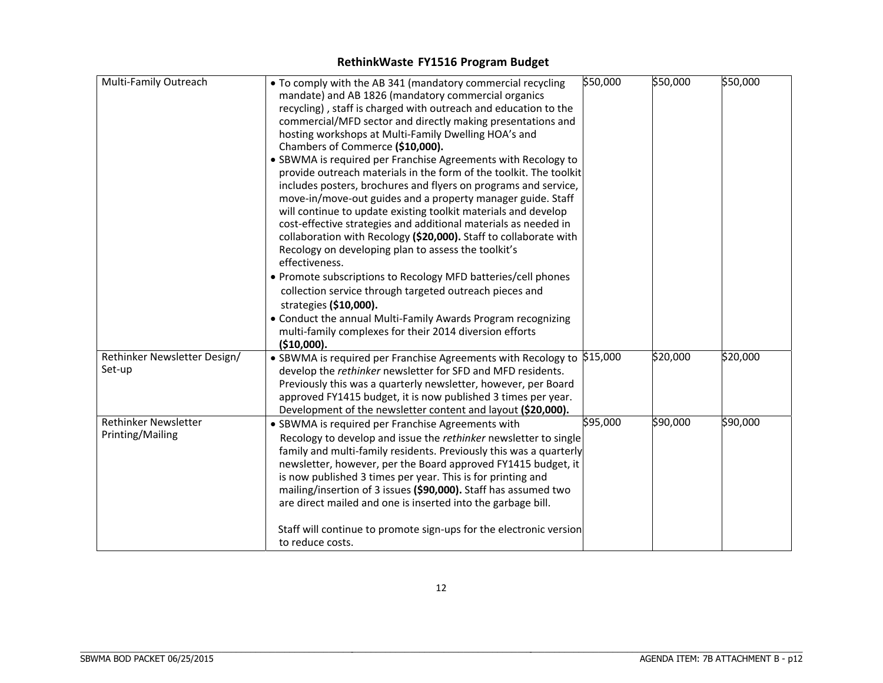## RethinkWaste FY1516 Program Budget

| | | | | |
|---|---|---|---|---|
| Multi-Family Outreach | • To comply with the AB 341 (mandatory commercial recycling mandate) and AB 1826 (mandatory commercial organics recycling) , staff is charged with outreach and education to the commercial/MFD sector and directly making presentations and hosting workshops at Multi-Family Dwelling HOA's and Chambers of Commerce **($10,000).**<br>• SBWMA is required per Franchise Agreements with Recology to provide outreach materials in the form of the toolkit. The toolkit includes posters, brochures and flyers on programs and service, move-in/move-out guides and a property manager guide. Staff will continue to update existing toolkit materials and develop cost-effective strategies and additional materials as needed in collaboration with Recology **($20,000).** Staff to collaborate with Recology on developing plan to assess the toolkit's effectiveness.<br>• Promote subscriptions to Recology MFD batteries/cell phones collection service through targeted outreach pieces and strategies **($10,000).**<br>• Conduct the annual Multi-Family Awards Program recognizing multi-family complexes for their 2014 diversion efforts **($10,000).** | $50,000 | $50,000 | $50,000 |
| Rethinker Newsletter Design/ Set-up | • SBWMA is required per Franchise Agreements with Recology to develop the *rethinker* newsletter for SFD and MFD residents. Previously this was a quarterly newsletter, however, per Board approved FY1415 budget, it is now published 3 times per year. Development of the newsletter content and layout **($20,000).** | $15,000 | $20,000 | $20,000 |
| Rethinker Newsletter Printing/Mailing | • SBWMA is required per Franchise Agreements with Recology to develop and issue the *rethinker* newsletter to single family and multi-family residents. Previously this was a quarterly newsletter, however, per the Board approved FY1415 budget, it is now published 3 times per year. This is for printing and mailing/insertion of 3 issues **($90,000).** Staff has assumed two are direct mailed and one is inserted into the garbage bill.<br><br>Staff will continue to promote sign-ups for the electronic version to reduce costs. | $95,000 | $90,000 | $90,000 |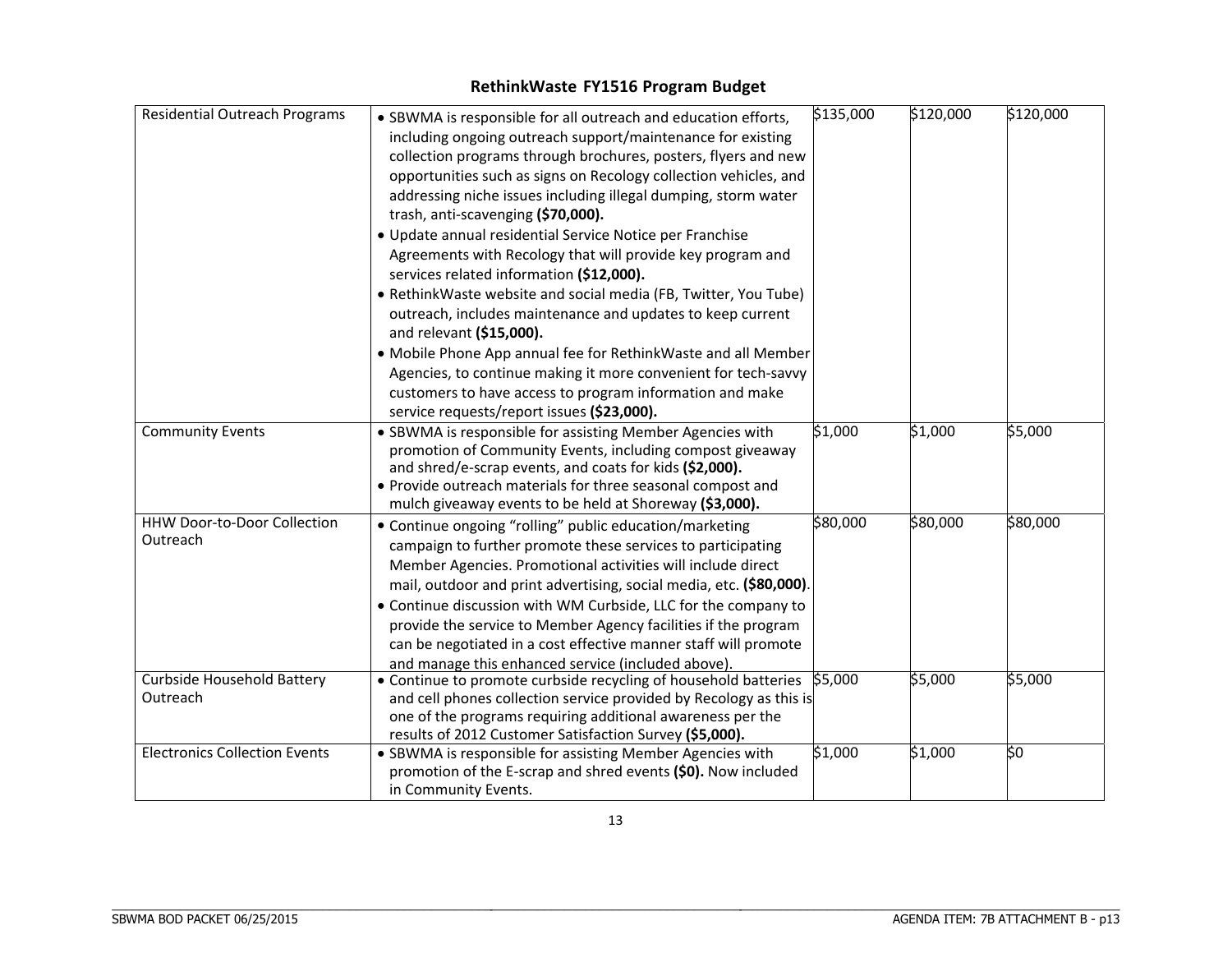## RethinkWaste FY1516 Program Budget

| | | | | |
|---|---|---|---|---|
| Residential Outreach Programs | • SBWMA is responsible for all outreach and education efforts, including ongoing outreach support/maintenance for existing collection programs through brochures, posters, flyers and new opportunities such as signs on Recology collection vehicles, and addressing niche issues including illegal dumping, storm water trash, anti-scavenging **($70,000).**<br>• Update annual residential Service Notice per Franchise Agreements with Recology that will provide key program and services related information **($12,000).**<br>• RethinkWaste website and social media (FB, Twitter, You Tube) outreach, includes maintenance and updates to keep current and relevant **($15,000).**<br>• Mobile Phone App annual fee for RethinkWaste and all Member Agencies, to continue making it more convenient for tech-savvy customers to have access to program information and make service requests/report issues **($23,000).** | $135,000 | $120,000 | $120,000 |
| Community Events | • SBWMA is responsible for assisting Member Agencies with promotion of Community Events, including compost giveaway and shred/e-scrap events, and coats for kids **($2,000).**<br>• Provide outreach materials for three seasonal compost and mulch giveaway events to be held at Shoreway **($3,000).** | $1,000 | $1,000 | $5,000 |
| HHW Door-to-Door Collection Outreach | • Continue ongoing "rolling" public education/marketing campaign to further promote these services to participating Member Agencies. Promotional activities will include direct mail, outdoor and print advertising, social media, etc. **($80,000)**.<br>• Continue discussion with WM Curbside, LLC for the company to provide the service to Member Agency facilities if the program can be negotiated in a cost effective manner staff will promote and manage this enhanced service (included above). | $80,000 | $80,000 | $80,000 |
| Curbside Household Battery Outreach | • Continue to promote curbside recycling of household batteries and cell phones collection service provided by Recology as this is one of the programs requiring additional awareness per the results of 2012 Customer Satisfaction Survey **($5,000).** | $5,000 | $5,000 | $5,000 |
| Electronics Collection Events | • SBWMA is responsible for assisting Member Agencies with promotion of the E-scrap and shred events **($0).** Now included in Community Events. | $1,000 | $1,000 | $0 |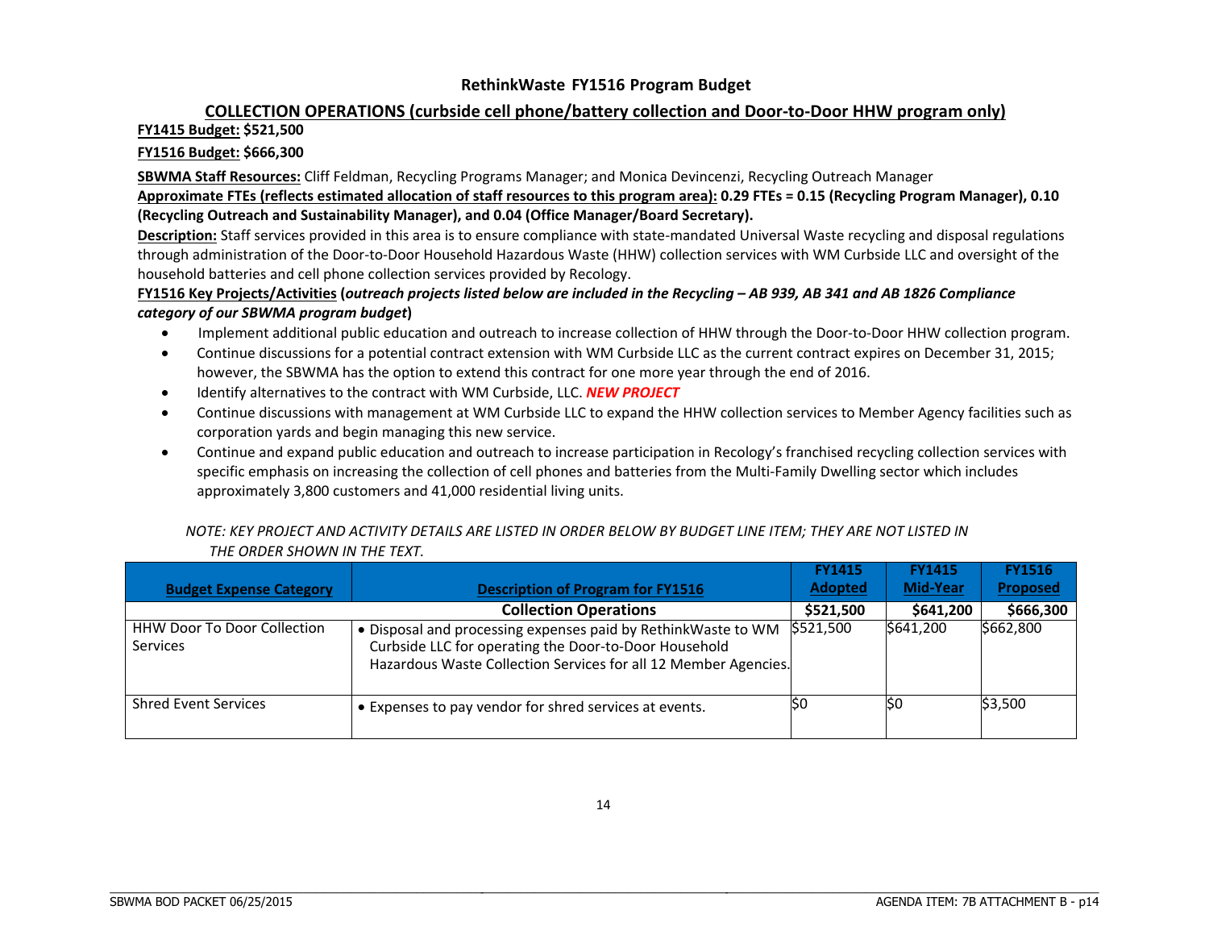# RethinkWaste FY1516 Program Budget

## COLLECTION OPERATIONS (curbside cell phone/battery collection and Door-to-Door HHW program only)

**FY1415 Budget: $521,500**

**FY1516 Budget: $666,300**

**SBWMA Staff Resources:** Cliff Feldman, Recycling Programs Manager; and Monica Devincenzi, Recycling Outreach Manager

**Approximate FTEs (reflects estimated allocation of staff resources to this program area): 0.29 FTEs = 0.15 (Recycling Program Manager), 0.10 (Recycling Outreach and Sustainability Manager), and 0.04 (Office Manager/Board Secretary).**

**Description:** Staff services provided in this area is to ensure compliance with state-mandated Universal Waste recycling and disposal regulations through administration of the Door-to-Door Household Hazardous Waste (HHW) collection services with WM Curbside LLC and oversight of the household batteries and cell phone collection services provided by Recology.

**FY1516 Key Projects/Activities (*outreach projects listed below are included in the Recycling – AB 939, AB 341 and AB 1826 Compliance category of our SBWMA program budget*)**

- Implement additional public education and outreach to increase collection of HHW through the Door-to-Door HHW collection program.
- Continue discussions for a potential contract extension with WM Curbside LLC as the current contract expires on December 31, 2015; however, the SBWMA has the option to extend this contract for one more year through the end of 2016.
- Identify alternatives to the contract with WM Curbside, LLC. ***NEW PROJECT***
- Continue discussions with management at WM Curbside LLC to expand the HHW collection services to Member Agency facilities such as corporation yards and begin managing this new service.
- Continue and expand public education and outreach to increase participation in Recology's franchised recycling collection services with specific emphasis on increasing the collection of cell phones and batteries from the Multi-Family Dwelling sector which includes approximately 3,800 customers and 41,000 residential living units.

*NOTE: KEY PROJECT AND ACTIVITY DETAILS ARE LISTED IN ORDER BELOW BY BUDGET LINE ITEM; THEY ARE NOT LISTED IN THE ORDER SHOWN IN THE TEXT.*

| Budget Expense Category | Description of Program for FY1516 | FY1415 Adopted | FY1415 Mid-Year | FY1516 Proposed |
|---|---|---|---|---|
| | **Collection Operations** | **$521,500** | **$641,200** | **$666,300** |
| HHW Door To Door Collection Services | • Disposal and processing expenses paid by RethinkWaste to WM Curbside LLC for operating the Door-to-Door Household Hazardous Waste Collection Services for all 12 Member Agencies. | $521,500 | $641,200 | $662,800 |
| Shred Event Services | • Expenses to pay vendor for shred services at events. | $0 | $0 | $3,500 |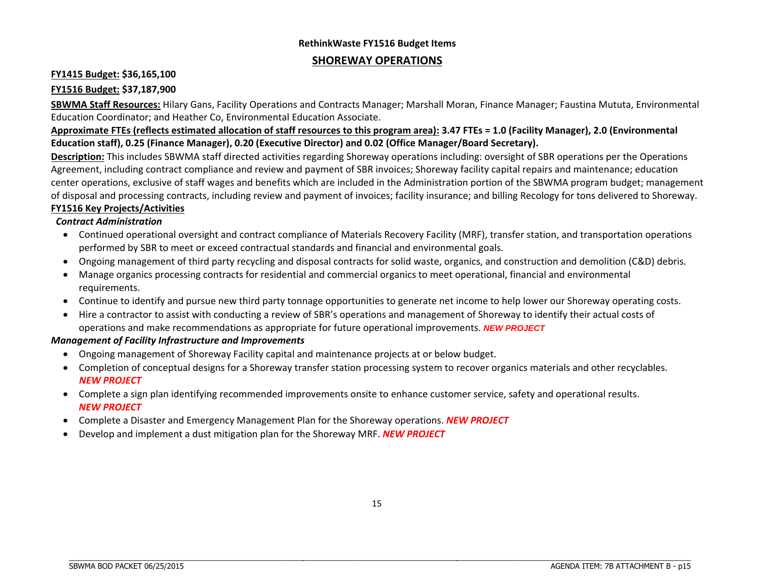### RethinkWaste FY1516 Budget Items

## SHOREWAY OPERATIONS

**FY1415 Budget: $36,165,100**

**FY1516 Budget: $37,187,900**

**SBWMA Staff Resources:** Hilary Gans, Facility Operations and Contracts Manager; Marshall Moran, Finance Manager; Faustina Mututa, Environmental Education Coordinator; and Heather Co, Environmental Education Associate.

**Approximate FTEs (reflects estimated allocation of staff resources to this program area): 3.47 FTEs = 1.0 (Facility Manager), 2.0 (Environmental Education staff), 0.25 (Finance Manager), 0.20 (Executive Director) and 0.02 (Office Manager/Board Secretary).**

**Description:** This includes SBWMA staff directed activities regarding Shoreway operations including: oversight of SBR operations per the Operations Agreement, including contract compliance and review and payment of SBR invoices; Shoreway facility capital repairs and maintenance; education center operations, exclusive of staff wages and benefits which are included in the Administration portion of the SBWMA program budget; management of disposal and processing contracts, including review and payment of invoices; facility insurance; and billing Recology for tons delivered to Shoreway.

**FY1516 Key Projects/Activities**

***Contract Administration***

- Continued operational oversight and contract compliance of Materials Recovery Facility (MRF), transfer station, and transportation operations performed by SBR to meet or exceed contractual standards and financial and environmental goals.
- Ongoing management of third party recycling and disposal contracts for solid waste, organics, and construction and demolition (C&D) debris.
- Manage organics processing contracts for residential and commercial organics to meet operational, financial and environmental requirements.
- Continue to identify and pursue new third party tonnage opportunities to generate net income to help lower our Shoreway operating costs.
- Hire a contractor to assist with conducting a review of SBR's operations and management of Shoreway to identify their actual costs of operations and make recommendations as appropriate for future operational improvements. ***NEW PROJECT***

***Management of Facility Infrastructure and Improvements***

- Ongoing management of Shoreway Facility capital and maintenance projects at or below budget.
- Completion of conceptual designs for a Shoreway transfer station processing system to recover organics materials and other recyclables. ***NEW PROJECT***
- Complete a sign plan identifying recommended improvements onsite to enhance customer service, safety and operational results. ***NEW PROJECT***
- Complete a Disaster and Emergency Management Plan for the Shoreway operations. ***NEW PROJECT***
- Develop and implement a dust mitigation plan for the Shoreway MRF. ***NEW PROJECT***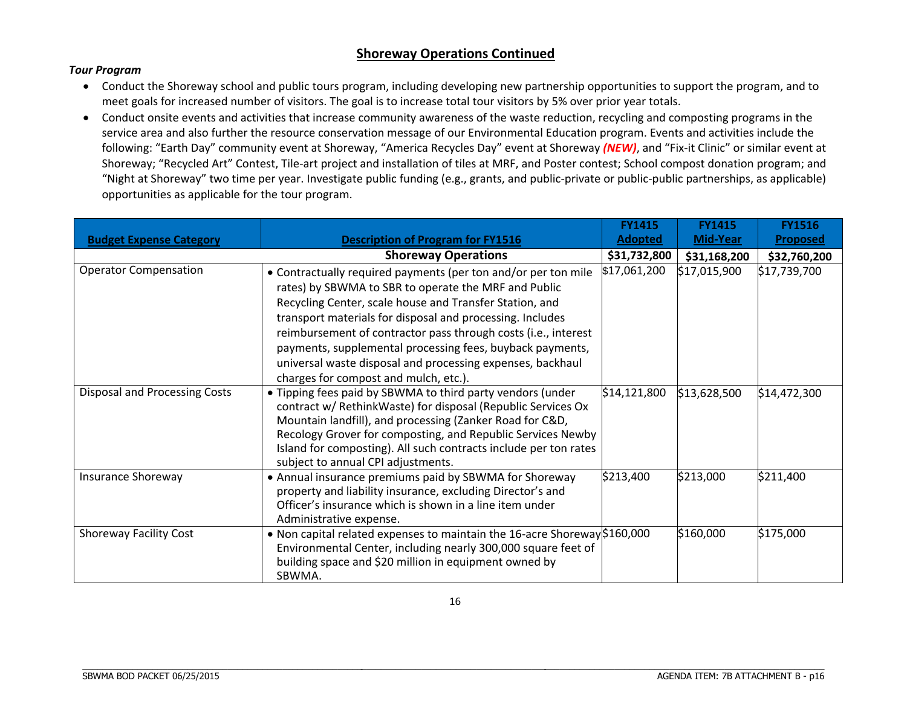## Shoreway Operations Continued

***Tour Program***

- Conduct the Shoreway school and public tours program, including developing new partnership opportunities to support the program, and to meet goals for increased number of visitors. The goal is to increase total tour visitors by 5% over prior year totals.
- Conduct onsite events and activities that increase community awareness of the waste reduction, recycling and composting programs in the service area and also further the resource conservation message of our Environmental Education program. Events and activities include the following: "Earth Day" community event at Shoreway, "America Recycles Day" event at Shoreway ***(NEW)***, and "Fix-it Clinic" or similar event at Shoreway; "Recycled Art" Contest, Tile-art project and installation of tiles at MRF, and Poster contest; School compost donation program; and "Night at Shoreway" two time per year. Investigate public funding (e.g., grants, and public-private or public-public partnerships, as applicable) opportunities as applicable for the tour program.

| Budget Expense Category | Description of Program for FY1516 | FY1415 Adopted | FY1415 Mid-Year | FY1516 Proposed |
|---|---|---|---|---|
| | **Shoreway Operations** | **$31,732,800** | **$31,168,200** | **$32,760,200** |
| Operator Compensation | • Contractually required payments (per ton and/or per ton mile rates) by SBWMA to SBR to operate the MRF and Public Recycling Center, scale house and Transfer Station, and transport materials for disposal and processing. Includes reimbursement of contractor pass through costs (i.e., interest payments, supplemental processing fees, buyback payments, universal waste disposal and processing expenses, backhaul charges for compost and mulch, etc.). | $17,061,200 | $17,015,900 | $17,739,700 |
| Disposal and Processing Costs | • Tipping fees paid by SBWMA to third party vendors (under contract w/ RethinkWaste) for disposal (Republic Services Ox Mountain landfill), and processing (Zanker Road for C&D, Recology Grover for composting, and Republic Services Newby Island for composting). All such contracts include per ton rates subject to annual CPI adjustments. | $14,121,800 | $13,628,500 | $14,472,300 |
| Insurance Shoreway | • Annual insurance premiums paid by SBWMA for Shoreway property and liability insurance, excluding Director's and Officer's insurance which is shown in a line item under Administrative expense. | $213,400 | $213,000 | $211,400 |
| Shoreway Facility Cost | • Non capital related expenses to maintain the 16-acre Shoreway Environmental Center, including nearly 300,000 square feet of building space and $20 million in equipment owned by SBWMA. | $160,000 | $160,000 | $175,000 |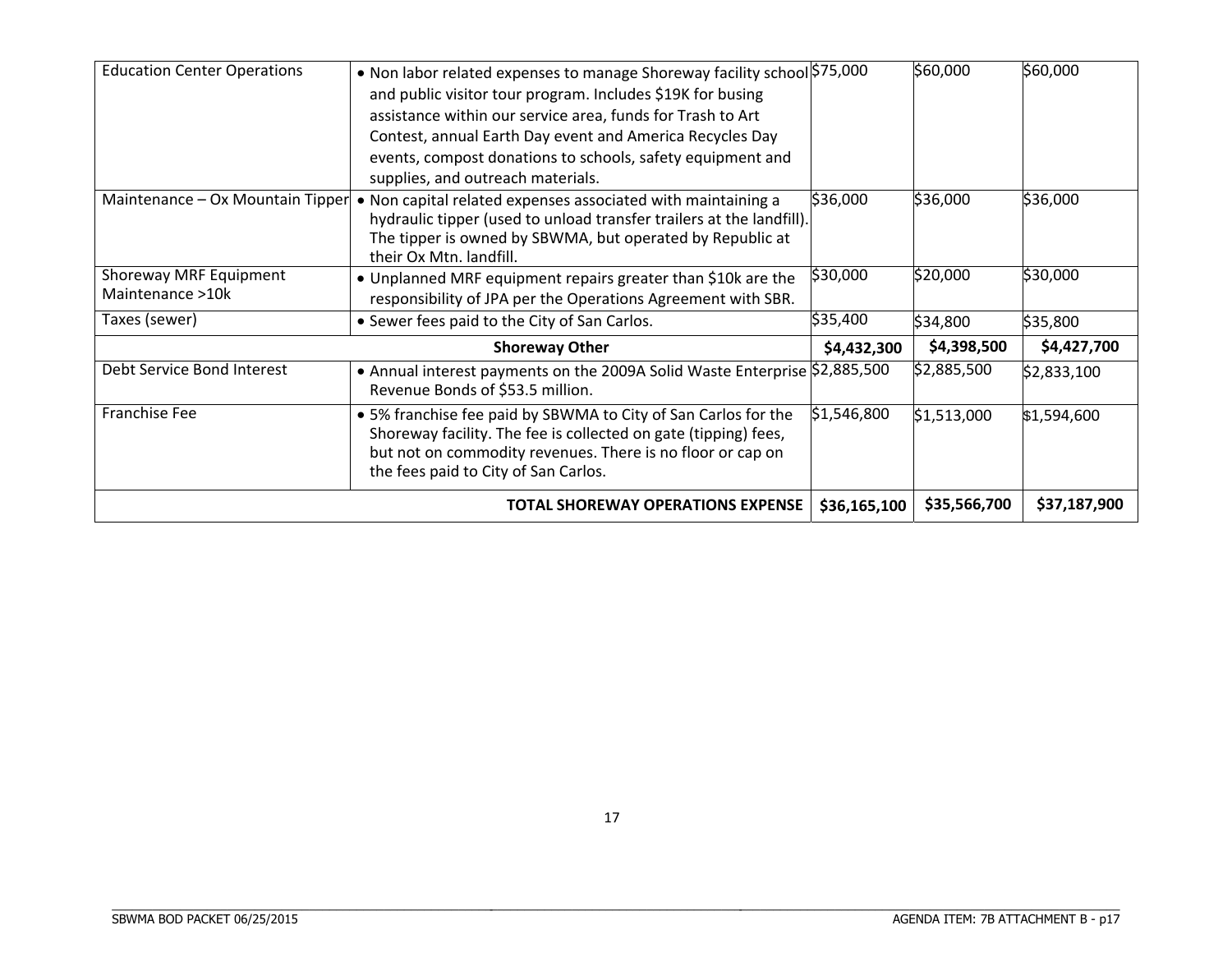| Education Center Operations | • Non labor related expenses to manage Shoreway facility school and public visitor tour program. Includes $19K for busing assistance within our service area, funds for Trash to Art Contest, annual Earth Day event and America Recycles Day events, compost donations to schools, safety equipment and supplies, and outreach materials. | $75,000 | $60,000 | $60,000 |
|---|---|---|---|---|
| Maintenance – Ox Mountain Tipper | • Non capital related expenses associated with maintaining a hydraulic tipper (used to unload transfer trailers at the landfill). The tipper is owned by SBWMA, but operated by Republic at their Ox Mtn. landfill. | $36,000 | $36,000 | $36,000 |
| Shoreway MRF Equipment Maintenance >10k | • Unplanned MRF equipment repairs greater than $10k are the responsibility of JPA per the Operations Agreement with SBR. | $30,000 | $20,000 | $30,000 |
| Taxes (sewer) | • Sewer fees paid to the City of San Carlos. | $35,400 | $34,800 | $35,800 |
| | **Shoreway Other** | **$4,432,300** | **$4,398,500** | **$4,427,700** |
| Debt Service Bond Interest | • Annual interest payments on the 2009A Solid Waste Enterprise Revenue Bonds of $53.5 million. | $2,885,500 | $2,885,500 | $2,833,100 |
| Franchise Fee | • 5% franchise fee paid by SBWMA to City of San Carlos for the Shoreway facility. The fee is collected on gate (tipping) fees, but not on commodity revenues. There is no floor or cap on the fees paid to City of San Carlos. | $1,546,800 | $1,513,000 | $1,594,600 |
| | **TOTAL SHOREWAY OPERATIONS EXPENSE** | **$36,165,100** | **$35,566,700** | **$37,187,900** |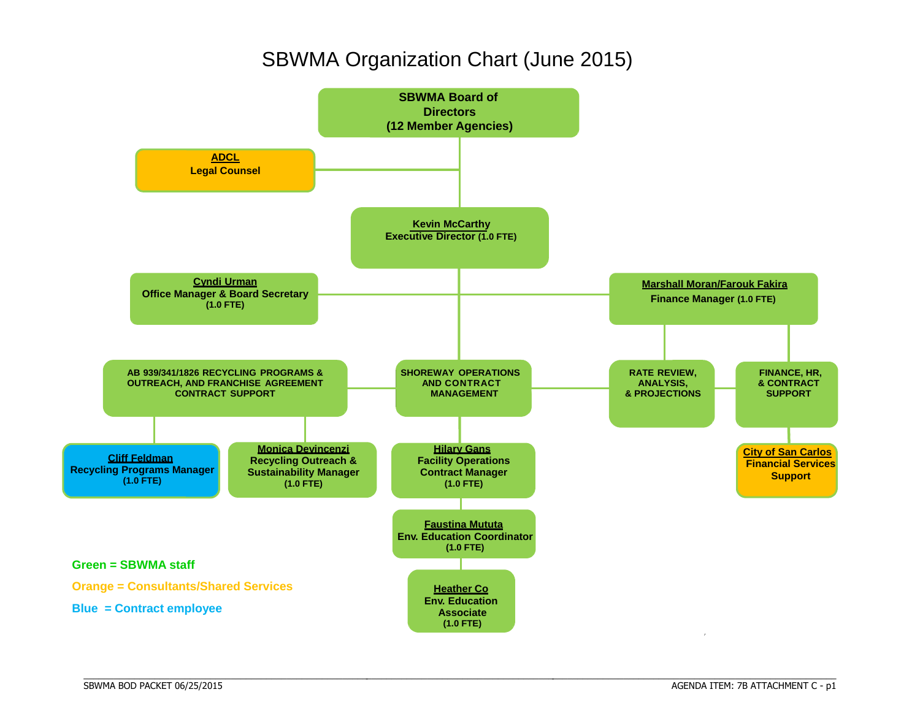# SBWMA Organization Chart (June 2015)

- **SBWMA Board of Directors (12 Member Agencies)**
  - **ADCL** — Legal Counsel
  - **Kevin McCarthy** — Executive Director (1.0 FTE)
    - **Cyndi Urman** — Office Manager & Board Secretary (1.0 FTE)
    - **Marshall Moran/Farouk Fakira** — Finance Manager (1.0 FTE)
      - RATE REVIEW, ANALYSIS, & PROJECTIONS
      - FINANCE, HR, & CONTRACT SUPPORT
        - **City of San Carlos** — Financial Services Support
    - AB 939/341/1826 RECYCLING PROGRAMS & OUTREACH, AND FRANCHISE AGREEMENT CONTRACT SUPPORT
      - **Cliff Feldman** — Recycling Programs Manager (1.0 FTE)
      - **Monica Devincenzi** — Recycling Outreach & Sustainability Manager (1.0 FTE)
    - SHOREWAY OPERATIONS AND CONTRACT MANAGEMENT
      - **Hilary Gans** — Facility Operations Contract Manager (1.0 FTE)
        - **Faustina Mututa** — Env. Education Coordinator (1.0 FTE)
          - **Heather Co** — Env. Education Associate (1.0 FTE)

**Green = SBWMA staff**

**Orange = Consultants/Shared Services**

**Blue = Contract employee**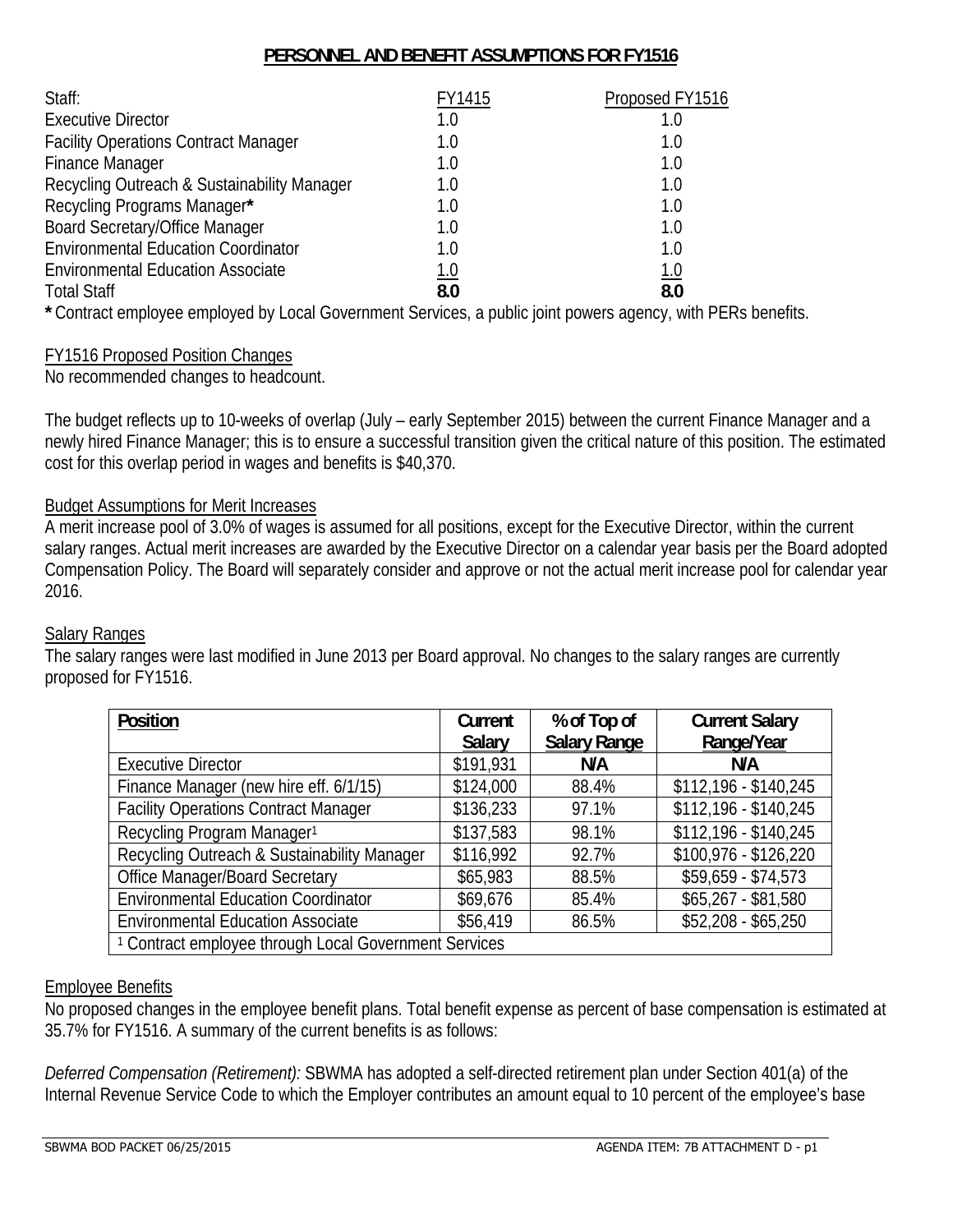# PERSONNEL AND BENEFIT ASSUMPTIONS FOR FY1516

| Staff: | FY1415 | Proposed FY1516 |
|---|---|---|
| Executive Director | 1.0 | 1.0 |
| Facility Operations Contract Manager | 1.0 | 1.0 |
| Finance Manager | 1.0 | 1.0 |
| Recycling Outreach & Sustainability Manager | 1.0 | 1.0 |
| Recycling Programs Manager* | 1.0 | 1.0 |
| Board Secretary/Office Manager | 1.0 | 1.0 |
| Environmental Education Coordinator | 1.0 | 1.0 |
| Environmental Education Associate | 1.0 | 1.0 |
| Total Staff | **8.0** | **8.0** |

**\*** Contract employee employed by Local Government Services, a public joint powers agency, with PERs benefits.

FY1516 Proposed Position Changes

No recommended changes to headcount.

The budget reflects up to 10-weeks of overlap (July – early September 2015) between the current Finance Manager and a newly hired Finance Manager; this is to ensure a successful transition given the critical nature of this position. The estimated cost for this overlap period in wages and benefits is $40,370.

Budget Assumptions for Merit Increases

A merit increase pool of 3.0% of wages is assumed for all positions, except for the Executive Director, within the current salary ranges. Actual merit increases are awarded by the Executive Director on a calendar year basis per the Board adopted Compensation Policy. The Board will separately consider and approve or not the actual merit increase pool for calendar year 2016.

Salary Ranges

The salary ranges were last modified in June 2013 per Board approval. No changes to the salary ranges are currently proposed for FY1516.

| Position | Current Salary | % of Top of Salary Range | Current Salary Range/Year |
|---|---|---|---|
| Executive Director | $191,931 | N/A | N/A |
| Finance Manager (new hire eff. 6/1/15) | $124,000 | 88.4% | $112,196 - $140,245 |
| Facility Operations Contract Manager | $136,233 | 97.1% | $112,196 - $140,245 |
| Recycling Program Manager[1] | $137,583 | 98.1% | $112,196 - $140,245 |
| Recycling Outreach & Sustainability Manager | $116,992 | 92.7% | $100,976 - $126,220 |
| Office Manager/Board Secretary | $65,983 | 88.5% | $59,659 - $74,573 |
| Environmental Education Coordinator | $69,676 | 85.4% | $65,267 - $81,580 |
| Environmental Education Associate | $56,419 | 86.5% | $52,208 - $65,250 |
| [1] Contract employee through Local Government Services | | | |

Employee Benefits

No proposed changes in the employee benefit plans. Total benefit expense as percent of base compensation is estimated at 35.7% for FY1516. A summary of the current benefits is as follows:

*Deferred Compensation (Retirement):* SBWMA has adopted a self-directed retirement plan under Section 401(a) of the Internal Revenue Service Code to which the Employer contributes an amount equal to 10 percent of the employee's base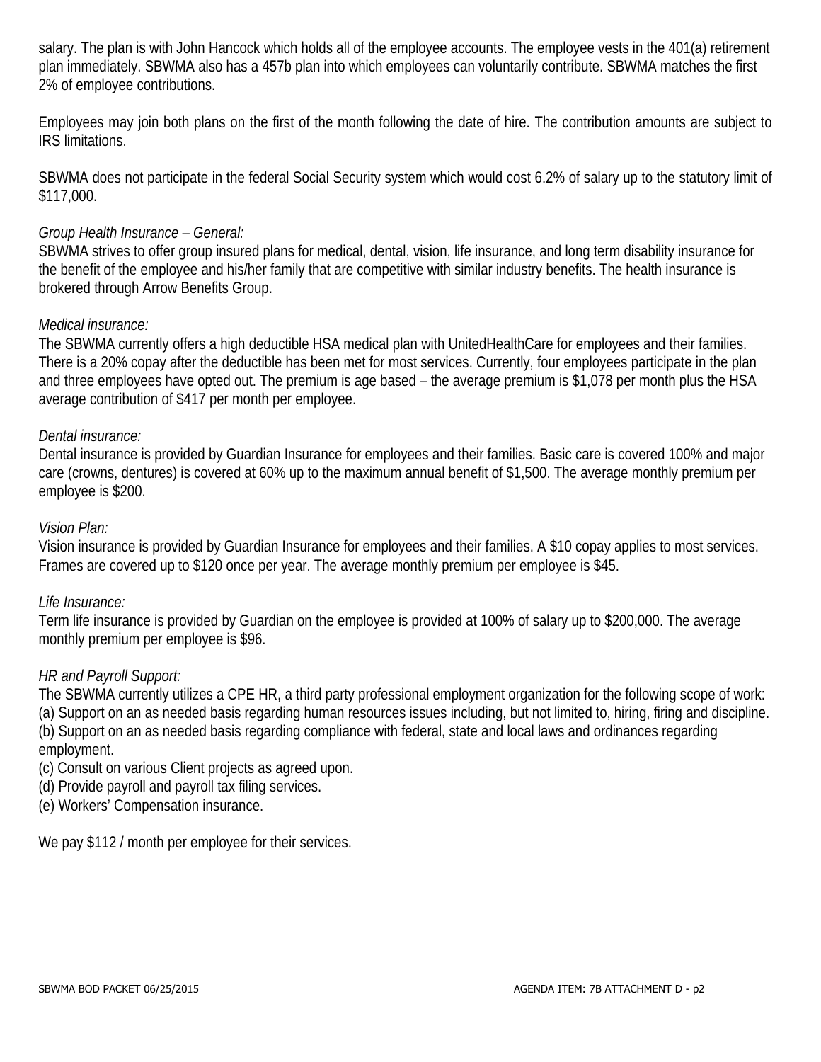salary. The plan is with John Hancock which holds all of the employee accounts. The employee vests in the 401(a) retirement plan immediately. SBWMA also has a 457b plan into which employees can voluntarily contribute. SBWMA matches the first 2% of employee contributions.

Employees may join both plans on the first of the month following the date of hire. The contribution amounts are subject to IRS limitations.

SBWMA does not participate in the federal Social Security system which would cost 6.2% of salary up to the statutory limit of $117,000.

*Group Health Insurance – General:*
SBWMA strives to offer group insured plans for medical, dental, vision, life insurance, and long term disability insurance for the benefit of the employee and his/her family that are competitive with similar industry benefits. The health insurance is brokered through Arrow Benefits Group.

*Medical insurance:*
The SBWMA currently offers a high deductible HSA medical plan with UnitedHealthCare for employees and their families. There is a 20% copay after the deductible has been met for most services. Currently, four employees participate in the plan and three employees have opted out. The premium is age based – the average premium is $1,078 per month plus the HSA average contribution of $417 per month per employee.

*Dental insurance:*
Dental insurance is provided by Guardian Insurance for employees and their families. Basic care is covered 100% and major care (crowns, dentures) is covered at 60% up to the maximum annual benefit of $1,500. The average monthly premium per employee is $200.

*Vision Plan:*
Vision insurance is provided by Guardian Insurance for employees and their families. A $10 copay applies to most services. Frames are covered up to $120 once per year. The average monthly premium per employee is $45.

*Life Insurance:*
Term life insurance is provided by Guardian on the employee is provided at 100% of salary up to $200,000. The average monthly premium per employee is $96.

*HR and Payroll Support:*
The SBWMA currently utilizes a CPE HR, a third party professional employment organization for the following scope of work:
(a) Support on an as needed basis regarding human resources issues including, but not limited to, hiring, firing and discipline.
(b) Support on an as needed basis regarding compliance with federal, state and local laws and ordinances regarding employment.
(c) Consult on various Client projects as agreed upon.
(d) Provide payroll and payroll tax filing services.
(e) Workers' Compensation insurance.

We pay $112 / month per employee for their services.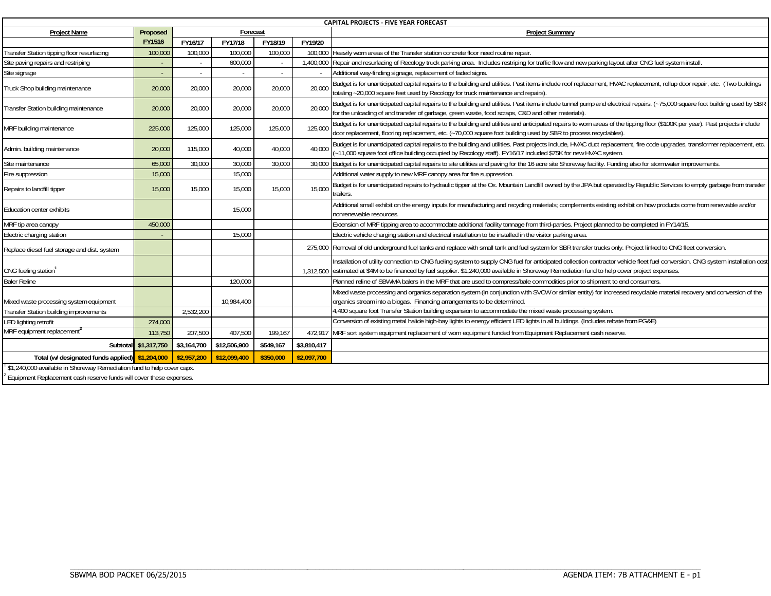| CAPITAL PROJECTS - FIVE YEAR FORECAST | | | | | | |
|---|---|---|---|---|---|---|
| **Project Name** | **Proposed** | **Forecast** | | | | **Project Summary** |
| | **FY1516** | **FY16/17** | **FY17/18** | **FY18/19** | **FY19/20** | |
| Transfer Station tipping floor resurfacing | 100,000 | 100,000 | 100,000 | 100,000 | 100,000 | Heavily worn areas of the Transfer station concrete floor need routine repair. |
| Site paving repairs and restriping | - | - | 600,000 | - | 1,400,000 | Repair and resurfacing of Recology truck parking area. Includes restriping for traffic flow and new parking layout after CNG fuel system install. |
| Site signage | - | - | - | - | - | Additional way-finding signage, replacement of faded signs. |
| Truck Shop building maintenance | 20,000 | 20,000 | 20,000 | 20,000 | 20,000 | Budget is for unanticipated capital repairs to the building and utilities. Past items include roof replacement, HVAC replacement, rollup door repair, etc. (Two buildings totaling ~20,000 square feet used by Recology for truck maintenance and repairs). |
| Transfer Station building maintenance | 20,000 | 20,000 | 20,000 | 20,000 | 20,000 | Budget is for unanticipated capital repairs to the building and utilities. Past items include tunnel pump and electrical repairs. (~75,000 square foot building used by SBR for the unloading of and transfer of garbage, green waste, food scraps, C&D and other materials). |
| MRF building maintenance | 225,000 | 125,000 | 125,000 | 125,000 | 125,000 | Budget is for unanticipated capital repairs to the building and utilities and anticipated repairs to worn areas of the tipping floor ($100K per year). Past projects include door replacement, flooring replacement, etc. (~70,000 square foot building used by SBR to process recyclables). |
| Admin. building maintenance | 20,000 | 115,000 | 40,000 | 40,000 | 40,000 | Budget is for unanticipated capital repairs to the building and utilities. Past projects include, HVAC duct replacement, fire code upgrades, transformer replacement, etc. (~11,000 square foot office building occupied by Recology staff). FY16/17 included $75K for new HVAC system. |
| Site maintenance | 65,000 | 30,000 | 30,000 | 30,000 | 30,000 | Budget is for unanticipated capital repairs to site utilities and paving for the 16 acre site Shoreway facility. Funding also for stormwater improvements. |
| Fire suppression | 15,000 | | 15,000 | | | Additional water supply to new MRF canopy area for fire suppression. |
| Repairs to landfill tipper | 15,000 | 15,000 | 15,000 | 15,000 | 15,000 | Budget is for unanticipated repairs to hydraulic tipper at the Ox. Mountain Landfill owned by the JPA but operated by Republic Services to empty garbage from transfer trailers. |
| Education center exhibits | | | 15,000 | | | Additional small exhibit on the energy inputs for manufacturing and recycling materials; complements existing exhibit on how products come from renewable and/or nonrenewable resources. |
| MRF tip area canopy | 450,000 | | | | | Extension of MRF tipping area to accommodate additional facility tonnage from third-parties. Project planned to be completed in FY14/15. |
| Electric charging station | - | | 15,000 | | | Electric vehicle charging station and electrical installation to be installed in the visitor parking area. |
| Replace diesel fuel storage and dist. system | | | | | 275,000 | Removal of old underground fuel tanks and replace with small tank and fuel system for SBR transfer trucks only. Project linked to CNG fleet conversion. |
| CNG fueling station[1] | | | | | 1,312,500 | Installation of utility connection to CNG fueling system to supply CNG fuel for anticipated collection contractor vehicle fleet fuel conversion. CNG system installation cost estimated at $4M to be financed by fuel supplier. $1,240,000 available in Shoreway Remediation fund to help cover project expenses. |
| Baler Reline | | | 120,000 | | | Planned reline of SBWMA balers in the MRF that are used to compress/bale commodities prior to shipment to end consumers. |
| Mixed waste processing system equipment | | | 10,984,400 | | | Mixed waste processing and organics separation system (in conjunction with SVCW or similar entity) for increased recyclable material recovery and conversion of the organics stream into a biogas. Financing arrangements to be determined. |
| Transfer Station building improvements | | 2,532,200 | | | | 4,400 square foot Transfer Station building expansion to accommodate the mixed waste processing system. |
| LED lighting retrofit | 274,000 | | | | | Conversion of existing metal halide high-bay lights to energy efficient LED lights in all buildings. (Includes rebate from PG&E) |
| MRF equipment replacement[2] | 113,750 | 207,500 | 407,500 | 199,167 | 472,917 | MRF sort system equipment replacement of worn equipment funded from Equipment Replacement cash reserve. |
| **Subtotal** | **$1,317,750** | **$3,164,700** | **$12,506,900** | **$549,167** | **$3,810,417** | |
| **Total (w/ designated funds applied)** | **$1,204,000** | **$2,957,200** | **$12,099,400** | **$350,000** | **$2,097,700** | |

[1] $1,240,000 available in Shoreway Remediation fund to help cover capx.

[2] Equipment Replacement cash reserve funds will cover these expenses.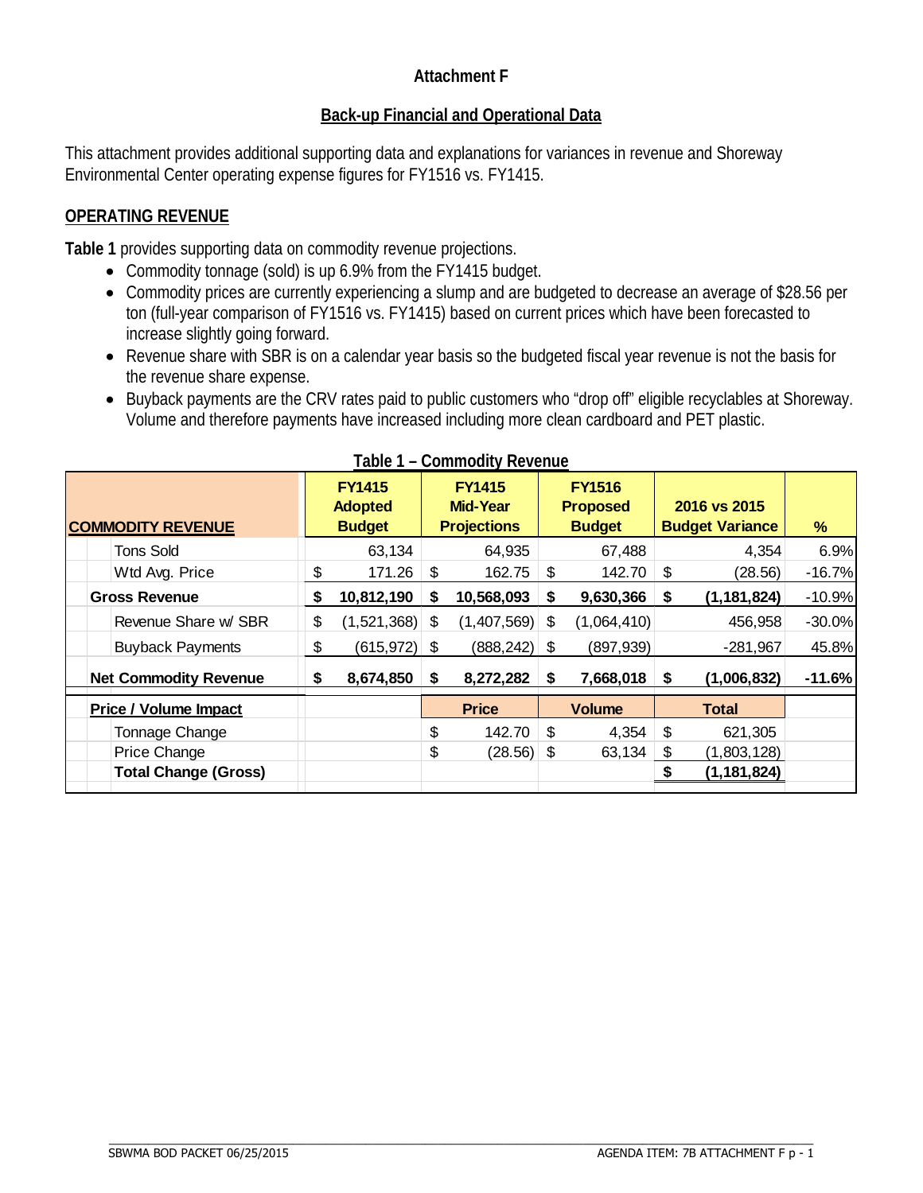# Attachment F

## Back-up Financial and Operational Data

This attachment provides additional supporting data and explanations for variances in revenue and Shoreway Environmental Center operating expense figures for FY1516 vs. FY1415.

## OPERATING REVENUE

**Table 1** provides supporting data on commodity revenue projections.

- Commodity tonnage (sold) is up 6.9% from the FY1415 budget.
- Commodity prices are currently experiencing a slump and are budgeted to decrease an average of $28.56 per ton (full-year comparison of FY1516 vs. FY1415) based on current prices which have been forecasted to increase slightly going forward.
- Revenue share with SBR is on a calendar year basis so the budgeted fiscal year revenue is not the basis for the revenue share expense.
- Buyback payments are the CRV rates paid to public customers who "drop off" eligible recyclables at Shoreway. Volume and therefore payments have increased including more clean cardboard and PET plastic.

**Table 1 – Commodity Revenue**

| COMMODITY REVENUE | FY1415 Adopted Budget | FY1415 Mid-Year Projections | FY1516 Proposed Budget | 2016 vs 2015 Budget Variance | % |
|---|---|---|---|---|---|
| Tons Sold | 63,134 | 64,935 | 67,488 | 4,354 | 6.9% |
| Wtd Avg. Price | $ 171.26 | $ 162.75 | $ 142.70 | $ (28.56) | -16.7% |
| **Gross Revenue** | **$ 10,812,190** | **$ 10,568,093** | **$ 9,630,366** | **$ (1,181,824)** | -10.9% |
| Revenue Share w/ SBR | $ (1,521,368) | $ (1,407,569) | $ (1,064,410) | 456,958 | -30.0% |
| Buyback Payments | $ (615,972) | $ (888,242) | $ (897,939) | -281,967 | 45.8% |
| **Net Commodity Revenue** | **$ 8,674,850** | **$ 8,272,282** | **$ 7,668,018** | **$ (1,006,832)** | **-11.6%** |
| **Price / Volume Impact** | | **Price** | **Volume** | **Total** | |
| Tonnage Change | | $ 142.70 | $ 4,354 | $ 621,305 | |
| Price Change | | $ (28.56) | $ 63,134 | $ (1,803,128) | |
| **Total Change (Gross)** | | | | **$ (1,181,824)** | |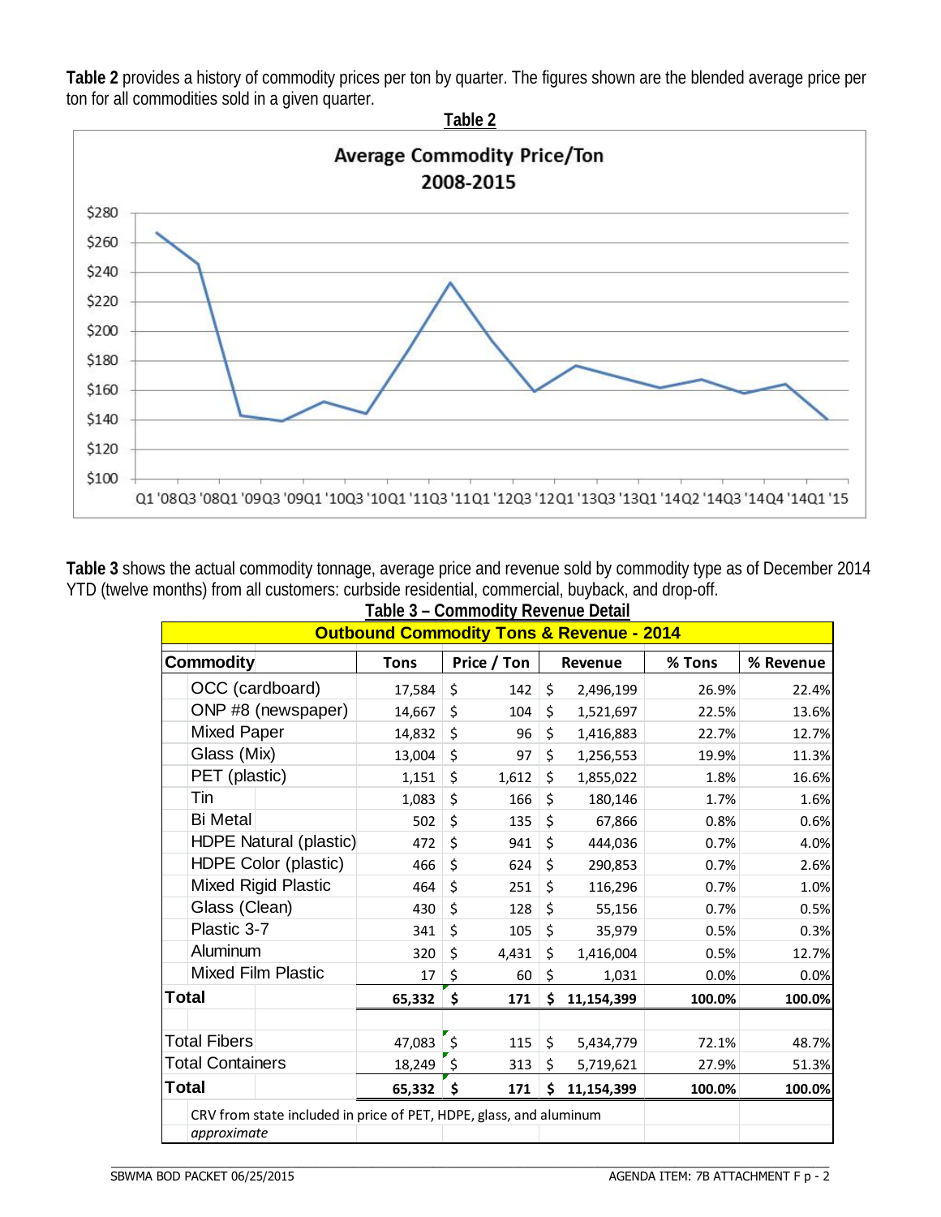**Table 2** provides a history of commodity prices per ton by quarter. The figures shown are the blended average price per ton for all commodities sold in a given quarter.

**Table 2**

Average Commodity Price/Ton
2008-2015

$280
$260
$240
$220
$200
$180
$160
$140
$120
$100

Q1 '08 Q3 '08 Q1 '09 Q3 '09 Q1 '10 Q3 '10 Q1 '11 Q3 '11 Q1 '12 Q3 '12 Q1 '13 Q3 '13 Q1 '14 Q2 '14 Q3 '14 Q4 '14 Q1 '15

**Table 3** shows the actual commodity tonnage, average price and revenue sold by commodity type as of December 2014 YTD (twelve months) from all customers: curbside residential, commercial, buyback, and drop-off.

**Table 3 – Commodity Revenue Detail**

| Outbound Commodity Tons & Revenue - 2014 | | | | | |
|---|---|---|---|---|---|
| **Commodity** | **Tons** | **Price / Ton** | **Revenue** | **% Tons** | **% Revenue** |
| OCC (cardboard) | 17,584 | $ 142 | $ 2,496,199 | 26.9% | 22.4% |
| ONP #8 (newspaper) | 14,667 | $ 104 | $ 1,521,697 | 22.5% | 13.6% |
| Mixed Paper | 14,832 | $ 96 | $ 1,416,883 | 22.7% | 12.7% |
| Glass (Mix) | 13,004 | $ 97 | $ 1,256,553 | 19.9% | 11.3% |
| PET (plastic) | 1,151 | $ 1,612 | $ 1,855,022 | 1.8% | 16.6% |
| Tin | 1,083 | $ 166 | $ 180,146 | 1.7% | 1.6% |
| Bi Metal | 502 | $ 135 | $ 67,866 | 0.8% | 0.6% |
| HDPE Natural (plastic) | 472 | $ 941 | $ 444,036 | 0.7% | 4.0% |
| HDPE Color (plastic) | 466 | $ 624 | $ 290,853 | 0.7% | 2.6% |
| Mixed Rigid Plastic | 464 | $ 251 | $ 116,296 | 0.7% | 1.0% |
| Glass (Clean) | 430 | $ 128 | $ 55,156 | 0.7% | 0.5% |
| Plastic 3-7 | 341 | $ 105 | $ 35,979 | 0.5% | 0.3% |
| Aluminum | 320 | $ 4,431 | $ 1,416,004 | 0.5% | 12.7% |
| Mixed Film Plastic | 17 | $ 60 | $ 1,031 | 0.0% | 0.0% |
| **Total** | **65,332** | **$ 171** | **$ 11,154,399** | **100.0%** | **100.0%** |
| | | | | | |
| Total Fibers | 47,083 | $ 115 | $ 5,434,779 | 72.1% | 48.7% |
| Total Containers | 18,249 | $ 313 | $ 5,719,621 | 27.9% | 51.3% |
| **Total** | **65,332** | **$ 171** | **$ 11,154,399** | **100.0%** | **100.0%** |
| CRV from state included in price of PET, HDPE, glass, and aluminum | | | | | |
| *approximate* | | | | | |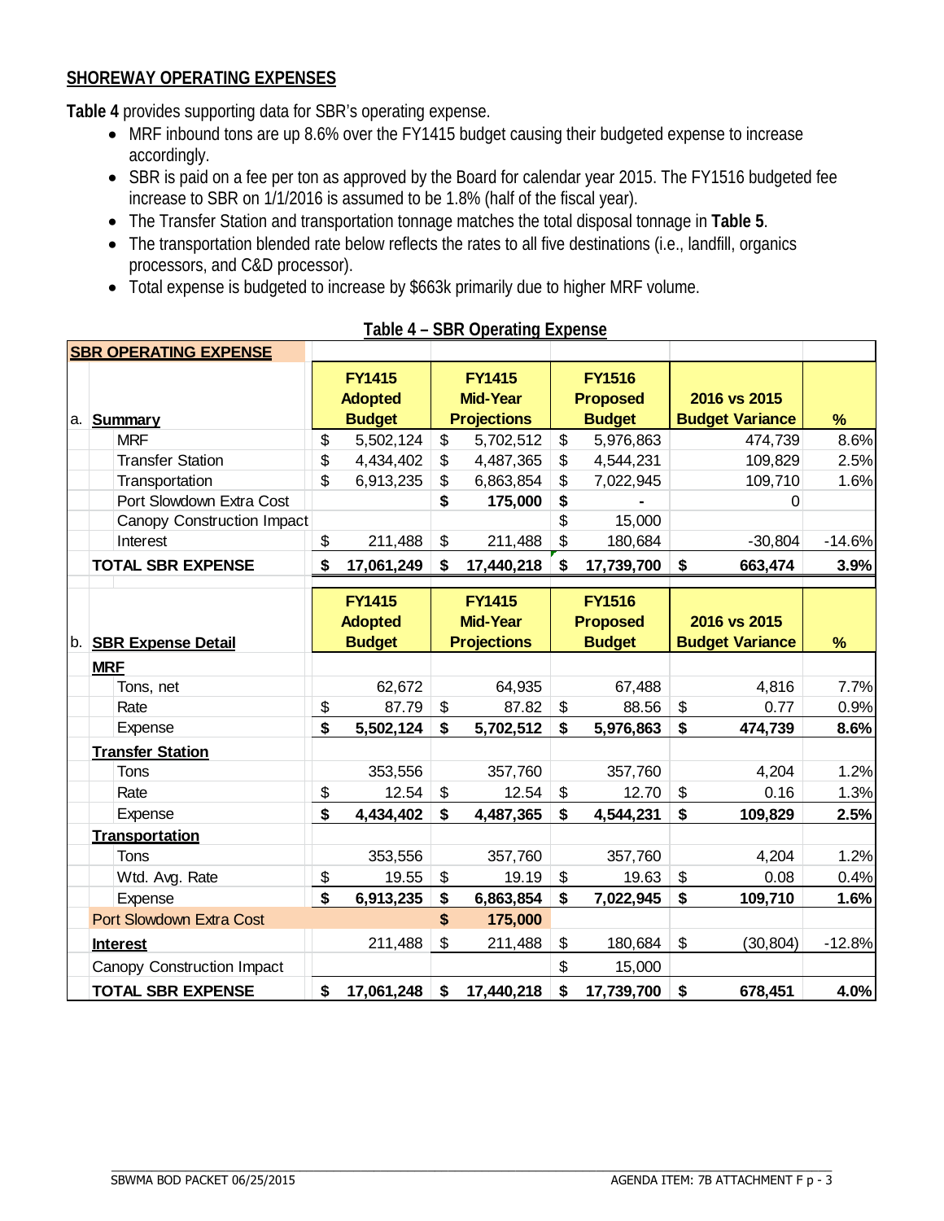**SHOREWAY OPERATING EXPENSES**

**Table 4** provides supporting data for SBR's operating expense.

- MRF inbound tons are up 8.6% over the FY1415 budget causing their budgeted expense to increase accordingly.
- SBR is paid on a fee per ton as approved by the Board for calendar year 2015. The FY1516 budgeted fee increase to SBR on 1/1/2016 is assumed to be 1.8% (half of the fiscal year).
- The Transfer Station and transportation tonnage matches the total disposal tonnage in **Table 5**.
- The transportation blended rate below reflects the rates to all five destinations (i.e., landfill, organics processors, and C&D processor).
- Total expense is budgeted to increase by $663k primarily due to higher MRF volume.

**Table 4 – SBR Operating Expense**

| SBR OPERATING EXPENSE | FY1415 Adopted Budget | FY1415 Mid-Year Projections | FY1516 Proposed Budget | 2016 vs 2015 Budget Variance | % |
|---|---|---|---|---|---|
| a. **Summary** | | | | | |
| MRF | $ 5,502,124 | $ 5,702,512 | $ 5,976,863 | 474,739 | 8.6% |
| Transfer Station | $ 4,434,402 | $ 4,487,365 | $ 4,544,231 | 109,829 | 2.5% |
| Transportation | $ 6,913,235 | $ 6,863,854 | $ 7,022,945 | 109,710 | 1.6% |
| Port Slowdown Extra Cost | | **$ 175,000** | **$ -** | 0 | |
| Canopy Construction Impact | | | $ 15,000 | | |
| Interest | $ 211,488 | $ 211,488 | $ 180,684 | -30,804 | -14.6% |
| **TOTAL SBR EXPENSE** | **$ 17,061,249** | **$ 17,440,218** | **$ 17,739,700** | **$ 663,474** | **3.9%** |

| | FY1415 Adopted Budget | FY1415 Mid-Year Projections | FY1516 Proposed Budget | 2016 vs 2015 Budget Variance | % |
|---|---|---|---|---|---|
| b. **SBR Expense Detail** | | | | | |
| **MRF** | | | | | |
| Tons, net | 62,672 | 64,935 | 67,488 | 4,816 | 7.7% |
| Rate | $ 87.79 | $ 87.82 | $ 88.56 | $ 0.77 | 0.9% |
| Expense | **$ 5,502,124** | **$ 5,702,512** | **$ 5,976,863** | **$ 474,739** | **8.6%** |
| **Transfer Station** | | | | | |
| Tons | 353,556 | 357,760 | 357,760 | 4,204 | 1.2% |
| Rate | $ 12.54 | $ 12.54 | $ 12.70 | $ 0.16 | 1.3% |
| Expense | **$ 4,434,402** | **$ 4,487,365** | **$ 4,544,231** | **$ 109,829** | **2.5%** |
| **Transportation** | | | | | |
| Tons | 353,556 | 357,760 | 357,760 | 4,204 | 1.2% |
| Wtd. Avg. Rate | $ 19.55 | $ 19.19 | $ 19.63 | $ 0.08 | 0.4% |
| Expense | **$ 6,913,235** | **$ 6,863,854** | **$ 7,022,945** | **$ 109,710** | **1.6%** |
| Port Slowdown Extra Cost | | **$ 175,000** | | | |
| **Interest** | 211,488 | $ 211,488 | $ 180,684 | $ (30,804) | -12.8% |
| Canopy Construction Impact | | | $ 15,000 | | |
| **TOTAL SBR EXPENSE** | **$ 17,061,248** | **$ 17,440,218** | **$ 17,739,700** | **$ 678,451** | **4.0%** |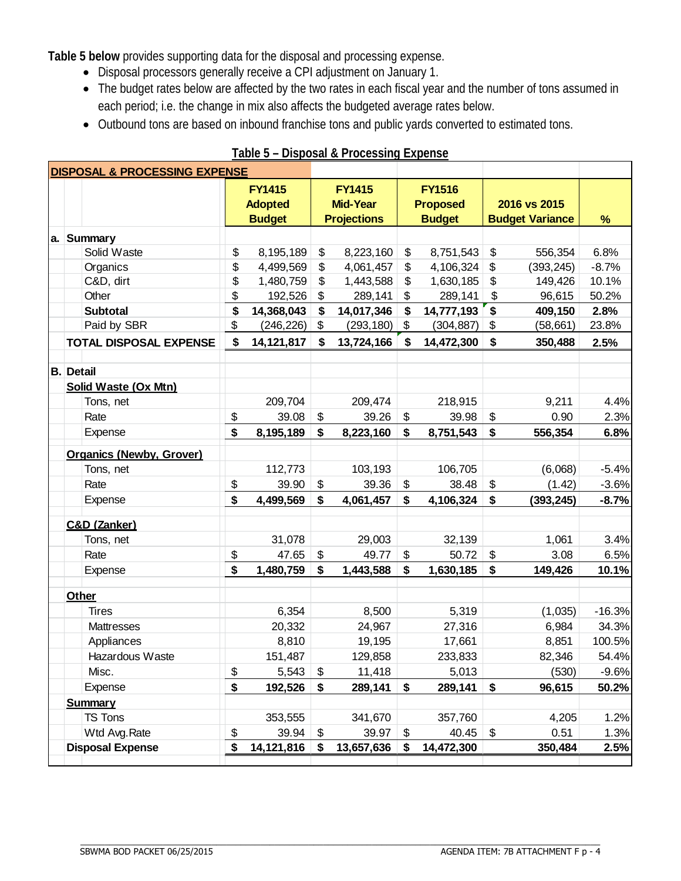**Table 5 below** provides supporting data for the disposal and processing expense.

- Disposal processors generally receive a CPI adjustment on January 1.
- The budget rates below are affected by the two rates in each fiscal year and the number of tons assumed in each period; i.e. the change in mix also affects the budgeted average rates below.
- Outbound tons are based on inbound franchise tons and public yards converted to estimated tons.

**Table 5 – Disposal & Processing Expense**

| DISPOSAL & PROCESSING EXPENSE | FY1415 Adopted Budget | FY1415 Mid-Year Projections | FY1516 Proposed Budget | 2016 vs 2015 Budget Variance | % |
|---|---|---|---|---|---|
| **a. Summary** | | | | | |
| Solid Waste | $ 8,195,189 | $ 8,223,160 | $ 8,751,543 | $ 556,354 | 6.8% |
| Organics | $ 4,499,569 | $ 4,061,457 | $ 4,106,324 | $ (393,245) | -8.7% |
| C&D, dirt | $ 1,480,759 | $ 1,443,588 | $ 1,630,185 | $ 149,426 | 10.1% |
| Other | $ 192,526 | $ 289,141 | $ 289,141 | $ 96,615 | 50.2% |
| **Subtotal** | **$ 14,368,043** | **$ 14,017,346** | **$ 14,777,193** | **$ 409,150** | **2.8%** |
| Paid by SBR | $ (246,226) | $ (293,180) | $ (304,887) | $ (58,661) | 23.8% |
| **TOTAL DISPOSAL EXPENSE** | **$ 14,121,817** | **$ 13,724,166** | **$ 14,472,300** | **$ 350,488** | **2.5%** |
| **B. Detail** | | | | | |
| **Solid Waste (Ox Mtn)** | | | | | |
| Tons, net | 209,704 | 209,474 | 218,915 | 9,211 | 4.4% |
| Rate | $ 39.08 | $ 39.26 | $ 39.98 | $ 0.90 | 2.3% |
| Expense | **$ 8,195,189** | **$ 8,223,160** | **$ 8,751,543** | **$ 556,354** | **6.8%** |
| **Organics (Newby, Grover)** | | | | | |
| Tons, net | 112,773 | 103,193 | 106,705 | (6,068) | -5.4% |
| Rate | $ 39.90 | $ 39.36 | $ 38.48 | $ (1.42) | -3.6% |
| Expense | **$ 4,499,569** | **$ 4,061,457** | **$ 4,106,324** | **$ (393,245)** | **-8.7%** |
| **C&D (Zanker)** | | | | | |
| Tons, net | 31,078 | 29,003 | 32,139 | 1,061 | 3.4% |
| Rate | $ 47.65 | $ 49.77 | $ 50.72 | $ 3.08 | 6.5% |
| Expense | **$ 1,480,759** | **$ 1,443,588** | **$ 1,630,185** | **$ 149,426** | **10.1%** |
| **Other** | | | | | |
| Tires | 6,354 | 8,500 | 5,319 | (1,035) | -16.3% |
| Mattresses | 20,332 | 24,967 | 27,316 | 6,984 | 34.3% |
| Appliances | 8,810 | 19,195 | 17,661 | 8,851 | 100.5% |
| Hazardous Waste | 151,487 | 129,858 | 233,833 | 82,346 | 54.4% |
| Misc. | $ 5,543 | $ 11,418 | 5,013 | (530) | -9.6% |
| Expense | **$ 192,526** | **$ 289,141** | **$ 289,141** | **$ 96,615** | **50.2%** |
| **Summary** | | | | | |
| TS Tons | 353,555 | 341,670 | 357,760 | 4,205 | 1.2% |
| Wtd Avg.Rate | $ 39.94 | $ 39.97 | $ 40.45 | $ 0.51 | 1.3% |
| **Disposal Expense** | **$ 14,121,816** | **$ 13,657,636** | **$ 14,472,300** | **350,484** | **2.5%** |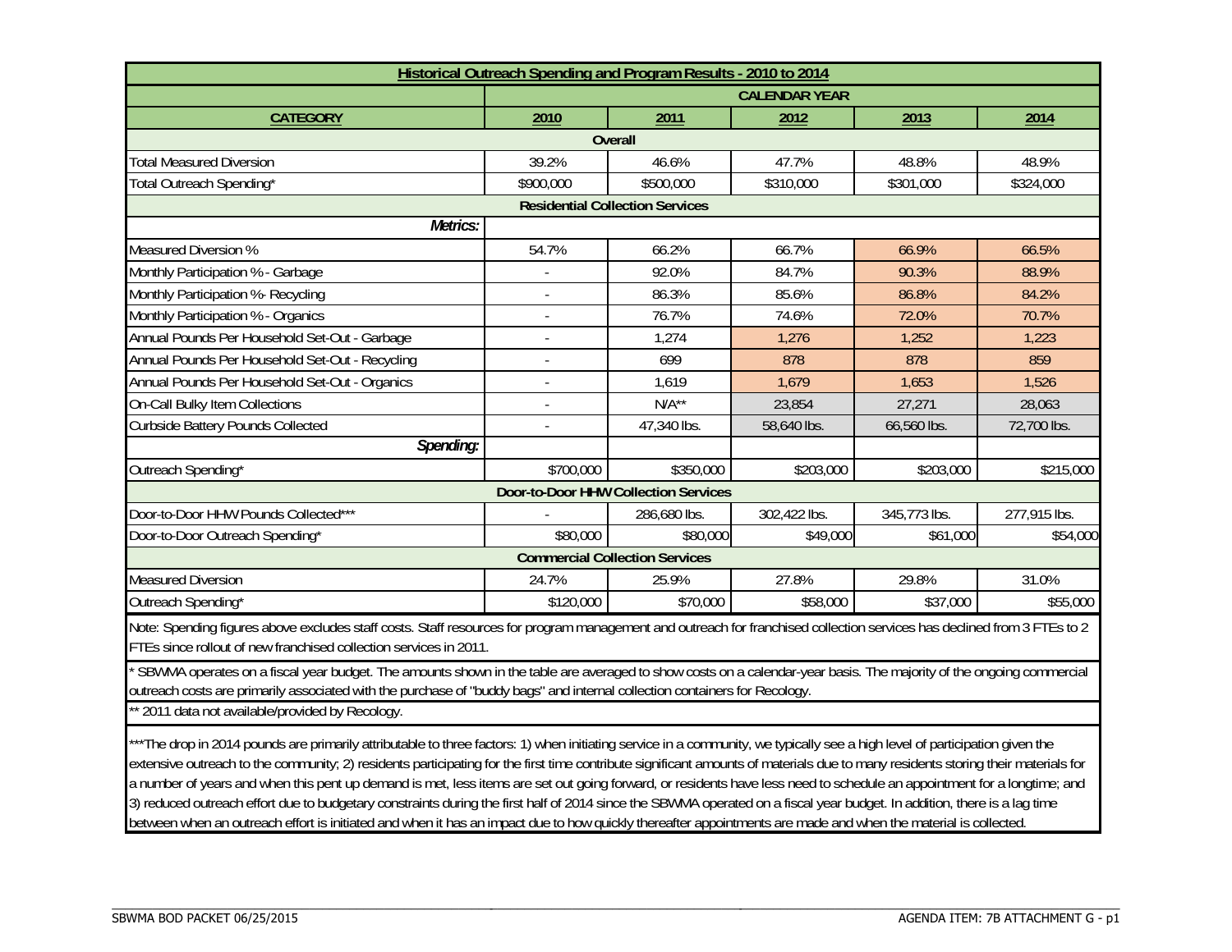| Historical Outreach Spending and Program Results - 2010 to 2014 | | | | | |
|---|---|---|---|---|---|
| | CALENDAR YEAR | | | | |
| **CATEGORY** | **2010** | **2011** | **2012** | **2013** | **2014** |
| **Overall** | | | | | |
| Total Measured Diversion | 39.2% | 46.6% | 47.7% | 48.8% | 48.9% |
| Total Outreach Spending* | $900,000 | $500,000 | $310,000 | $301,000 | $324,000 |
| **Residential Collection Services** | | | | | |
| ***Metrics:*** | | | | | |
| Measured Diversion % | 54.7% | 66.2% | 66.7% | 66.9% | 66.5% |
| Monthly Participation % - Garbage | - | 92.0% | 84.7% | 90.3% | 88.9% |
| Monthly Participation %- Recycling | - | 86.3% | 85.6% | 86.8% | 84.2% |
| Monthly Participation % - Organics | - | 76.7% | 74.6% | 72.0% | 70.7% |
| Annual Pounds Per Household Set-Out - Garbage | - | 1,274 | 1,276 | 1,252 | 1,223 |
| Annual Pounds Per Household Set-Out - Recycling | - | 699 | 878 | 878 | 859 |
| Annual Pounds Per Household Set-Out - Organics | - | 1,619 | 1,679 | 1,653 | 1,526 |
| On-Call Bulky Item Collections | - | N/A** | 23,854 | 27,271 | 28,063 |
| Curbside Battery Pounds Collected | - | 47,340 lbs. | 58,640 lbs. | 66,560 lbs. | 72,700 lbs. |
| ***Spending:*** | | | | | |
| Outreach Spending* | $700,000 | $350,000 | $203,000 | $203,000 | $215,000 |
| **Door-to-Door HHW Collection Services** | | | | | |
| Door-to-Door HHW Pounds Collected*** | - | 286,680 lbs. | 302,422 lbs. | 345,773 lbs. | 277,915 lbs. |
| Door-to-Door Outreach Spending* | $80,000 | $80,000 | $49,000 | $61,000 | $54,000 |
| **Commercial Collection Services** | | | | | |
| Measured Diversion | 24.7% | 25.9% | 27.8% | 29.8% | 31.0% |
| Outreach Spending* | $120,000 | $70,000 | $58,000 | $37,000 | $55,000 |

Note: Spending figures above excludes staff costs. Staff resources for program management and outreach for franchised collection services has declined from 3 FTEs to 2 FTEs since rollout of new franchised collection services in 2011.

* SBWMA operates on a fiscal year budget. The amounts shown in the table are averaged to show costs on a calendar-year basis. The majority of the ongoing commercial outreach costs are primarily associated with the purchase of "buddy bags" and internal collection containers for Recology.

** 2011 data not available/provided by Recology.

***The drop in 2014 pounds are primarily attributable to three factors: 1) when initiating service in a community, we typically see a high level of participation given the extensive outreach to the community; 2) residents participating for the first time contribute significant amounts of materials due to many residents storing their materials for a number of years and when this pent up demand is met, less items are set out going forward, or residents have less need to schedule an appointment for a longtime; and 3) reduced outreach effort due to budgetary constraints during the first half of 2014 since the SBWMA operated on a fiscal year budget. In addition, there is a lag time between when an outreach effort is initiated and when it has an impact due to how quickly thereafter appointments are made and when the material is collected.